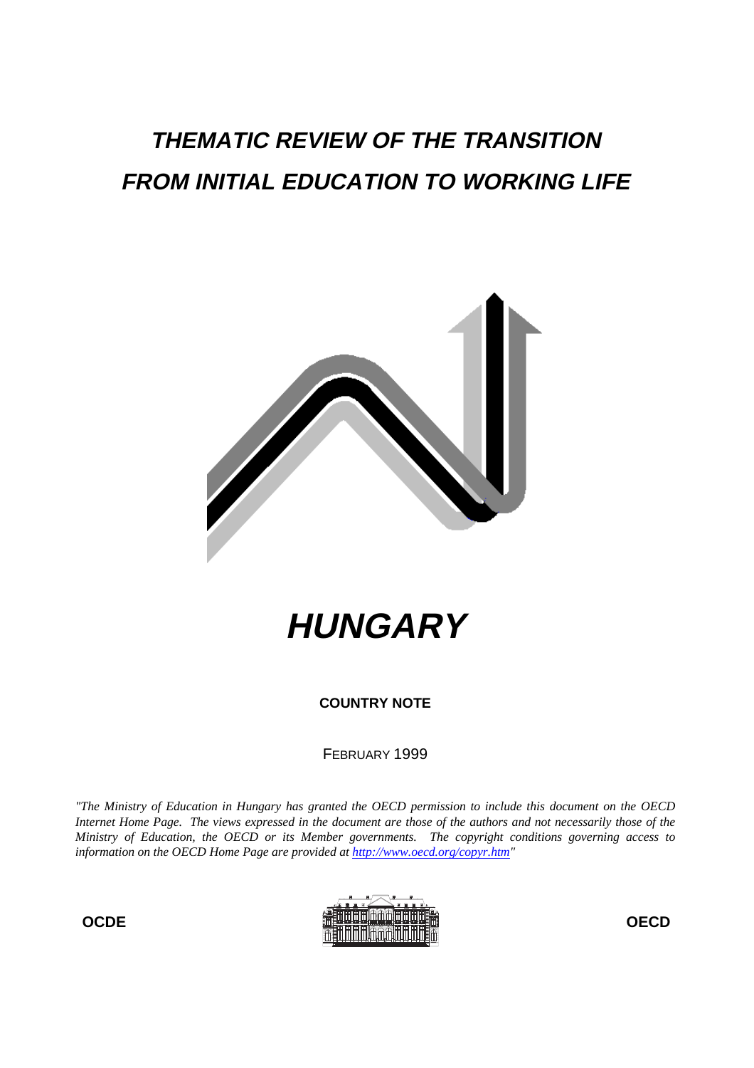# *THEMATIC REVIEW OF THE TRANSITION FROM INITIAL EDUCATION TO WORKING LIFE*

# *HUNGARY*

**COUNTRY NOTE**

FEBRUARY 1999

*"The Ministry of Education in Hungary has granted the OECD permission to include this document on the OECD Internet Home Page. The views expressed in the document are those of the authors and not necessarily those of the Ministry of Education, the OECD or its Member governments. The copyright conditions governing access to information on the OECD Home Page are provided at http://www.oecd.org/copyr.htm"*

**OCDE** **OECD**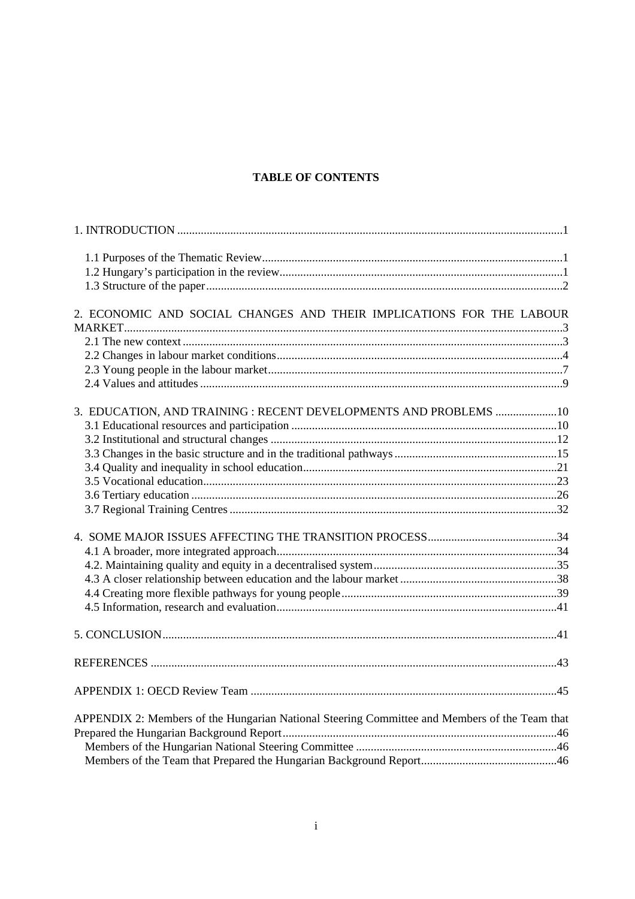# TABLE OF CONTENTS

1. INTRODUCTION ....................................................................................................................1

- 1.1 Purposes of the Thematic Review......................................................................................1
- 1.2 Hungary's participation in the review................................................................................1
- 1.3 Structure of the paper........................................................................................................2

2. ECONOMIC AND SOCIAL CHANGES AND THEIR IMPLICATIONS FOR THE LABOUR MARKET....................................................................................................................3

- 2.1 The new context ................................................................................................................3
- 2.2 Changes in labour market conditions.................................................................................4
- 2.3 Young people in the labour market....................................................................................7
- 2.4 Values and attitudes ..........................................................................................................9

3. EDUCATION, AND TRAINING : RECENT DEVELOPMENTS AND PROBLEMS .....................10

- 3.1 Educational resources and participation ..........................................................................10
- 3.2 Institutional and structural changes .................................................................................12
- 3.3 Changes in the basic structure and in the traditional pathways .......................................15
- 3.4 Quality and inequality in school education......................................................................21
- 3.5 Vocational education........................................................................................................23
- 3.6 Tertiary education ............................................................................................................26
- 3.7 Regional Training Centres ...............................................................................................32

4. SOME MAJOR ISSUES AFFECTING THE TRANSITION PROCESS............................................34

- 4.1 A broader, more integrated approach...............................................................................34
- 4.2. Maintaining quality and equity in a decentralised system..............................................35
- 4.3 A closer relationship between education and the labour market .....................................38
- 4.4 Creating more flexible pathways for young people.........................................................39
- 4.5 Information, research and evaluation...............................................................................41

5. CONCLUSION.....................................................................................................................41

REFERENCES .........................................................................................................................43

APPENDIX 1: OECD Review Team .......................................................................................45

APPENDIX 2: Members of the Hungarian National Steering Committee and Members of the Team that Prepared the Hungarian Background Report............................................................................46

- Members of the Hungarian National Steering Committee ....................................................46
- Members of the Team that Prepared the Hungarian Background Report..............................46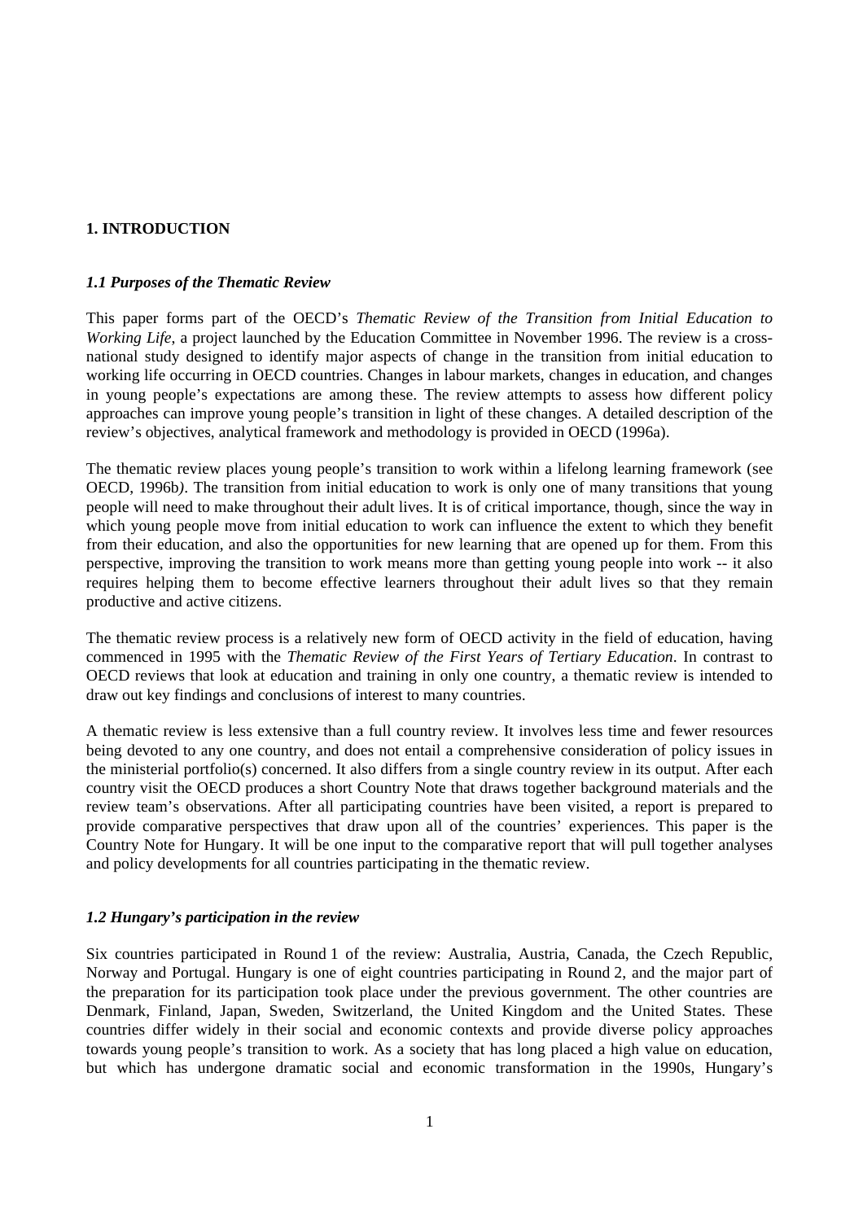# 1. INTRODUCTION

## *1.1 Purposes of the Thematic Review*

This paper forms part of the OECD's *Thematic Review of the Transition from Initial Education to Working Life*, a project launched by the Education Committee in November 1996. The review is a cross-national study designed to identify major aspects of change in the transition from initial education to working life occurring in OECD countries. Changes in labour markets, changes in education, and changes in young people's expectations are among these. The review attempts to assess how different policy approaches can improve young people's transition in light of these changes. A detailed description of the review's objectives, analytical framework and methodology is provided in OECD (1996a).

The thematic review places young people's transition to work within a lifelong learning framework (see OECD, 1996b*)*. The transition from initial education to work is only one of many transitions that young people will need to make throughout their adult lives. It is of critical importance, though, since the way in which young people move from initial education to work can influence the extent to which they benefit from their education, and also the opportunities for new learning that are opened up for them. From this perspective, improving the transition to work means more than getting young people into work -- it also requires helping them to become effective learners throughout their adult lives so that they remain productive and active citizens.

The thematic review process is a relatively new form of OECD activity in the field of education, having commenced in 1995 with the *Thematic Review of the First Years of Tertiary Education*. In contrast to OECD reviews that look at education and training in only one country, a thematic review is intended to draw out key findings and conclusions of interest to many countries.

A thematic review is less extensive than a full country review. It involves less time and fewer resources being devoted to any one country, and does not entail a comprehensive consideration of policy issues in the ministerial portfolio(s) concerned. It also differs from a single country review in its output. After each country visit the OECD produces a short Country Note that draws together background materials and the review team's observations. After all participating countries have been visited, a report is prepared to provide comparative perspectives that draw upon all of the countries' experiences. This paper is the Country Note for Hungary. It will be one input to the comparative report that will pull together analyses and policy developments for all countries participating in the thematic review.

## *1.2 Hungary's participation in the review*

Six countries participated in Round 1 of the review: Australia, Austria, Canada, the Czech Republic, Norway and Portugal. Hungary is one of eight countries participating in Round 2, and the major part of the preparation for its participation took place under the previous government. The other countries are Denmark, Finland, Japan, Sweden, Switzerland, the United Kingdom and the United States. These countries differ widely in their social and economic contexts and provide diverse policy approaches towards young people's transition to work. As a society that has long placed a high value on education, but which has undergone dramatic social and economic transformation in the 1990s, Hungary's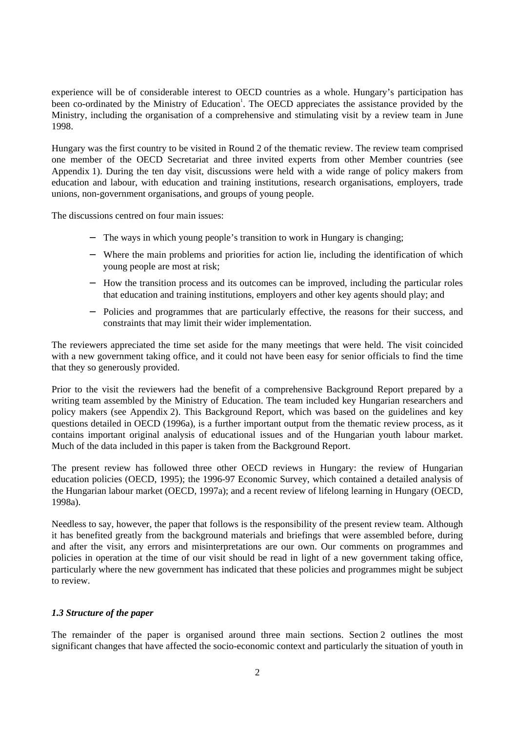experience will be of considerable interest to OECD countries as a whole. Hungary's participation has been co-ordinated by the Ministry of Education[1]. The OECD appreciates the assistance provided by the Ministry, including the organisation of a comprehensive and stimulating visit by a review team in June 1998.

Hungary was the first country to be visited in Round 2 of the thematic review. The review team comprised one member of the OECD Secretariat and three invited experts from other Member countries (see Appendix 1). During the ten day visit, discussions were held with a wide range of policy makers from education and labour, with education and training institutions, research organisations, employers, trade unions, non-government organisations, and groups of young people.

The discussions centred on four main issues:

- The ways in which young people's transition to work in Hungary is changing;
- Where the main problems and priorities for action lie, including the identification of which young people are most at risk;
- How the transition process and its outcomes can be improved, including the particular roles that education and training institutions, employers and other key agents should play; and
- Policies and programmes that are particularly effective, the reasons for their success, and constraints that may limit their wider implementation.

The reviewers appreciated the time set aside for the many meetings that were held. The visit coincided with a new government taking office, and it could not have been easy for senior officials to find the time that they so generously provided.

Prior to the visit the reviewers had the benefit of a comprehensive Background Report prepared by a writing team assembled by the Ministry of Education. The team included key Hungarian researchers and policy makers (see Appendix 2). This Background Report, which was based on the guidelines and key questions detailed in OECD (1996a), is a further important output from the thematic review process, as it contains important original analysis of educational issues and of the Hungarian youth labour market. Much of the data included in this paper is taken from the Background Report.

The present review has followed three other OECD reviews in Hungary: the review of Hungarian education policies (OECD, 1995); the 1996-97 Economic Survey, which contained a detailed analysis of the Hungarian labour market (OECD, 1997a); and a recent review of lifelong learning in Hungary (OECD, 1998a).

Needless to say, however, the paper that follows is the responsibility of the present review team. Although it has benefited greatly from the background materials and briefings that were assembled before, during and after the visit, any errors and misinterpretations are our own. Our comments on programmes and policies in operation at the time of our visit should be read in light of a new government taking office, particularly where the new government has indicated that these policies and programmes might be subject to review.

### *1.3 Structure of the paper*

The remainder of the paper is organised around three main sections. Section 2 outlines the most significant changes that have affected the socio-economic context and particularly the situation of youth in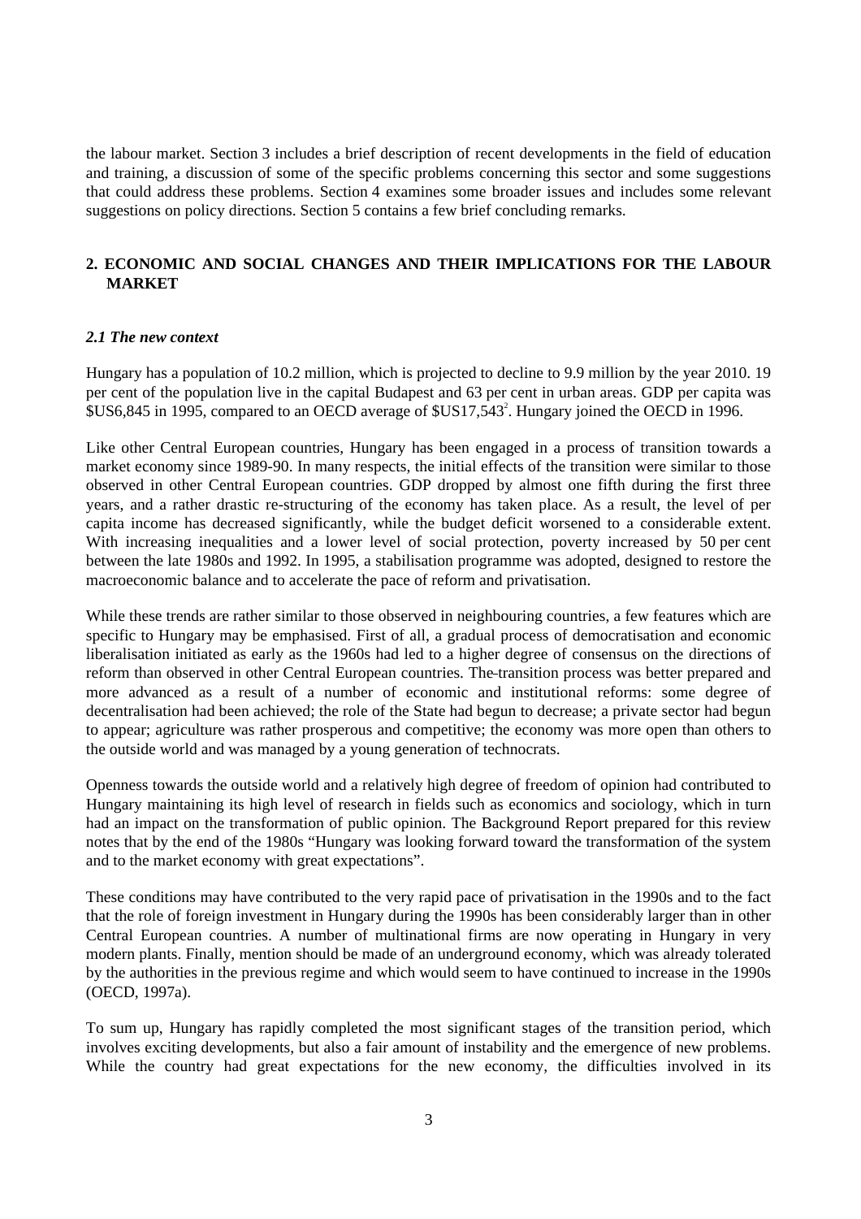the labour market. Section 3 includes a brief description of recent developments in the field of education and training, a discussion of some of the specific problems concerning this sector and some suggestions that could address these problems. Section 4 examines some broader issues and includes some relevant suggestions on policy directions. Section 5 contains a few brief concluding remarks.

## 2. ECONOMIC AND SOCIAL CHANGES AND THEIR IMPLICATIONS FOR THE LABOUR MARKET

### *2.1 The new context*

Hungary has a population of 10.2 million, which is projected to decline to 9.9 million by the year 2010. 19 per cent of the population live in the capital Budapest and 63 per cent in urban areas. GDP per capita was $US6,845 in 1995, compared to an OECD average of $US17,543[2]. Hungary joined the OECD in 1996.

Like other Central European countries, Hungary has been engaged in a process of transition towards a market economy since 1989-90. In many respects, the initial effects of the transition were similar to those observed in other Central European countries. GDP dropped by almost one fifth during the first three years, and a rather drastic re-structuring of the economy has taken place. As a result, the level of per capita income has decreased significantly, while the budget deficit worsened to a considerable extent. With increasing inequalities and a lower level of social protection, poverty increased by 50 per cent between the late 1980s and 1992. In 1995, a stabilisation programme was adopted, designed to restore the macroeconomic balance and to accelerate the pace of reform and privatisation.

While these trends are rather similar to those observed in neighbouring countries, a few features which are specific to Hungary may be emphasised. First of all, a gradual process of democratisation and economic liberalisation initiated as early as the 1960s had led to a higher degree of consensus on the directions of reform than observed in other Central European countries. The transition process was better prepared and more advanced as a result of a number of economic and institutional reforms: some degree of decentralisation had been achieved; the role of the State had begun to decrease; a private sector had begun to appear; agriculture was rather prosperous and competitive; the economy was more open than others to the outside world and was managed by a young generation of technocrats.

Openness towards the outside world and a relatively high degree of freedom of opinion had contributed to Hungary maintaining its high level of research in fields such as economics and sociology, which in turn had an impact on the transformation of public opinion. The Background Report prepared for this review notes that by the end of the 1980s "Hungary was looking forward toward the transformation of the system and to the market economy with great expectations".

These conditions may have contributed to the very rapid pace of privatisation in the 1990s and to the fact that the role of foreign investment in Hungary during the 1990s has been considerably larger than in other Central European countries. A number of multinational firms are now operating in Hungary in very modern plants. Finally, mention should be made of an underground economy, which was already tolerated by the authorities in the previous regime and which would seem to have continued to increase in the 1990s (OECD, 1997a).

To sum up, Hungary has rapidly completed the most significant stages of the transition period, which involves exciting developments, but also a fair amount of instability and the emergence of new problems. While the country had great expectations for the new economy, the difficulties involved in its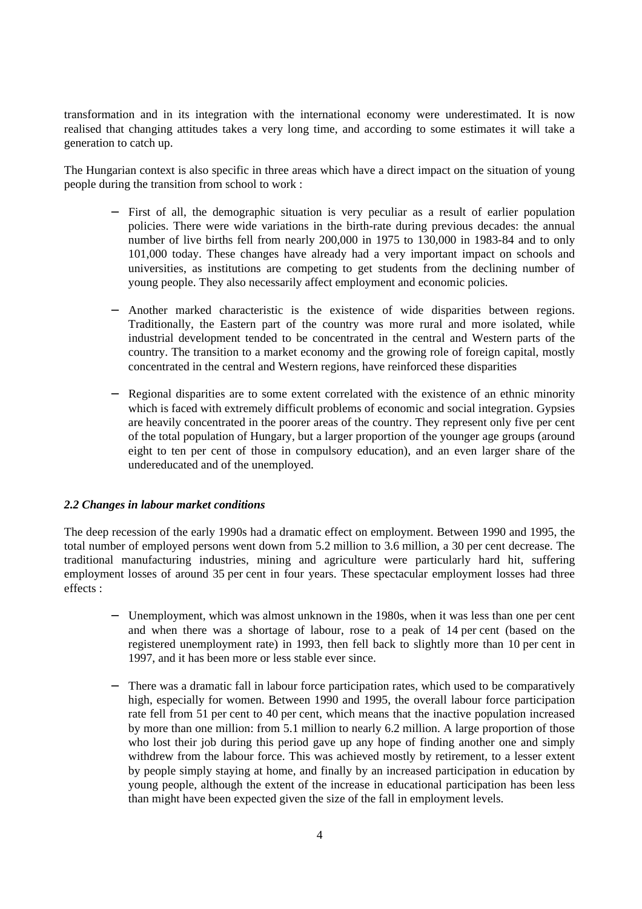transformation and in its integration with the international economy were underestimated. It is now realised that changing attitudes takes a very long time, and according to some estimates it will take a generation to catch up.

The Hungarian context is also specific in three areas which have a direct impact on the situation of young people during the transition from school to work :

- First of all, the demographic situation is very peculiar as a result of earlier population policies. There were wide variations in the birth-rate during previous decades: the annual number of live births fell from nearly 200,000 in 1975 to 130,000 in 1983-84 and to only 101,000 today. These changes have already had a very important impact on schools and universities, as institutions are competing to get students from the declining number of young people. They also necessarily affect employment and economic policies.

- Another marked characteristic is the existence of wide disparities between regions. Traditionally, the Eastern part of the country was more rural and more isolated, while industrial development tended to be concentrated in the central and Western parts of the country. The transition to a market economy and the growing role of foreign capital, mostly concentrated in the central and Western regions, have reinforced these disparities

- Regional disparities are to some extent correlated with the existence of an ethnic minority which is faced with extremely difficult problems of economic and social integration. Gypsies are heavily concentrated in the poorer areas of the country. They represent only five per cent of the total population of Hungary, but a larger proportion of the younger age groups (around eight to ten per cent of those in compulsory education), and an even larger share of the undereducated and of the unemployed.

### *2.2 Changes in labour market conditions*

The deep recession of the early 1990s had a dramatic effect on employment. Between 1990 and 1995, the total number of employed persons went down from 5.2 million to 3.6 million, a 30 per cent decrease. The traditional manufacturing industries, mining and agriculture were particularly hard hit, suffering employment losses of around 35 per cent in four years. These spectacular employment losses had three effects :

- Unemployment, which was almost unknown in the 1980s, when it was less than one per cent and when there was a shortage of labour, rose to a peak of 14 per cent (based on the registered unemployment rate) in 1993, then fell back to slightly more than 10 per cent in 1997, and it has been more or less stable ever since.

- There was a dramatic fall in labour force participation rates, which used to be comparatively high, especially for women. Between 1990 and 1995, the overall labour force participation rate fell from 51 per cent to 40 per cent, which means that the inactive population increased by more than one million: from 5.1 million to nearly 6.2 million. A large proportion of those who lost their job during this period gave up any hope of finding another one and simply withdrew from the labour force. This was achieved mostly by retirement, to a lesser extent by people simply staying at home, and finally by an increased participation in education by young people, although the extent of the increase in educational participation has been less than might have been expected given the size of the fall in employment levels.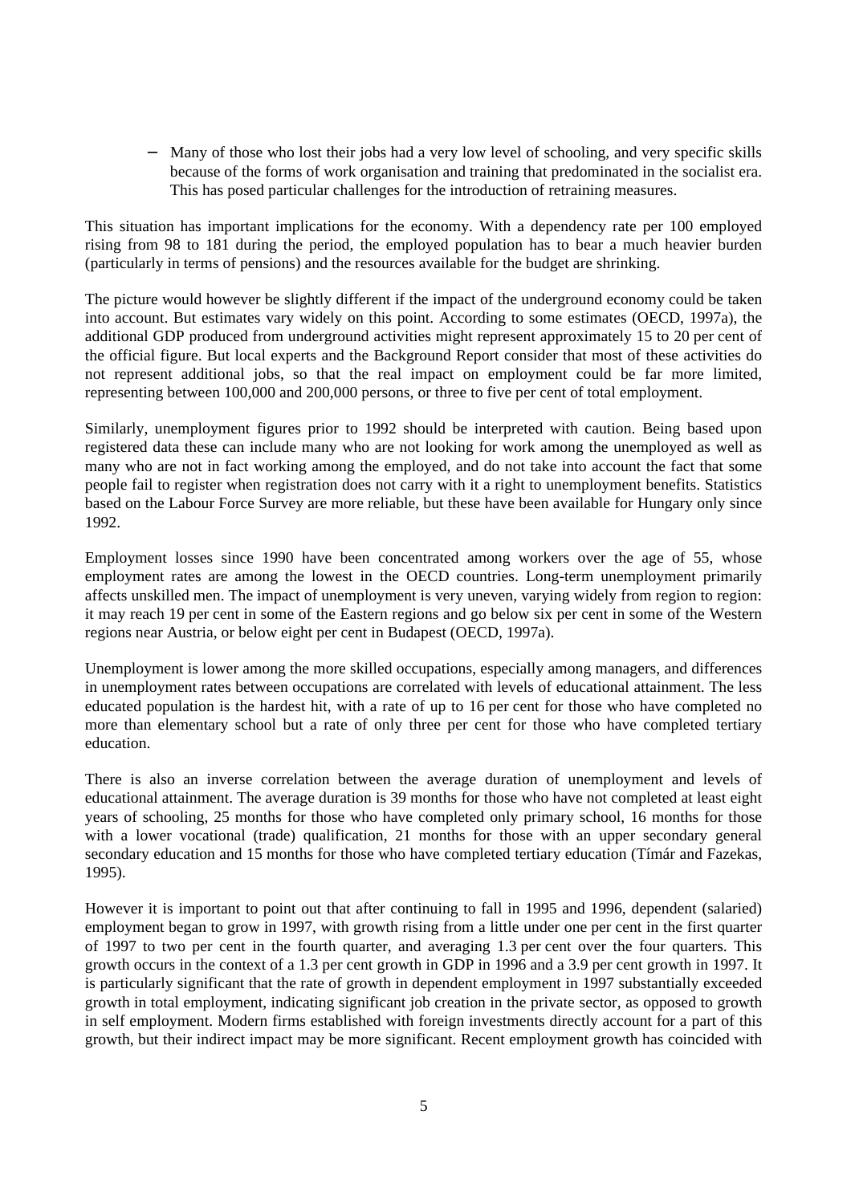- Many of those who lost their jobs had a very low level of schooling, and very specific skills because of the forms of work organisation and training that predominated in the socialist era. This has posed particular challenges for the introduction of retraining measures.

This situation has important implications for the economy. With a dependency rate per 100 employed rising from 98 to 181 during the period, the employed population has to bear a much heavier burden (particularly in terms of pensions) and the resources available for the budget are shrinking.

The picture would however be slightly different if the impact of the underground economy could be taken into account. But estimates vary widely on this point. According to some estimates (OECD, 1997a), the additional GDP produced from underground activities might represent approximately 15 to 20 per cent of the official figure. But local experts and the Background Report consider that most of these activities do not represent additional jobs, so that the real impact on employment could be far more limited, representing between 100,000 and 200,000 persons, or three to five per cent of total employment.

Similarly, unemployment figures prior to 1992 should be interpreted with caution. Being based upon registered data these can include many who are not looking for work among the unemployed as well as many who are not in fact working among the employed, and do not take into account the fact that some people fail to register when registration does not carry with it a right to unemployment benefits. Statistics based on the Labour Force Survey are more reliable, but these have been available for Hungary only since 1992.

Employment losses since 1990 have been concentrated among workers over the age of 55, whose employment rates are among the lowest in the OECD countries. Long-term unemployment primarily affects unskilled men. The impact of unemployment is very uneven, varying widely from region to region: it may reach 19 per cent in some of the Eastern regions and go below six per cent in some of the Western regions near Austria, or below eight per cent in Budapest (OECD, 1997a).

Unemployment is lower among the more skilled occupations, especially among managers, and differences in unemployment rates between occupations are correlated with levels of educational attainment. The less educated population is the hardest hit, with a rate of up to 16 per cent for those who have completed no more than elementary school but a rate of only three per cent for those who have completed tertiary education.

There is also an inverse correlation between the average duration of unemployment and levels of educational attainment. The average duration is 39 months for those who have not completed at least eight years of schooling, 25 months for those who have completed only primary school, 16 months for those with a lower vocational (trade) qualification, 21 months for those with an upper secondary general secondary education and 15 months for those who have completed tertiary education (Tímár and Fazekas, 1995).

However it is important to point out that after continuing to fall in 1995 and 1996, dependent (salaried) employment began to grow in 1997, with growth rising from a little under one per cent in the first quarter of 1997 to two per cent in the fourth quarter, and averaging 1.3 per cent over the four quarters. This growth occurs in the context of a 1.3 per cent growth in GDP in 1996 and a 3.9 per cent growth in 1997. It is particularly significant that the rate of growth in dependent employment in 1997 substantially exceeded growth in total employment, indicating significant job creation in the private sector, as opposed to growth in self employment. Modern firms established with foreign investments directly account for a part of this growth, but their indirect impact may be more significant. Recent employment growth has coincided with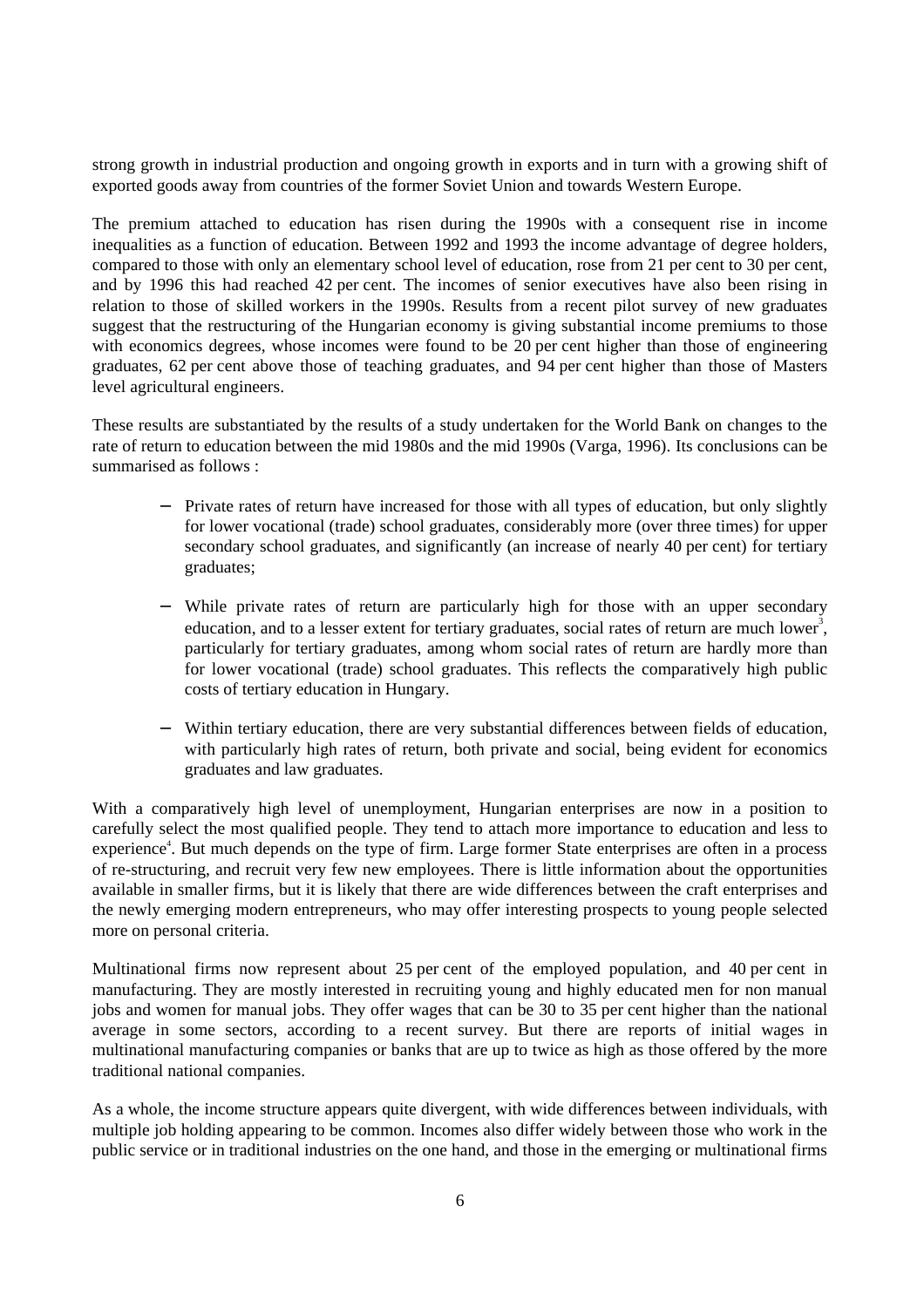strong growth in industrial production and ongoing growth in exports and in turn with a growing shift of exported goods away from countries of the former Soviet Union and towards Western Europe.

The premium attached to education has risen during the 1990s with a consequent rise in income inequalities as a function of education. Between 1992 and 1993 the income advantage of degree holders, compared to those with only an elementary school level of education, rose from 21 per cent to 30 per cent, and by 1996 this had reached 42 per cent. The incomes of senior executives have also been rising in relation to those of skilled workers in the 1990s. Results from a recent pilot survey of new graduates suggest that the restructuring of the Hungarian economy is giving substantial income premiums to those with economics degrees, whose incomes were found to be 20 per cent higher than those of engineering graduates, 62 per cent above those of teaching graduates, and 94 per cent higher than those of Masters level agricultural engineers.

These results are substantiated by the results of a study undertaken for the World Bank on changes to the rate of return to education between the mid 1980s and the mid 1990s (Varga, 1996). Its conclusions can be summarised as follows :

- Private rates of return have increased for those with all types of education, but only slightly for lower vocational (trade) school graduates, considerably more (over three times) for upper secondary school graduates, and significantly (an increase of nearly 40 per cent) for tertiary graduates;

- While private rates of return are particularly high for those with an upper secondary education, and to a lesser extent for tertiary graduates, social rates of return are much lower[3], particularly for tertiary graduates, among whom social rates of return are hardly more than for lower vocational (trade) school graduates. This reflects the comparatively high public costs of tertiary education in Hungary.

- Within tertiary education, there are very substantial differences between fields of education, with particularly high rates of return, both private and social, being evident for economics graduates and law graduates.

With a comparatively high level of unemployment, Hungarian enterprises are now in a position to carefully select the most qualified people. They tend to attach more importance to education and less to experience[4]. But much depends on the type of firm. Large former State enterprises are often in a process of re-structuring, and recruit very few new employees. There is little information about the opportunities available in smaller firms, but it is likely that there are wide differences between the craft enterprises and the newly emerging modern entrepreneurs, who may offer interesting prospects to young people selected more on personal criteria.

Multinational firms now represent about 25 per cent of the employed population, and 40 per cent in manufacturing. They are mostly interested in recruiting young and highly educated men for non manual jobs and women for manual jobs. They offer wages that can be 30 to 35 per cent higher than the national average in some sectors, according to a recent survey. But there are reports of initial wages in multinational manufacturing companies or banks that are up to twice as high as those offered by the more traditional national companies.

As a whole, the income structure appears quite divergent, with wide differences between individuals, with multiple job holding appearing to be common. Incomes also differ widely between those who work in the public service or in traditional industries on the one hand, and those in the emerging or multinational firms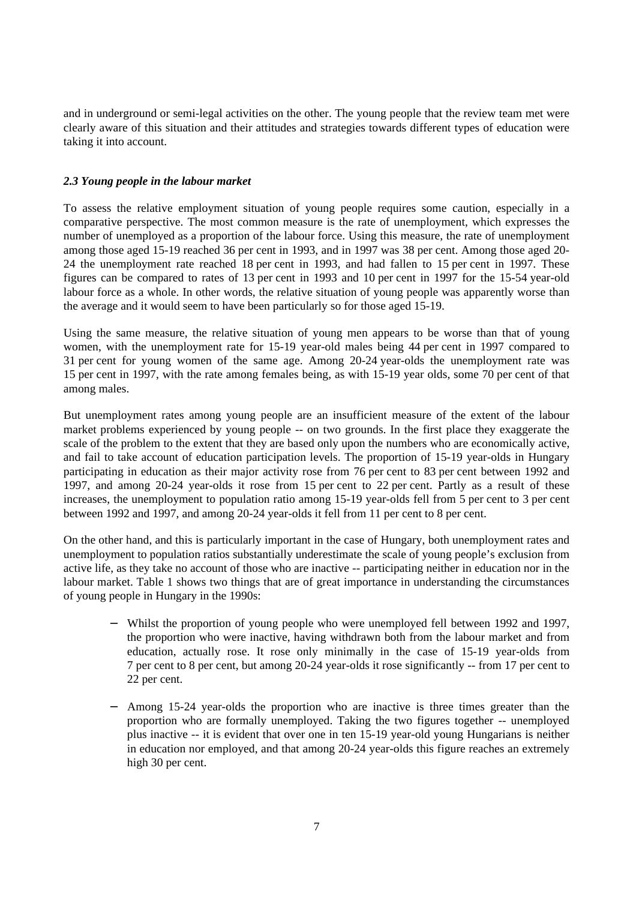and in underground or semi-legal activities on the other. The young people that the review team met were clearly aware of this situation and their attitudes and strategies towards different types of education were taking it into account.

### *2.3 Young people in the labour market*

To assess the relative employment situation of young people requires some caution, especially in a comparative perspective. The most common measure is the rate of unemployment, which expresses the number of unemployed as a proportion of the labour force. Using this measure, the rate of unemployment among those aged 15-19 reached 36 per cent in 1993, and in 1997 was 38 per cent. Among those aged 20-24 the unemployment rate reached 18 per cent in 1993, and had fallen to 15 per cent in 1997. These figures can be compared to rates of 13 per cent in 1993 and 10 per cent in 1997 for the 15-54 year-old labour force as a whole. In other words, the relative situation of young people was apparently worse than the average and it would seem to have been particularly so for those aged 15-19.

Using the same measure, the relative situation of young men appears to be worse than that of young women, with the unemployment rate for 15-19 year-old males being 44 per cent in 1997 compared to 31 per cent for young women of the same age. Among 20-24 year-olds the unemployment rate was 15 per cent in 1997, with the rate among females being, as with 15-19 year olds, some 70 per cent of that among males.

But unemployment rates among young people are an insufficient measure of the extent of the labour market problems experienced by young people -- on two grounds. In the first place they exaggerate the scale of the problem to the extent that they are based only upon the numbers who are economically active, and fail to take account of education participation levels. The proportion of 15-19 year-olds in Hungary participating in education as their major activity rose from 76 per cent to 83 per cent between 1992 and 1997, and among 20-24 year-olds it rose from 15 per cent to 22 per cent. Partly as a result of these increases, the unemployment to population ratio among 15-19 year-olds fell from 5 per cent to 3 per cent between 1992 and 1997, and among 20-24 year-olds it fell from 11 per cent to 8 per cent.

On the other hand, and this is particularly important in the case of Hungary, both unemployment rates and unemployment to population ratios substantially underestimate the scale of young people's exclusion from active life, as they take no account of those who are inactive -- participating neither in education nor in the labour market. Table 1 shows two things that are of great importance in understanding the circumstances of young people in Hungary in the 1990s:

- Whilst the proportion of young people who were unemployed fell between 1992 and 1997, the proportion who were inactive, having withdrawn both from the labour market and from education, actually rose. It rose only minimally in the case of 15-19 year-olds from 7 per cent to 8 per cent, but among 20-24 year-olds it rose significantly -- from 17 per cent to 22 per cent.

- Among 15-24 year-olds the proportion who are inactive is three times greater than the proportion who are formally unemployed. Taking the two figures together -- unemployed plus inactive -- it is evident that over one in ten 15-19 year-old young Hungarians is neither in education nor employed, and that among 20-24 year-olds this figure reaches an extremely high 30 per cent.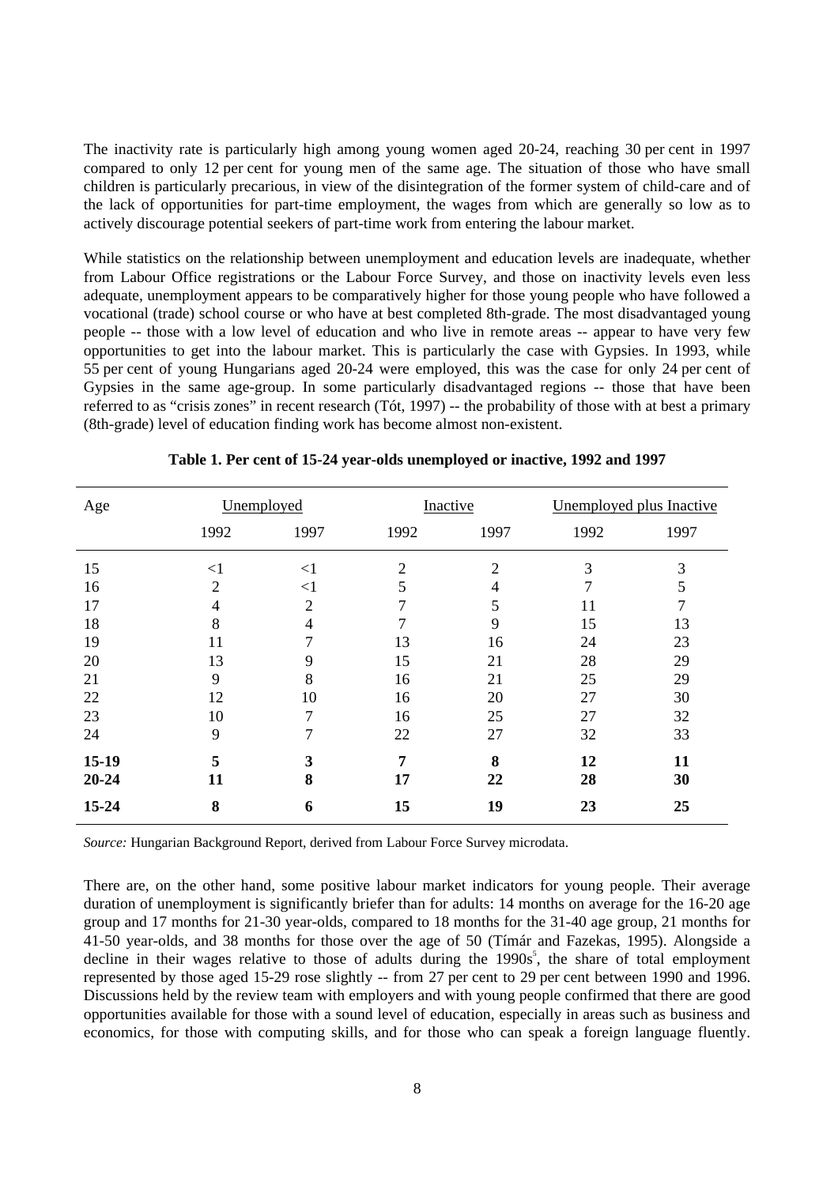The inactivity rate is particularly high among young women aged 20-24, reaching 30 per cent in 1997 compared to only 12 per cent for young men of the same age. The situation of those who have small children is particularly precarious, in view of the disintegration of the former system of child-care and of the lack of opportunities for part-time employment, the wages from which are generally so low as to actively discourage potential seekers of part-time work from entering the labour market.

While statistics on the relationship between unemployment and education levels are inadequate, whether from Labour Office registrations or the Labour Force Survey, and those on inactivity levels even less adequate, unemployment appears to be comparatively higher for those young people who have followed a vocational (trade) school course or who have at best completed 8th-grade. The most disadvantaged young people -- those with a low level of education and who live in remote areas -- appear to have very few opportunities to get into the labour market. This is particularly the case with Gypsies. In 1993, while 55 per cent of young Hungarians aged 20-24 were employed, this was the case for only 24 per cent of Gypsies in the same age-group. In some particularly disadvantaged regions -- those that have been referred to as "crisis zones" in recent research (Tót, 1997) -- the probability of those with at best a primary (8th-grade) level of education finding work has become almost non-existent.

**Table 1. Per cent of 15-24 year-olds unemployed or inactive, 1992 and 1997**

| Age | Unemployed | | Inactive | | Unemployed plus Inactive | |
|---|---|---|---|---|---|---|
| | 1992 | 1997 | 1992 | 1997 | 1992 | 1997 |
| 15 | <1 | <1 | 2 | 2 | 3 | 3 |
| 16 | 2 | <1 | 5 | 4 | 7 | 5 |
| 17 | 4 | 2 | 7 | 5 | 11 | 7 |
| 18 | 8 | 4 | 7 | 9 | 15 | 13 |
| 19 | 11 | 7 | 13 | 16 | 24 | 23 |
| 20 | 13 | 9 | 15 | 21 | 28 | 29 |
| 21 | 9 | 8 | 16 | 21 | 25 | 29 |
| 22 | 12 | 10 | 16 | 20 | 27 | 30 |
| 23 | 10 | 7 | 16 | 25 | 27 | 32 |
| 24 | 9 | 7 | 22 | 27 | 32 | 33 |
| **15-19** | **5** | **3** | **7** | **8** | **12** | **11** |
| **20-24** | **11** | **8** | **17** | **22** | **28** | **30** |
| **15-24** | **8** | **6** | **15** | **19** | **23** | **25** |

*Source:* Hungarian Background Report, derived from Labour Force Survey microdata.

There are, on the other hand, some positive labour market indicators for young people. Their average duration of unemployment is significantly briefer than for adults: 14 months on average for the 16-20 age group and 17 months for 21-30 year-olds, compared to 18 months for the 31-40 age group, 21 months for 41-50 year-olds, and 38 months for those over the age of 50 (Tímár and Fazekas, 1995). Alongside a decline in their wages relative to those of adults during the 1990s[5], the share of total employment represented by those aged 15-29 rose slightly -- from 27 per cent to 29 per cent between 1990 and 1996. Discussions held by the review team with employers and with young people confirmed that there are good opportunities available for those with a sound level of education, especially in areas such as business and economics, for those with computing skills, and for those who can speak a foreign language fluently.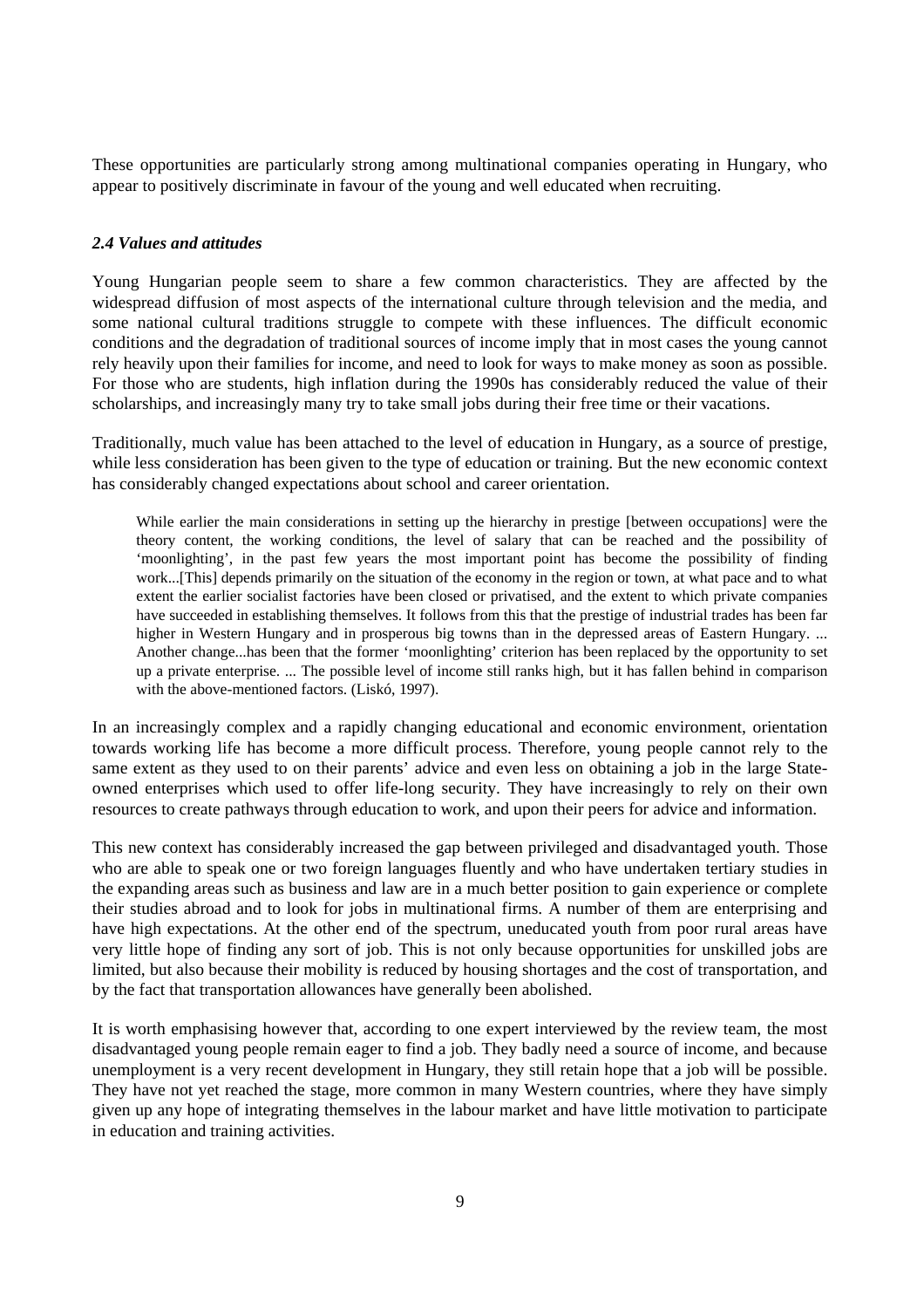These opportunities are particularly strong among multinational companies operating in Hungary, who appear to positively discriminate in favour of the young and well educated when recruiting.

### *2.4 Values and attitudes*

Young Hungarian people seem to share a few common characteristics. They are affected by the widespread diffusion of most aspects of the international culture through television and the media, and some national cultural traditions struggle to compete with these influences. The difficult economic conditions and the degradation of traditional sources of income imply that in most cases the young cannot rely heavily upon their families for income, and need to look for ways to make money as soon as possible. For those who are students, high inflation during the 1990s has considerably reduced the value of their scholarships, and increasingly many try to take small jobs during their free time or their vacations.

Traditionally, much value has been attached to the level of education in Hungary, as a source of prestige, while less consideration has been given to the type of education or training. But the new economic context has considerably changed expectations about school and career orientation.

> While earlier the main considerations in setting up the hierarchy in prestige [between occupations] were the theory content, the working conditions, the level of salary that can be reached and the possibility of 'moonlighting', in the past few years the most important point has become the possibility of finding work...[This] depends primarily on the situation of the economy in the region or town, at what pace and to what extent the earlier socialist factories have been closed or privatised, and the extent to which private companies have succeeded in establishing themselves. It follows from this that the prestige of industrial trades has been far higher in Western Hungary and in prosperous big towns than in the depressed areas of Eastern Hungary. ... Another change...has been that the former 'moonlighting' criterion has been replaced by the opportunity to set up a private enterprise. ... The possible level of income still ranks high, but it has fallen behind in comparison with the above-mentioned factors. (Liskó, 1997).

In an increasingly complex and a rapidly changing educational and economic environment, orientation towards working life has become a more difficult process. Therefore, young people cannot rely to the same extent as they used to on their parents' advice and even less on obtaining a job in the large State-owned enterprises which used to offer life-long security. They have increasingly to rely on their own resources to create pathways through education to work, and upon their peers for advice and information.

This new context has considerably increased the gap between privileged and disadvantaged youth. Those who are able to speak one or two foreign languages fluently and who have undertaken tertiary studies in the expanding areas such as business and law are in a much better position to gain experience or complete their studies abroad and to look for jobs in multinational firms. A number of them are enterprising and have high expectations. At the other end of the spectrum, uneducated youth from poor rural areas have very little hope of finding any sort of job. This is not only because opportunities for unskilled jobs are limited, but also because their mobility is reduced by housing shortages and the cost of transportation, and by the fact that transportation allowances have generally been abolished.

It is worth emphasising however that, according to one expert interviewed by the review team, the most disadvantaged young people remain eager to find a job. They badly need a source of income, and because unemployment is a very recent development in Hungary, they still retain hope that a job will be possible. They have not yet reached the stage, more common in many Western countries, where they have simply given up any hope of integrating themselves in the labour market and have little motivation to participate in education and training activities.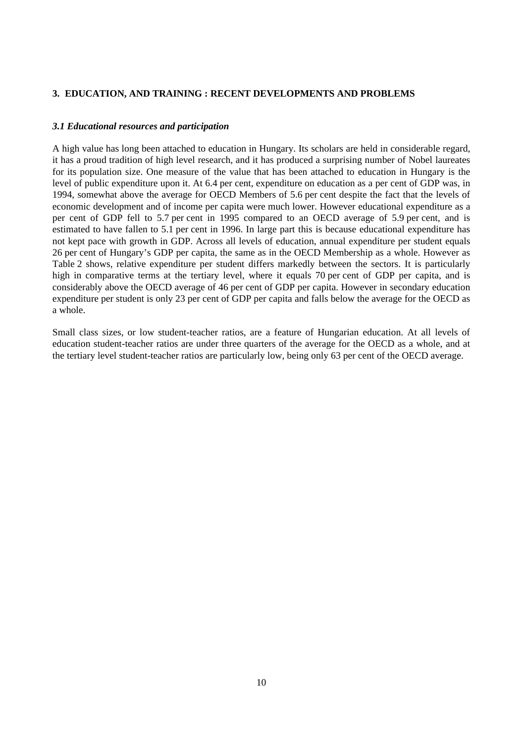## 3. EDUCATION, AND TRAINING : RECENT DEVELOPMENTS AND PROBLEMS

### *3.1 Educational resources and participation*

A high value has long been attached to education in Hungary. Its scholars are held in considerable regard, it has a proud tradition of high level research, and it has produced a surprising number of Nobel laureates for its population size. One measure of the value that has been attached to education in Hungary is the level of public expenditure upon it. At 6.4 per cent, expenditure on education as a per cent of GDP was, in 1994, somewhat above the average for OECD Members of 5.6 per cent despite the fact that the levels of economic development and of income per capita were much lower. However educational expenditure as a per cent of GDP fell to 5.7 per cent in 1995 compared to an OECD average of 5.9 per cent, and is estimated to have fallen to 5.1 per cent in 1996. In large part this is because educational expenditure has not kept pace with growth in GDP. Across all levels of education, annual expenditure per student equals 26 per cent of Hungary's GDP per capita, the same as in the OECD Membership as a whole. However as Table 2 shows, relative expenditure per student differs markedly between the sectors. It is particularly high in comparative terms at the tertiary level, where it equals 70 per cent of GDP per capita, and is considerably above the OECD average of 46 per cent of GDP per capita. However in secondary education expenditure per student is only 23 per cent of GDP per capita and falls below the average for the OECD as a whole.

Small class sizes, or low student-teacher ratios, are a feature of Hungarian education. At all levels of education student-teacher ratios are under three quarters of the average for the OECD as a whole, and at the tertiary level student-teacher ratios are particularly low, being only 63 per cent of the OECD average.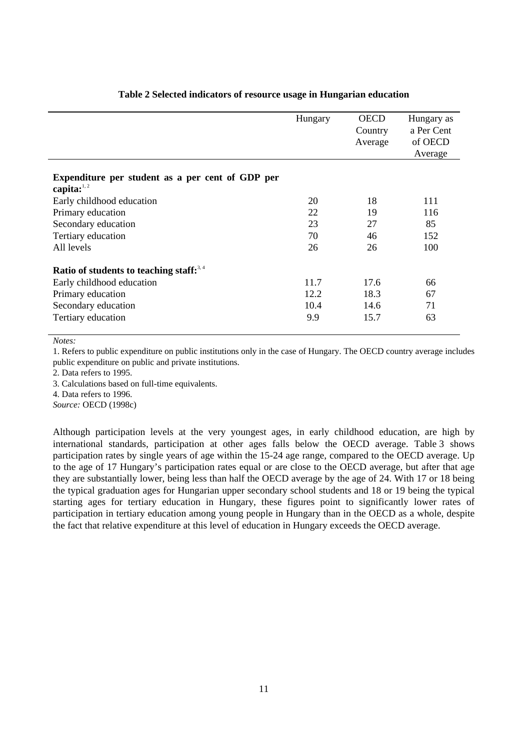**Table 2 Selected indicators of resource usage in Hungarian education**

| | Hungary | OECD Country Average | Hungary as a Per Cent of OECD Average |
|---|---|---|---|
| **Expenditure per student as a per cent of GDP per capita:**[1, 2] | | | |
| Early childhood education | 20 | 18 | 111 |
| Primary education | 22 | 19 | 116 |
| Secondary education | 23 | 27 | 85 |
| Tertiary education | 70 | 46 | 152 |
| All levels | 26 | 26 | 100 |
| **Ratio of students to teaching staff:**[3, 4] | | | |
| Early childhood education | 11.7 | 17.6 | 66 |
| Primary education | 12.2 | 18.3 | 67 |
| Secondary education | 10.4 | 14.6 | 71 |
| Tertiary education | 9.9 | 15.7 | 63 |

*Notes:*

1. Refers to public expenditure on public institutions only in the case of Hungary. The OECD country average includes public expenditure on public and private institutions.
2. Data refers to 1995.
3. Calculations based on full-time equivalents.
4. Data refers to 1996.

*Source:* OECD (1998c)

Although participation levels at the very youngest ages, in early childhood education, are high by international standards, participation at other ages falls below the OECD average. Table 3 shows participation rates by single years of age within the 15-24 age range, compared to the OECD average. Up to the age of 17 Hungary's participation rates equal or are close to the OECD average, but after that age they are substantially lower, being less than half the OECD average by the age of 24. With 17 or 18 being the typical graduation ages for Hungarian upper secondary school students and 18 or 19 being the typical starting ages for tertiary education in Hungary, these figures point to significantly lower rates of participation in tertiary education among young people in Hungary than in the OECD as a whole, despite the fact that relative expenditure at this level of education in Hungary exceeds the OECD average.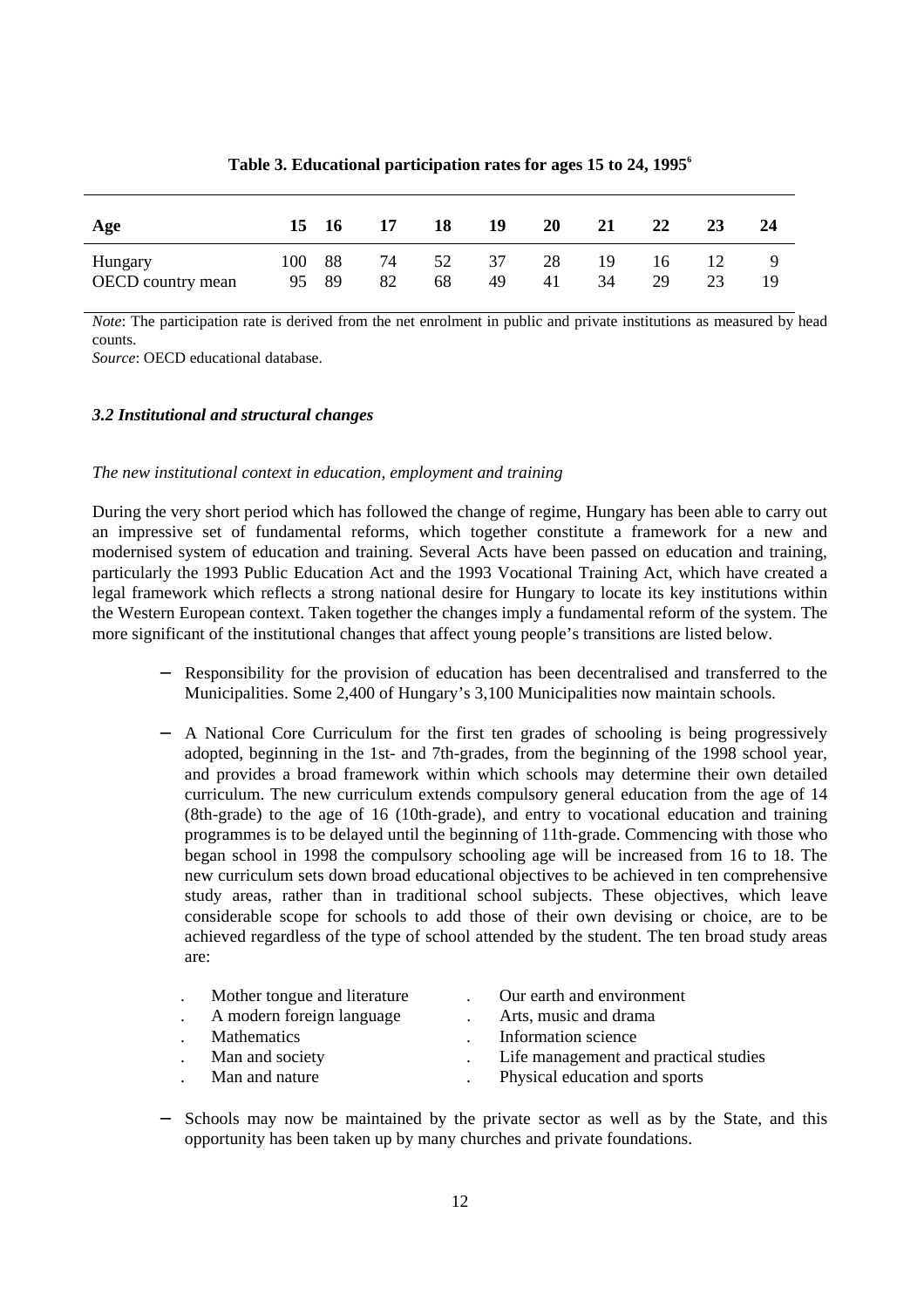**Table 3. Educational participation rates for ages 15 to 24, 1995**[6]

| Age | 15 | 16 | 17 | 18 | 19 | 20 | 21 | 22 | 23 | 24 |
|---|---|---|---|---|---|---|---|---|---|---|
| Hungary | 100 | 88 | 74 | 52 | 37 | 28 | 19 | 16 | 12 | 9 |
| OECD country mean | 95 | 89 | 82 | 68 | 49 | 41 | 34 | 29 | 23 | 19 |

*Note*: The participation rate is derived from the net enrolment in public and private institutions as measured by head counts.
*Source*: OECD educational database.

### *3.2 Institutional and structural changes*

*The new institutional context in education, employment and training*

During the very short period which has followed the change of regime, Hungary has been able to carry out an impressive set of fundamental reforms, which together constitute a framework for a new and modernised system of education and training. Several Acts have been passed on education and training, particularly the 1993 Public Education Act and the 1993 Vocational Training Act, which have created a legal framework which reflects a strong national desire for Hungary to locate its key institutions within the Western European context. Taken together the changes imply a fundamental reform of the system. The more significant of the institutional changes that affect young people's transitions are listed below.

- Responsibility for the provision of education has been decentralised and transferred to the Municipalities. Some 2,400 of Hungary's 3,100 Municipalities now maintain schools.

- A National Core Curriculum for the first ten grades of schooling is being progressively adopted, beginning in the 1st- and 7th-grades, from the beginning of the 1998 school year, and provides a broad framework within which schools may determine their own detailed curriculum. The new curriculum extends compulsory general education from the age of 14 (8th-grade) to the age of 16 (10th-grade), and entry to vocational education and training programmes is to be delayed until the beginning of 11th-grade. Commencing with those who began school in 1998 the compulsory schooling age will be increased from 16 to 18. The new curriculum sets down broad educational objectives to be achieved in ten comprehensive study areas, rather than in traditional school subjects. These objectives, which leave considerable scope for schools to add those of their own devising or choice, are to be achieved regardless of the type of school attended by the student. The ten broad study areas are:

  - Mother tongue and literature
  - A modern foreign language
  - Mathematics
  - Man and society
  - Man and nature
  - Our earth and environment
  - Arts, music and drama
  - Information science
  - Life management and practical studies
  - Physical education and sports

- Schools may now be maintained by the private sector as well as by the State, and this opportunity has been taken up by many churches and private foundations.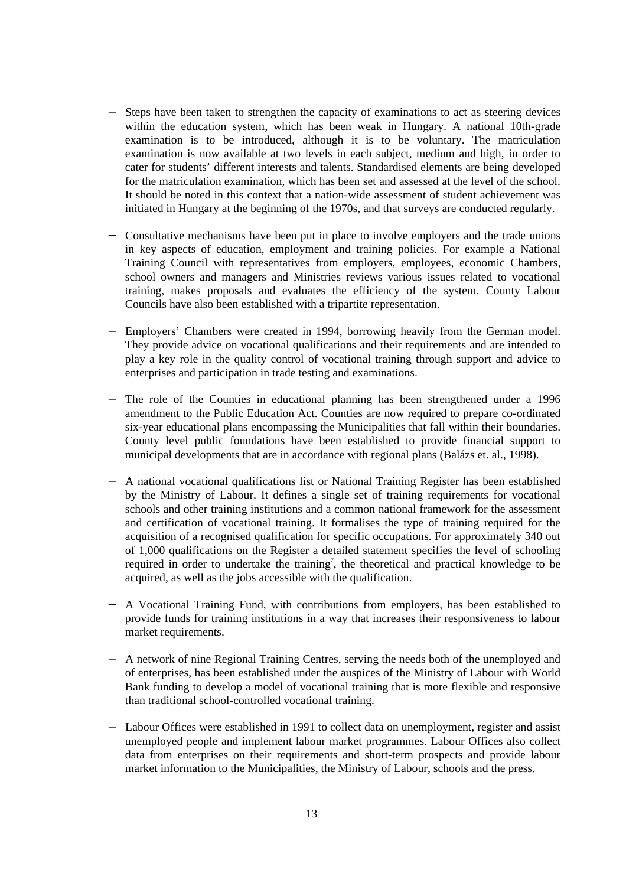- Steps have been taken to strengthen the capacity of examinations to act as steering devices within the education system, which has been weak in Hungary. A national 10th-grade examination is to be introduced, although it is to be voluntary. The matriculation examination is now available at two levels in each subject, medium and high, in order to cater for students' different interests and talents. Standardised elements are being developed for the matriculation examination, which has been set and assessed at the level of the school. It should be noted in this context that a nation-wide assessment of student achievement was initiated in Hungary at the beginning of the 1970s, and that surveys are conducted regularly.

- Consultative mechanisms have been put in place to involve employers and the trade unions in key aspects of education, employment and training policies. For example a National Training Council with representatives from employers, employees, economic Chambers, school owners and managers and Ministries reviews various issues related to vocational training, makes proposals and evaluates the efficiency of the system. County Labour Councils have also been established with a tripartite representation.

- Employers' Chambers were created in 1994, borrowing heavily from the German model. They provide advice on vocational qualifications and their requirements and are intended to play a key role in the quality control of vocational training through support and advice to enterprises and participation in trade testing and examinations.

- The role of the Counties in educational planning has been strengthened under a 1996 amendment to the Public Education Act. Counties are now required to prepare co-ordinated six-year educational plans encompassing the Municipalities that fall within their boundaries. County level public foundations have been established to provide financial support to municipal developments that are in accordance with regional plans (Balázs et. al., 1998).

- A national vocational qualifications list or National Training Register has been established by the Ministry of Labour. It defines a single set of training requirements for vocational schools and other training institutions and a common national framework for the assessment and certification of vocational training. It formalises the type of training required for the acquisition of a recognised qualification for specific occupations. For approximately 340 out of 1,000 qualifications on the Register a detailed statement specifies the level of schooling required in order to undertake the training[7], the theoretical and practical knowledge to be acquired, as well as the jobs accessible with the qualification.

- A Vocational Training Fund, with contributions from employers, has been established to provide funds for training institutions in a way that increases their responsiveness to labour market requirements.

- A network of nine Regional Training Centres, serving the needs both of the unemployed and of enterprises, has been established under the auspices of the Ministry of Labour with World Bank funding to develop a model of vocational training that is more flexible and responsive than traditional school-controlled vocational training.

- Labour Offices were established in 1991 to collect data on unemployment, register and assist unemployed people and implement labour market programmes. Labour Offices also collect data from enterprises on their requirements and short-term prospects and provide labour market information to the Municipalities, the Ministry of Labour, schools and the press.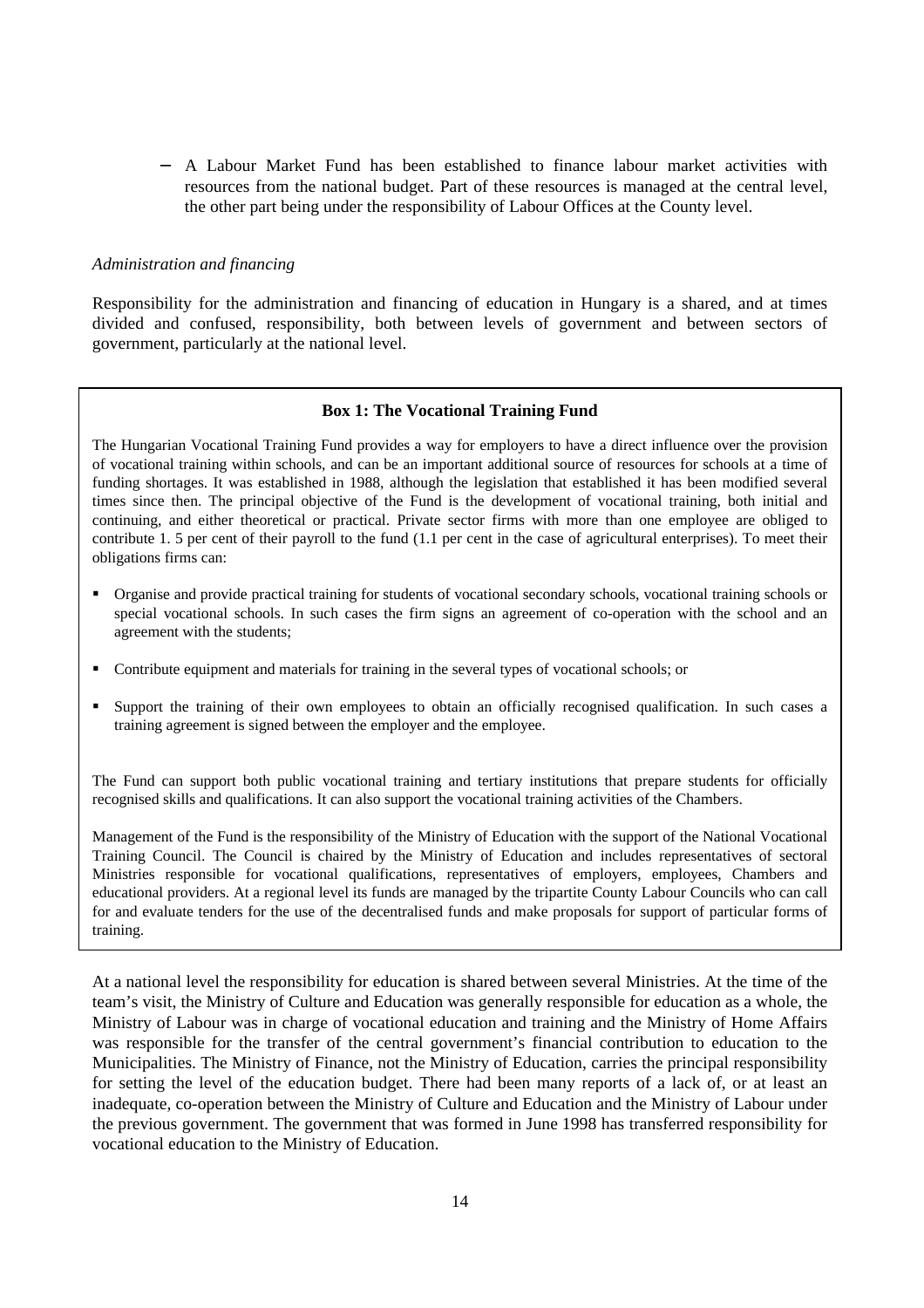- A Labour Market Fund has been established to finance labour market activities with resources from the national budget. Part of these resources is managed at the central level, the other part being under the responsibility of Labour Offices at the County level.

*Administration and financing*

Responsibility for the administration and financing of education in Hungary is a shared, and at times divided and confused, responsibility, both between levels of government and between sectors of government, particularly at the national level.

**Box 1: The Vocational Training Fund**

The Hungarian Vocational Training Fund provides a way for employers to have a direct influence over the provision of vocational training within schools, and can be an important additional source of resources for schools at a time of funding shortages. It was established in 1988, although the legislation that established it has been modified several times since then. The principal objective of the Fund is the development of vocational training, both initial and continuing, and either theoretical or practical. Private sector firms with more than one employee are obliged to contribute 1. 5 per cent of their payroll to the fund (1.1 per cent in the case of agricultural enterprises). To meet their obligations firms can:

- Organise and provide practical training for students of vocational secondary schools, vocational training schools or special vocational schools. In such cases the firm signs an agreement of co-operation with the school and an agreement with the students;
- Contribute equipment and materials for training in the several types of vocational schools; or
- Support the training of their own employees to obtain an officially recognised qualification. In such cases a training agreement is signed between the employer and the employee.

The Fund can support both public vocational training and tertiary institutions that prepare students for officially recognised skills and qualifications. It can also support the vocational training activities of the Chambers.

Management of the Fund is the responsibility of the Ministry of Education with the support of the National Vocational Training Council. The Council is chaired by the Ministry of Education and includes representatives of sectoral Ministries responsible for vocational qualifications, representatives of employers, employees, Chambers and educational providers. At a regional level its funds are managed by the tripartite County Labour Councils who can call for and evaluate tenders for the use of the decentralised funds and make proposals for support of particular forms of training.

At a national level the responsibility for education is shared between several Ministries. At the time of the team's visit, the Ministry of Culture and Education was generally responsible for education as a whole, the Ministry of Labour was in charge of vocational education and training and the Ministry of Home Affairs was responsible for the transfer of the central government's financial contribution to education to the Municipalities. The Ministry of Finance, not the Ministry of Education, carries the principal responsibility for setting the level of the education budget. There had been many reports of a lack of, or at least an inadequate, co-operation between the Ministry of Culture and Education and the Ministry of Labour under the previous government. The government that was formed in June 1998 has transferred responsibility for vocational education to the Ministry of Education.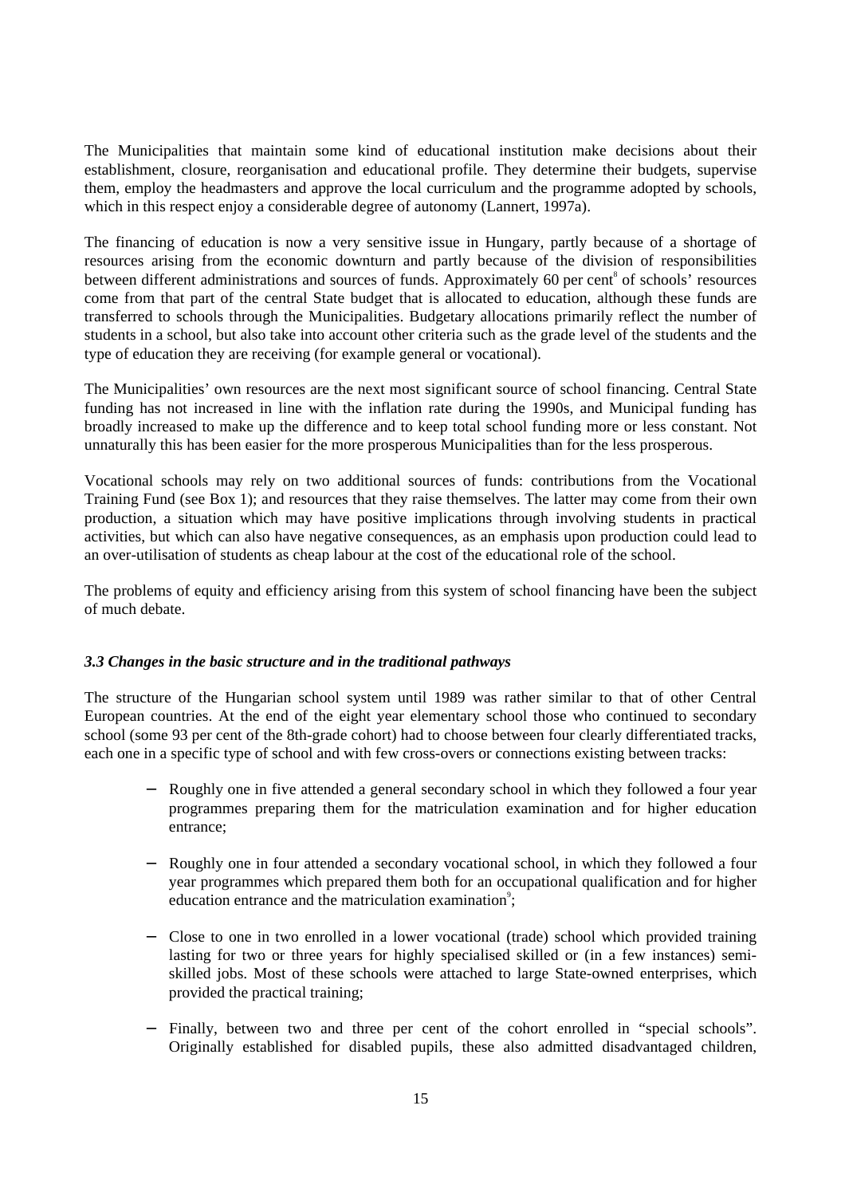The Municipalities that maintain some kind of educational institution make decisions about their establishment, closure, reorganisation and educational profile. They determine their budgets, supervise them, employ the headmasters and approve the local curriculum and the programme adopted by schools, which in this respect enjoy a considerable degree of autonomy (Lannert, 1997a).

The financing of education is now a very sensitive issue in Hungary, partly because of a shortage of resources arising from the economic downturn and partly because of the division of responsibilities between different administrations and sources of funds. Approximately 60 per cent[8] of schools' resources come from that part of the central State budget that is allocated to education, although these funds are transferred to schools through the Municipalities. Budgetary allocations primarily reflect the number of students in a school, but also take into account other criteria such as the grade level of the students and the type of education they are receiving (for example general or vocational).

The Municipalities' own resources are the next most significant source of school financing. Central State funding has not increased in line with the inflation rate during the 1990s, and Municipal funding has broadly increased to make up the difference and to keep total school funding more or less constant. Not unnaturally this has been easier for the more prosperous Municipalities than for the less prosperous.

Vocational schools may rely on two additional sources of funds: contributions from the Vocational Training Fund (see Box 1); and resources that they raise themselves. The latter may come from their own production, a situation which may have positive implications through involving students in practical activities, but which can also have negative consequences, as an emphasis upon production could lead to an over-utilisation of students as cheap labour at the cost of the educational role of the school.

The problems of equity and efficiency arising from this system of school financing have been the subject of much debate.

### *3.3 Changes in the basic structure and in the traditional pathways*

The structure of the Hungarian school system until 1989 was rather similar to that of other Central European countries. At the end of the eight year elementary school those who continued to secondary school (some 93 per cent of the 8th-grade cohort) had to choose between four clearly differentiated tracks, each one in a specific type of school and with few cross-overs or connections existing between tracks:

- Roughly one in five attended a general secondary school in which they followed a four year programmes preparing them for the matriculation examination and for higher education entrance;
- Roughly one in four attended a secondary vocational school, in which they followed a four year programmes which prepared them both for an occupational qualification and for higher education entrance and the matriculation examination[9];
- Close to one in two enrolled in a lower vocational (trade) school which provided training lasting for two or three years for highly specialised skilled or (in a few instances) semi-skilled jobs. Most of these schools were attached to large State-owned enterprises, which provided the practical training;
- Finally, between two and three per cent of the cohort enrolled in "special schools". Originally established for disabled pupils, these also admitted disadvantaged children,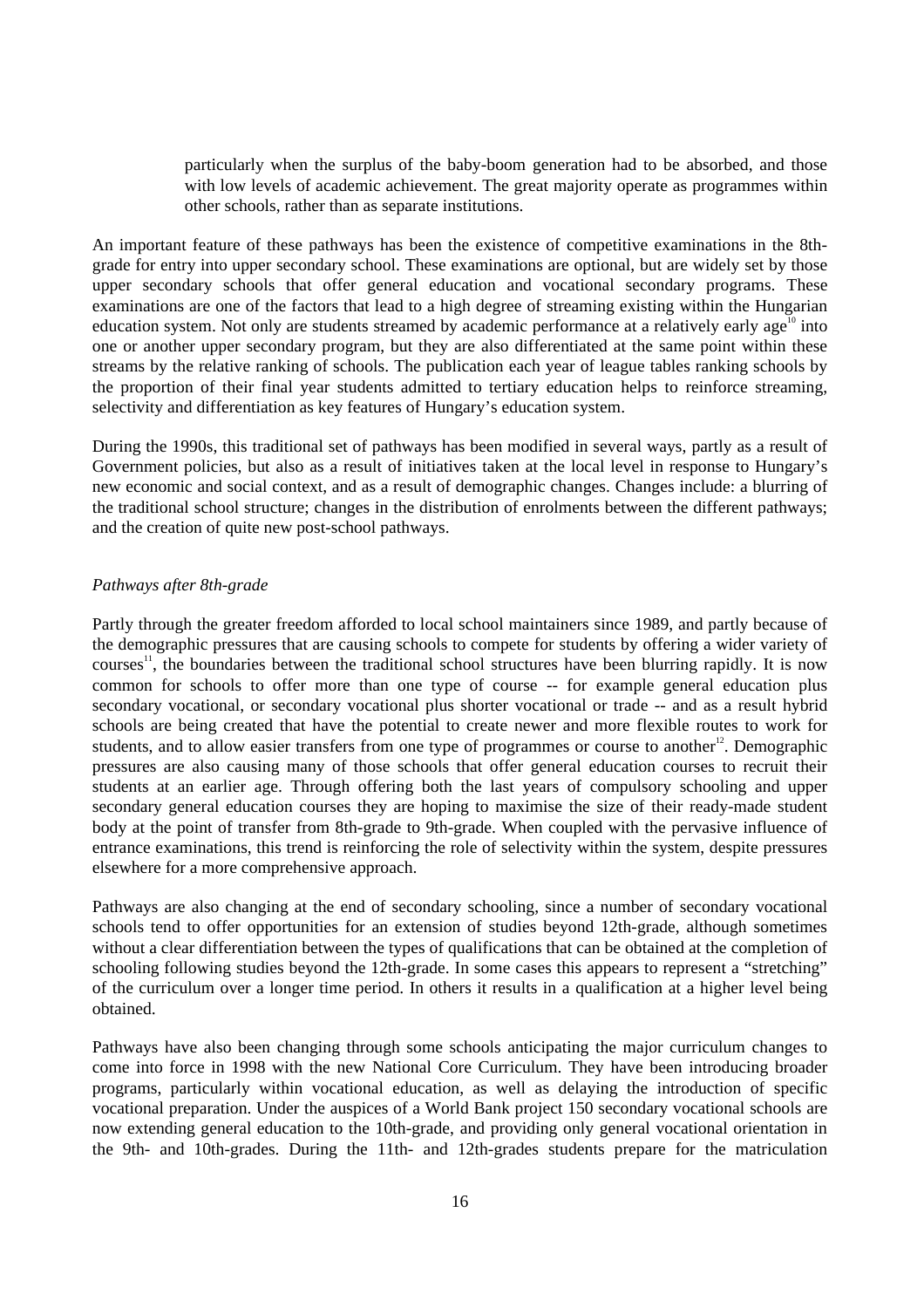particularly when the surplus of the baby-boom generation had to be absorbed, and those with low levels of academic achievement. The great majority operate as programmes within other schools, rather than as separate institutions.

An important feature of these pathways has been the existence of competitive examinations in the 8th-grade for entry into upper secondary school. These examinations are optional, but are widely set by those upper secondary schools that offer general education and vocational secondary programs. These examinations are one of the factors that lead to a high degree of streaming existing within the Hungarian education system. Not only are students streamed by academic performance at a relatively early age[10] into one or another upper secondary program, but they are also differentiated at the same point within these streams by the relative ranking of schools. The publication each year of league tables ranking schools by the proportion of their final year students admitted to tertiary education helps to reinforce streaming, selectivity and differentiation as key features of Hungary's education system.

During the 1990s, this traditional set of pathways has been modified in several ways, partly as a result of Government policies, but also as a result of initiatives taken at the local level in response to Hungary's new economic and social context, and as a result of demographic changes. Changes include: a blurring of the traditional school structure; changes in the distribution of enrolments between the different pathways; and the creation of quite new post-school pathways.

*Pathways after 8th-grade*

Partly through the greater freedom afforded to local school maintainers since 1989, and partly because of the demographic pressures that are causing schools to compete for students by offering a wider variety of courses[11], the boundaries between the traditional school structures have been blurring rapidly. It is now common for schools to offer more than one type of course -- for example general education plus secondary vocational, or secondary vocational plus shorter vocational or trade -- and as a result hybrid schools are being created that have the potential to create newer and more flexible routes to work for students, and to allow easier transfers from one type of programmes or course to another[12]. Demographic pressures are also causing many of those schools that offer general education courses to recruit their students at an earlier age. Through offering both the last years of compulsory schooling and upper secondary general education courses they are hoping to maximise the size of their ready-made student body at the point of transfer from 8th-grade to 9th-grade. When coupled with the pervasive influence of entrance examinations, this trend is reinforcing the role of selectivity within the system, despite pressures elsewhere for a more comprehensive approach.

Pathways are also changing at the end of secondary schooling, since a number of secondary vocational schools tend to offer opportunities for an extension of studies beyond 12th-grade, although sometimes without a clear differentiation between the types of qualifications that can be obtained at the completion of schooling following studies beyond the 12th-grade. In some cases this appears to represent a "stretching" of the curriculum over a longer time period. In others it results in a qualification at a higher level being obtained.

Pathways have also been changing through some schools anticipating the major curriculum changes to come into force in 1998 with the new National Core Curriculum. They have been introducing broader programs, particularly within vocational education, as well as delaying the introduction of specific vocational preparation. Under the auspices of a World Bank project 150 secondary vocational schools are now extending general education to the 10th-grade, and providing only general vocational orientation in the 9th- and 10th-grades. During the 11th- and 12th-grades students prepare for the matriculation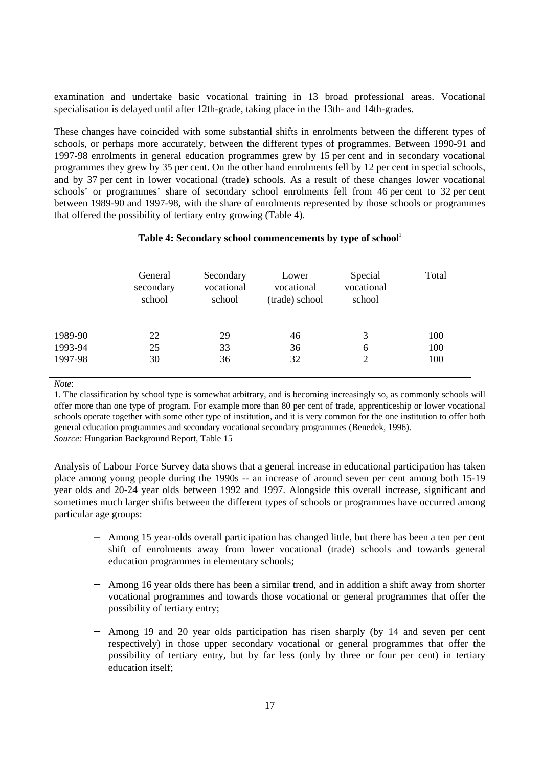examination and undertake basic vocational training in 13 broad professional areas. Vocational specialisation is delayed until after 12th-grade, taking place in the 13th- and 14th-grades.

These changes have coincided with some substantial shifts in enrolments between the different types of schools, or perhaps more accurately, between the different types of programmes. Between 1990-91 and 1997-98 enrolments in general education programmes grew by 15 per cent and in secondary vocational programmes they grew by 35 per cent. On the other hand enrolments fell by 12 per cent in special schools, and by 37 per cent in lower vocational (trade) schools. As a result of these changes lower vocational schools' or programmes' share of secondary school enrolments fell from 46 per cent to 32 per cent between 1989-90 and 1997-98, with the share of enrolments represented by those schools or programmes that offered the possibility of tertiary entry growing (Table 4).

**Table 4: Secondary school commencements by type of school**[1]

| | General secondary school | Secondary vocational school | Lower vocational (trade) school | Special vocational school | Total |
|---|---|---|---|---|---|
| 1989-90 | 22 | 29 | 46 | 3 | 100 |
| 1993-94 | 25 | 33 | 36 | 6 | 100 |
| 1997-98 | 30 | 36 | 32 | 2 | 100 |

*Note*:

1. The classification by school type is somewhat arbitrary, and is becoming increasingly so, as commonly schools will offer more than one type of program. For example more than 80 per cent of trade, apprenticeship or lower vocational schools operate together with some other type of institution, and it is very common for the one institution to offer both general education programmes and secondary vocational secondary programmes (Benedek, 1996).

*Source:* Hungarian Background Report, Table 15

Analysis of Labour Force Survey data shows that a general increase in educational participation has taken place among young people during the 1990s -- an increase of around seven per cent among both 15-19 year olds and 20-24 year olds between 1992 and 1997. Alongside this overall increase, significant and sometimes much larger shifts between the different types of schools or programmes have occurred among particular age groups:

- Among 15 year-olds overall participation has changed little, but there has been a ten per cent shift of enrolments away from lower vocational (trade) schools and towards general education programmes in elementary schools;
- Among 16 year olds there has been a similar trend, and in addition a shift away from shorter vocational programmes and towards those vocational or general programmes that offer the possibility of tertiary entry;
- Among 19 and 20 year olds participation has risen sharply (by 14 and seven per cent respectively) in those upper secondary vocational or general programmes that offer the possibility of tertiary entry, but by far less (only by three or four per cent) in tertiary education itself;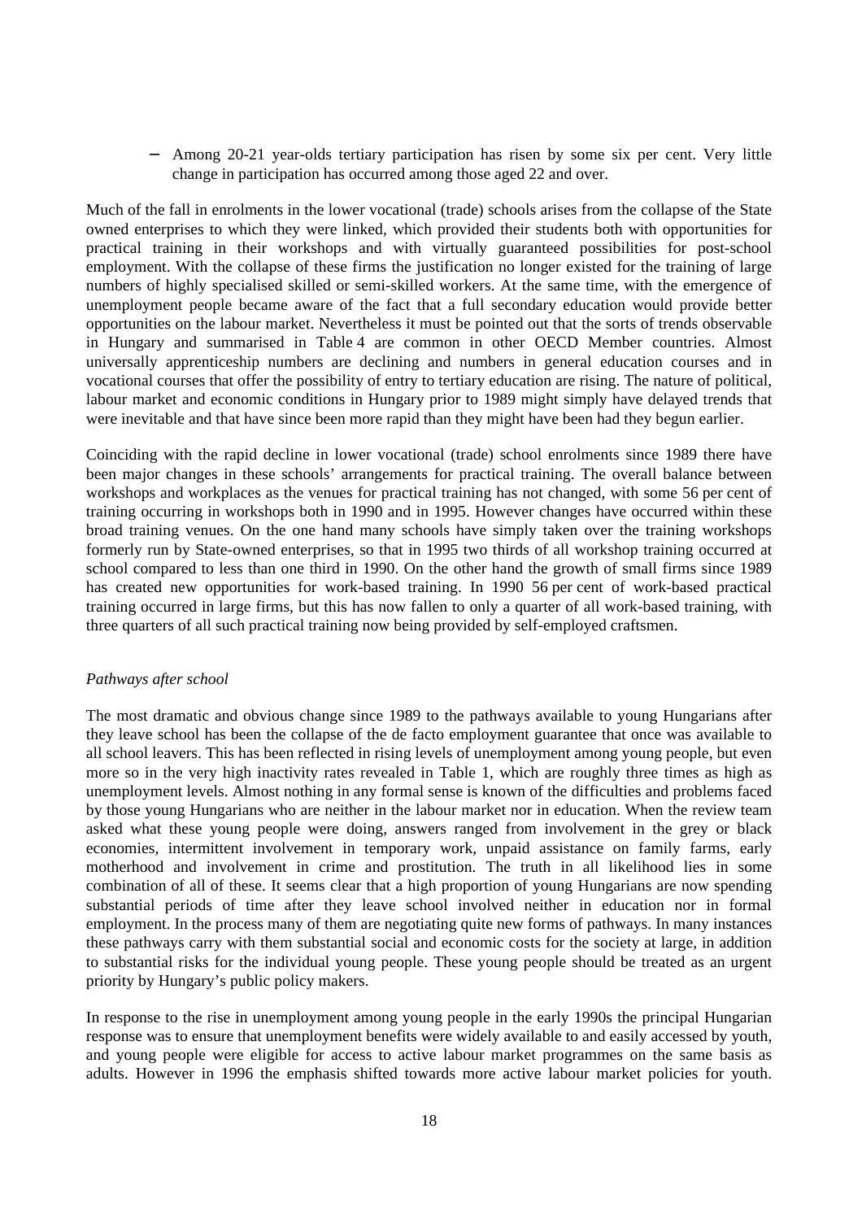- Among 20-21 year-olds tertiary participation has risen by some six per cent. Very little change in participation has occurred among those aged 22 and over.

Much of the fall in enrolments in the lower vocational (trade) schools arises from the collapse of the State owned enterprises to which they were linked, which provided their students both with opportunities for practical training in their workshops and with virtually guaranteed possibilities for post-school employment. With the collapse of these firms the justification no longer existed for the training of large numbers of highly specialised skilled or semi-skilled workers. At the same time, with the emergence of unemployment people became aware of the fact that a full secondary education would provide better opportunities on the labour market. Nevertheless it must be pointed out that the sorts of trends observable in Hungary and summarised in Table 4 are common in other OECD Member countries. Almost universally apprenticeship numbers are declining and numbers in general education courses and in vocational courses that offer the possibility of entry to tertiary education are rising. The nature of political, labour market and economic conditions in Hungary prior to 1989 might simply have delayed trends that were inevitable and that have since been more rapid than they might have been had they begun earlier.

Coinciding with the rapid decline in lower vocational (trade) school enrolments since 1989 there have been major changes in these schools' arrangements for practical training. The overall balance between workshops and workplaces as the venues for practical training has not changed, with some 56 per cent of training occurring in workshops both in 1990 and in 1995. However changes have occurred within these broad training venues. On the one hand many schools have simply taken over the training workshops formerly run by State-owned enterprises, so that in 1995 two thirds of all workshop training occurred at school compared to less than one third in 1990. On the other hand the growth of small firms since 1989 has created new opportunities for work-based training. In 1990 56 per cent of work-based practical training occurred in large firms, but this has now fallen to only a quarter of all work-based training, with three quarters of all such practical training now being provided by self-employed craftsmen.

*Pathways after school*

The most dramatic and obvious change since 1989 to the pathways available to young Hungarians after they leave school has been the collapse of the de facto employment guarantee that once was available to all school leavers. This has been reflected in rising levels of unemployment among young people, but even more so in the very high inactivity rates revealed in Table 1, which are roughly three times as high as unemployment levels. Almost nothing in any formal sense is known of the difficulties and problems faced by those young Hungarians who are neither in the labour market nor in education. When the review team asked what these young people were doing, answers ranged from involvement in the grey or black economies, intermittent involvement in temporary work, unpaid assistance on family farms, early motherhood and involvement in crime and prostitution. The truth in all likelihood lies in some combination of all of these. It seems clear that a high proportion of young Hungarians are now spending substantial periods of time after they leave school involved neither in education nor in formal employment. In the process many of them are negotiating quite new forms of pathways. In many instances these pathways carry with them substantial social and economic costs for the society at large, in addition to substantial risks for the individual young people. These young people should be treated as an urgent priority by Hungary's public policy makers.

In response to the rise in unemployment among young people in the early 1990s the principal Hungarian response was to ensure that unemployment benefits were widely available to and easily accessed by youth, and young people were eligible for access to active labour market programmes on the same basis as adults. However in 1996 the emphasis shifted towards more active labour market policies for youth.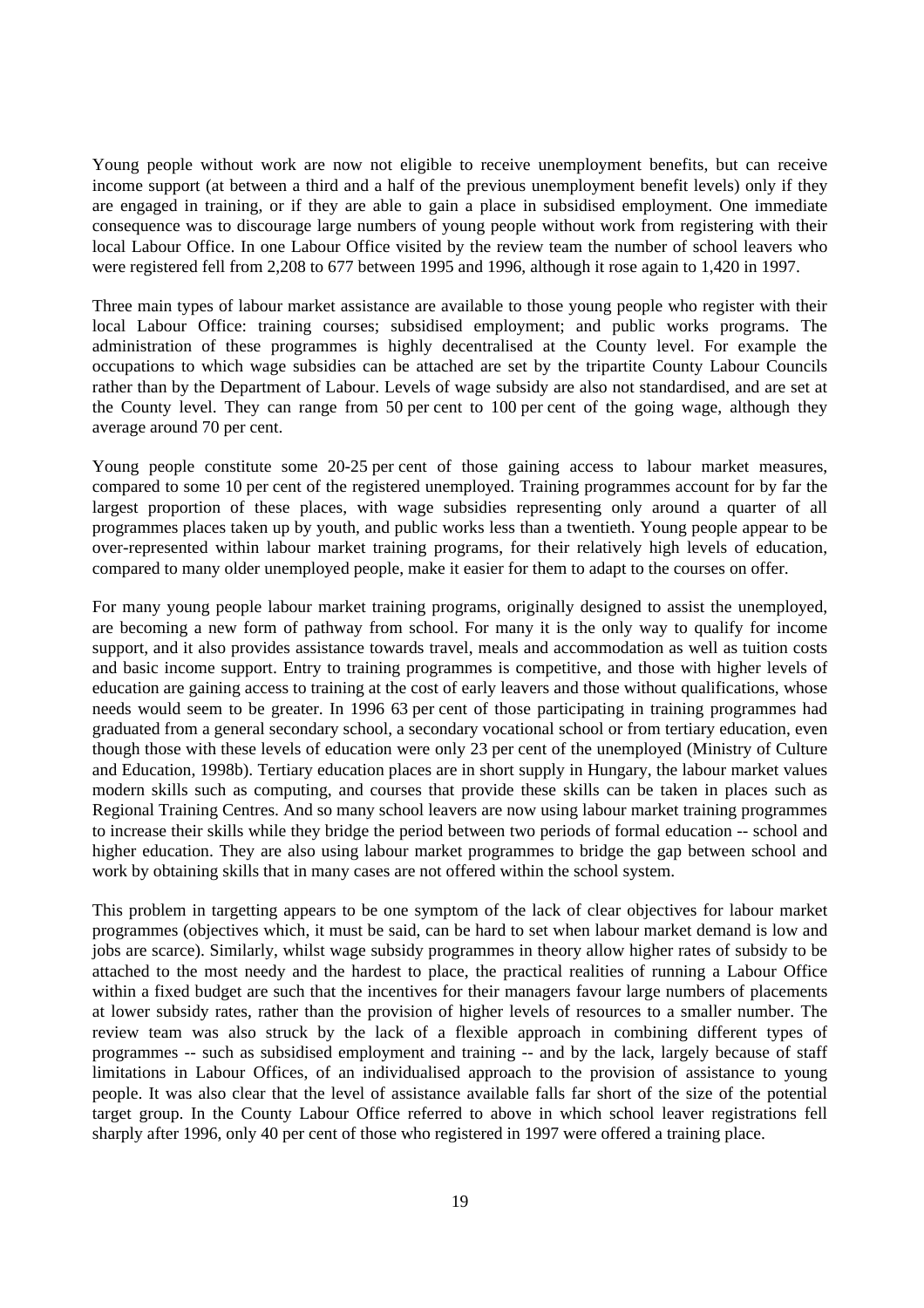Young people without work are now not eligible to receive unemployment benefits, but can receive income support (at between a third and a half of the previous unemployment benefit levels) only if they are engaged in training, or if they are able to gain a place in subsidised employment. One immediate consequence was to discourage large numbers of young people without work from registering with their local Labour Office. In one Labour Office visited by the review team the number of school leavers who were registered fell from 2,208 to 677 between 1995 and 1996, although it rose again to 1,420 in 1997.

Three main types of labour market assistance are available to those young people who register with their local Labour Office: training courses; subsidised employment; and public works programs. The administration of these programmes is highly decentralised at the County level. For example the occupations to which wage subsidies can be attached are set by the tripartite County Labour Councils rather than by the Department of Labour. Levels of wage subsidy are also not standardised, and are set at the County level. They can range from 50 per cent to 100 per cent of the going wage, although they average around 70 per cent.

Young people constitute some 20-25 per cent of those gaining access to labour market measures, compared to some 10 per cent of the registered unemployed. Training programmes account for by far the largest proportion of these places, with wage subsidies representing only around a quarter of all programmes places taken up by youth, and public works less than a twentieth. Young people appear to be over-represented within labour market training programs, for their relatively high levels of education, compared to many older unemployed people, make it easier for them to adapt to the courses on offer.

For many young people labour market training programs, originally designed to assist the unemployed, are becoming a new form of pathway from school. For many it is the only way to qualify for income support, and it also provides assistance towards travel, meals and accommodation as well as tuition costs and basic income support. Entry to training programmes is competitive, and those with higher levels of education are gaining access to training at the cost of early leavers and those without qualifications, whose needs would seem to be greater. In 1996 63 per cent of those participating in training programmes had graduated from a general secondary school, a secondary vocational school or from tertiary education, even though those with these levels of education were only 23 per cent of the unemployed (Ministry of Culture and Education, 1998b). Tertiary education places are in short supply in Hungary, the labour market values modern skills such as computing, and courses that provide these skills can be taken in places such as Regional Training Centres. And so many school leavers are now using labour market training programmes to increase their skills while they bridge the period between two periods of formal education -- school and higher education. They are also using labour market programmes to bridge the gap between school and work by obtaining skills that in many cases are not offered within the school system.

This problem in targetting appears to be one symptom of the lack of clear objectives for labour market programmes (objectives which, it must be said, can be hard to set when labour market demand is low and jobs are scarce). Similarly, whilst wage subsidy programmes in theory allow higher rates of subsidy to be attached to the most needy and the hardest to place, the practical realities of running a Labour Office within a fixed budget are such that the incentives for their managers favour large numbers of placements at lower subsidy rates, rather than the provision of higher levels of resources to a smaller number. The review team was also struck by the lack of a flexible approach in combining different types of programmes -- such as subsidised employment and training -- and by the lack, largely because of staff limitations in Labour Offices, of an individualised approach to the provision of assistance to young people. It was also clear that the level of assistance available falls far short of the size of the potential target group. In the County Labour Office referred to above in which school leaver registrations fell sharply after 1996, only 40 per cent of those who registered in 1997 were offered a training place.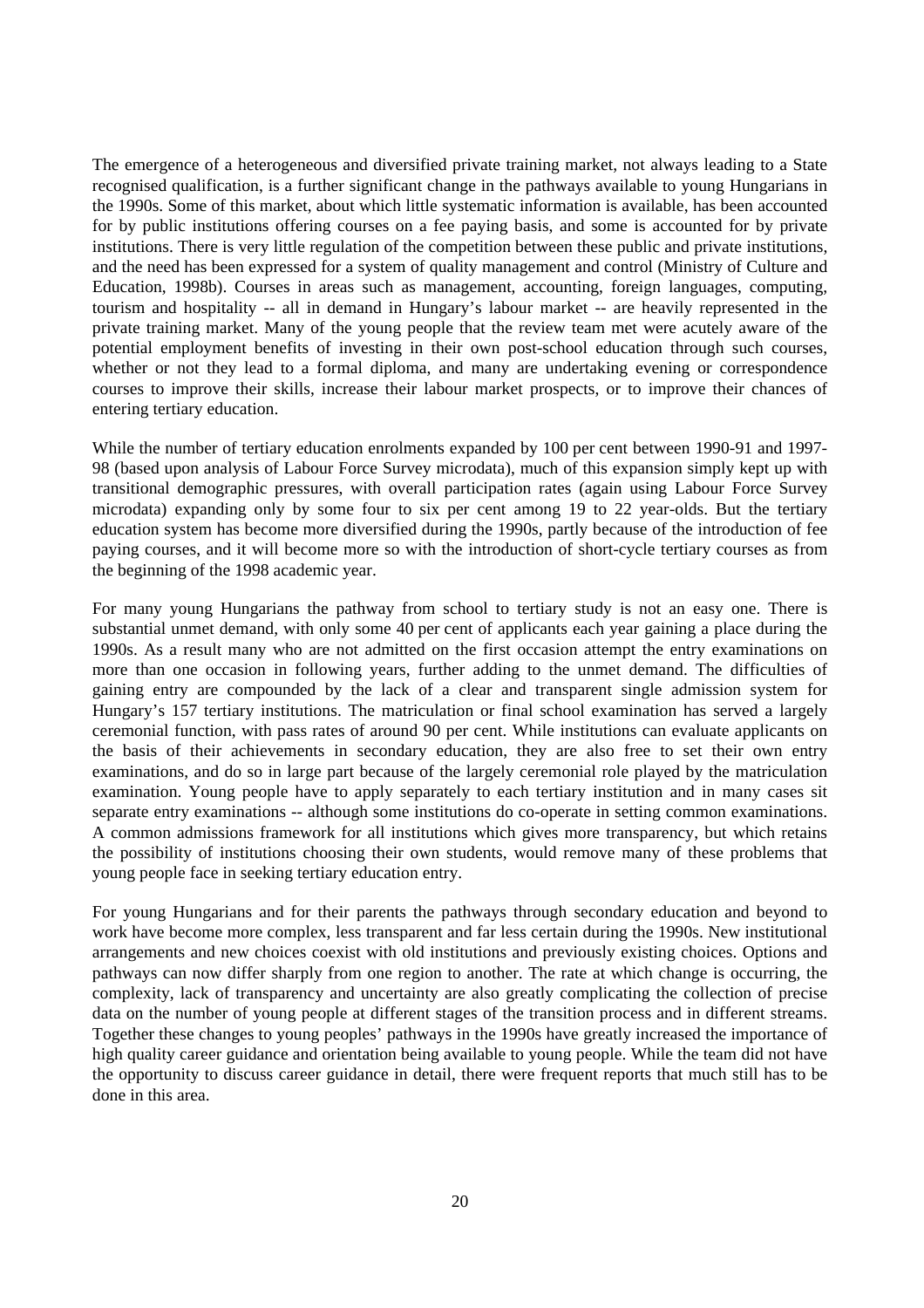The emergence of a heterogeneous and diversified private training market, not always leading to a State recognised qualification, is a further significant change in the pathways available to young Hungarians in the 1990s. Some of this market, about which little systematic information is available, has been accounted for by public institutions offering courses on a fee paying basis, and some is accounted for by private institutions. There is very little regulation of the competition between these public and private institutions, and the need has been expressed for a system of quality management and control (Ministry of Culture and Education, 1998b). Courses in areas such as management, accounting, foreign languages, computing, tourism and hospitality -- all in demand in Hungary's labour market -- are heavily represented in the private training market. Many of the young people that the review team met were acutely aware of the potential employment benefits of investing in their own post-school education through such courses, whether or not they lead to a formal diploma, and many are undertaking evening or correspondence courses to improve their skills, increase their labour market prospects, or to improve their chances of entering tertiary education.

While the number of tertiary education enrolments expanded by 100 per cent between 1990-91 and 1997-98 (based upon analysis of Labour Force Survey microdata), much of this expansion simply kept up with transitional demographic pressures, with overall participation rates (again using Labour Force Survey microdata) expanding only by some four to six per cent among 19 to 22 year-olds. But the tertiary education system has become more diversified during the 1990s, partly because of the introduction of fee paying courses, and it will become more so with the introduction of short-cycle tertiary courses as from the beginning of the 1998 academic year.

For many young Hungarians the pathway from school to tertiary study is not an easy one. There is substantial unmet demand, with only some 40 per cent of applicants each year gaining a place during the 1990s. As a result many who are not admitted on the first occasion attempt the entry examinations on more than one occasion in following years, further adding to the unmet demand. The difficulties of gaining entry are compounded by the lack of a clear and transparent single admission system for Hungary's 157 tertiary institutions. The matriculation or final school examination has served a largely ceremonial function, with pass rates of around 90 per cent. While institutions can evaluate applicants on the basis of their achievements in secondary education, they are also free to set their own entry examinations, and do so in large part because of the largely ceremonial role played by the matriculation examination. Young people have to apply separately to each tertiary institution and in many cases sit separate entry examinations -- although some institutions do co-operate in setting common examinations. A common admissions framework for all institutions which gives more transparency, but which retains the possibility of institutions choosing their own students, would remove many of these problems that young people face in seeking tertiary education entry.

For young Hungarians and for their parents the pathways through secondary education and beyond to work have become more complex, less transparent and far less certain during the 1990s. New institutional arrangements and new choices coexist with old institutions and previously existing choices. Options and pathways can now differ sharply from one region to another. The rate at which change is occurring, the complexity, lack of transparency and uncertainty are also greatly complicating the collection of precise data on the number of young people at different stages of the transition process and in different streams. Together these changes to young peoples' pathways in the 1990s have greatly increased the importance of high quality career guidance and orientation being available to young people. While the team did not have the opportunity to discuss career guidance in detail, there were frequent reports that much still has to be done in this area.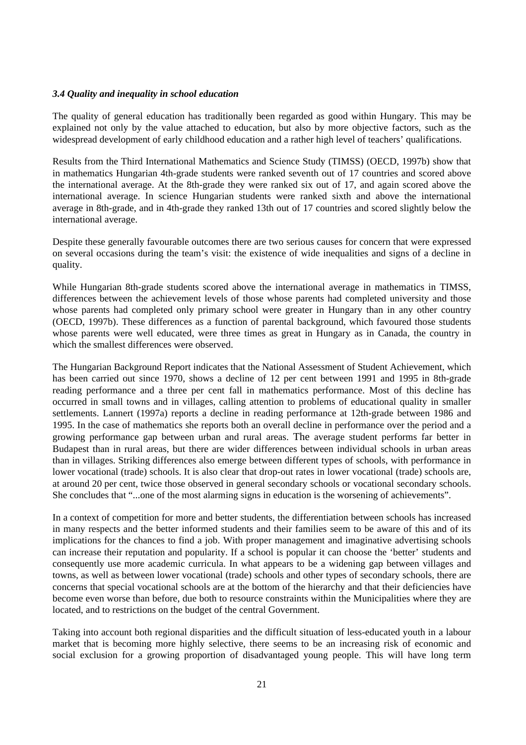### *3.4 Quality and inequality in school education*

The quality of general education has traditionally been regarded as good within Hungary. This may be explained not only by the value attached to education, but also by more objective factors, such as the widespread development of early childhood education and a rather high level of teachers' qualifications.

Results from the Third International Mathematics and Science Study (TIMSS) (OECD, 1997b) show that in mathematics Hungarian 4th-grade students were ranked seventh out of 17 countries and scored above the international average. At the 8th-grade they were ranked six out of 17, and again scored above the international average. In science Hungarian students were ranked sixth and above the international average in 8th-grade, and in 4th-grade they ranked 13th out of 17 countries and scored slightly below the international average.

Despite these generally favourable outcomes there are two serious causes for concern that were expressed on several occasions during the team's visit: the existence of wide inequalities and signs of a decline in quality.

While Hungarian 8th-grade students scored above the international average in mathematics in TIMSS, differences between the achievement levels of those whose parents had completed university and those whose parents had completed only primary school were greater in Hungary than in any other country (OECD, 1997b). These differences as a function of parental background, which favoured those students whose parents were well educated, were three times as great in Hungary as in Canada, the country in which the smallest differences were observed.

The Hungarian Background Report indicates that the National Assessment of Student Achievement, which has been carried out since 1970, shows a decline of 12 per cent between 1991 and 1995 in 8th-grade reading performance and a three per cent fall in mathematics performance. Most of this decline has occurred in small towns and in villages, calling attention to problems of educational quality in smaller settlements. Lannert (1997a) reports a decline in reading performance at 12th-grade between 1986 and 1995. In the case of mathematics she reports both an overall decline in performance over the period and a growing performance gap between urban and rural areas. The average student performs far better in Budapest than in rural areas, but there are wider differences between individual schools in urban areas than in villages. Striking differences also emerge between different types of schools, with performance in lower vocational (trade) schools. It is also clear that drop-out rates in lower vocational (trade) schools are, at around 20 per cent, twice those observed in general secondary schools or vocational secondary schools. She concludes that "...one of the most alarming signs in education is the worsening of achievements".

In a context of competition for more and better students, the differentiation between schools has increased in many respects and the better informed students and their families seem to be aware of this and of its implications for the chances to find a job. With proper management and imaginative advertising schools can increase their reputation and popularity. If a school is popular it can choose the 'better' students and consequently use more academic curricula. In what appears to be a widening gap between villages and towns, as well as between lower vocational (trade) schools and other types of secondary schools, there are concerns that special vocational schools are at the bottom of the hierarchy and that their deficiencies have become even worse than before, due both to resource constraints within the Municipalities where they are located, and to restrictions on the budget of the central Government.

Taking into account both regional disparities and the difficult situation of less-educated youth in a labour market that is becoming more highly selective, there seems to be an increasing risk of economic and social exclusion for a growing proportion of disadvantaged young people. This will have long term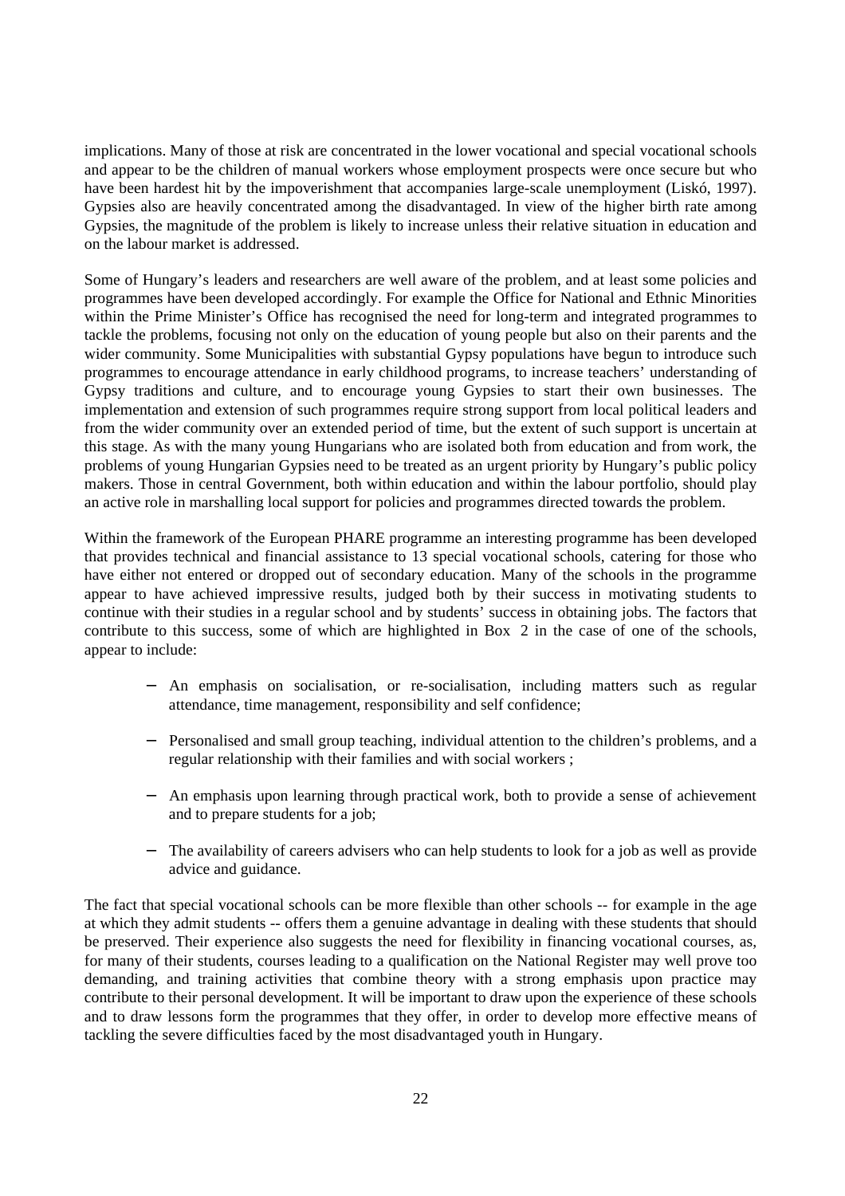implications. Many of those at risk are concentrated in the lower vocational and special vocational schools and appear to be the children of manual workers whose employment prospects were once secure but who have been hardest hit by the impoverishment that accompanies large-scale unemployment (Liskó, 1997). Gypsies also are heavily concentrated among the disadvantaged. In view of the higher birth rate among Gypsies, the magnitude of the problem is likely to increase unless their relative situation in education and on the labour market is addressed.

Some of Hungary's leaders and researchers are well aware of the problem, and at least some policies and programmes have been developed accordingly. For example the Office for National and Ethnic Minorities within the Prime Minister's Office has recognised the need for long-term and integrated programmes to tackle the problems, focusing not only on the education of young people but also on their parents and the wider community. Some Municipalities with substantial Gypsy populations have begun to introduce such programmes to encourage attendance in early childhood programs, to increase teachers' understanding of Gypsy traditions and culture, and to encourage young Gypsies to start their own businesses. The implementation and extension of such programmes require strong support from local political leaders and from the wider community over an extended period of time, but the extent of such support is uncertain at this stage. As with the many young Hungarians who are isolated both from education and from work, the problems of young Hungarian Gypsies need to be treated as an urgent priority by Hungary's public policy makers. Those in central Government, both within education and within the labour portfolio, should play an active role in marshalling local support for policies and programmes directed towards the problem.

Within the framework of the European PHARE programme an interesting programme has been developed that provides technical and financial assistance to 13 special vocational schools, catering for those who have either not entered or dropped out of secondary education. Many of the schools in the programme appear to have achieved impressive results, judged both by their success in motivating students to continue with their studies in a regular school and by students' success in obtaining jobs. The factors that contribute to this success, some of which are highlighted in Box 2 in the case of one of the schools, appear to include:

- An emphasis on socialisation, or re-socialisation, including matters such as regular attendance, time management, responsibility and self confidence;
- Personalised and small group teaching, individual attention to the children's problems, and a regular relationship with their families and with social workers ;
- An emphasis upon learning through practical work, both to provide a sense of achievement and to prepare students for a job;
- The availability of careers advisers who can help students to look for a job as well as provide advice and guidance.

The fact that special vocational schools can be more flexible than other schools -- for example in the age at which they admit students -- offers them a genuine advantage in dealing with these students that should be preserved. Their experience also suggests the need for flexibility in financing vocational courses, as, for many of their students, courses leading to a qualification on the National Register may well prove too demanding, and training activities that combine theory with a strong emphasis upon practice may contribute to their personal development. It will be important to draw upon the experience of these schools and to draw lessons form the programmes that they offer, in order to develop more effective means of tackling the severe difficulties faced by the most disadvantaged youth in Hungary.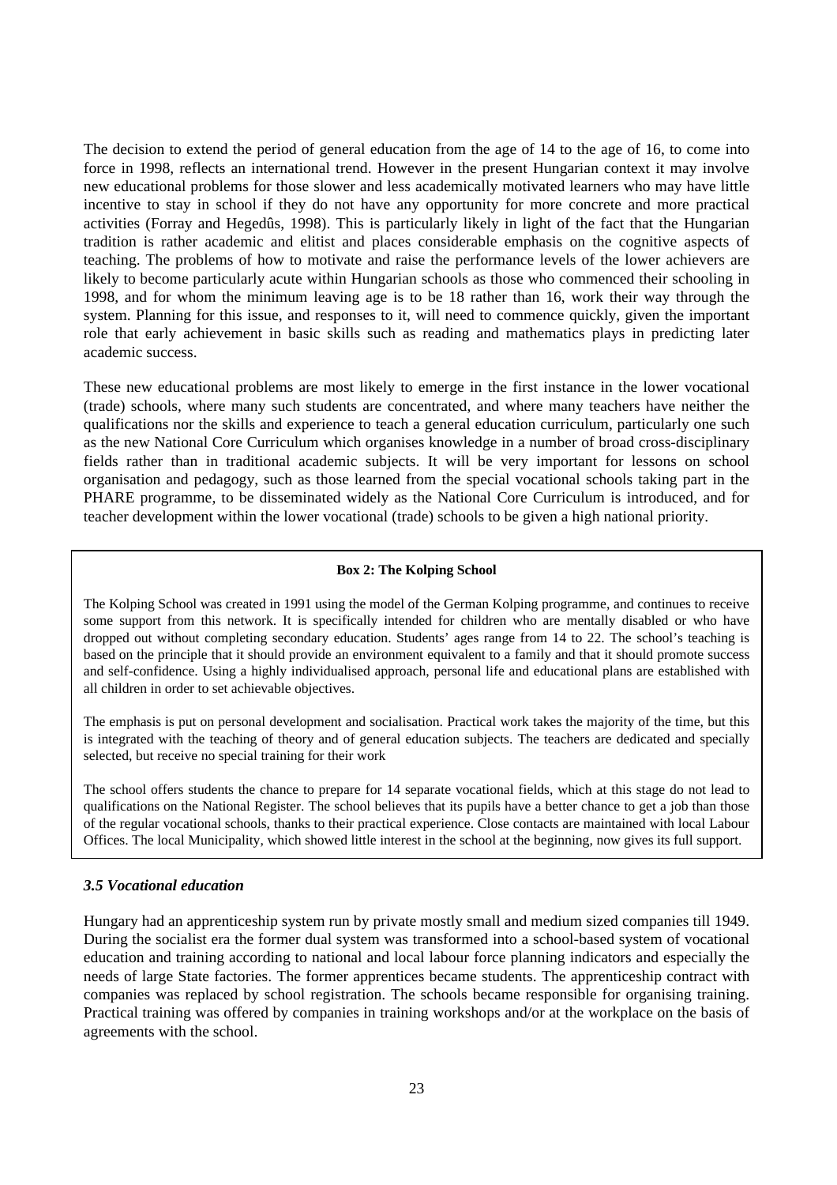The decision to extend the period of general education from the age of 14 to the age of 16, to come into force in 1998, reflects an international trend. However in the present Hungarian context it may involve new educational problems for those slower and less academically motivated learners who may have little incentive to stay in school if they do not have any opportunity for more concrete and more practical activities (Forray and Hegedûs, 1998). This is particularly likely in light of the fact that the Hungarian tradition is rather academic and elitist and places considerable emphasis on the cognitive aspects of teaching. The problems of how to motivate and raise the performance levels of the lower achievers are likely to become particularly acute within Hungarian schools as those who commenced their schooling in 1998, and for whom the minimum leaving age is to be 18 rather than 16, work their way through the system. Planning for this issue, and responses to it, will need to commence quickly, given the important role that early achievement in basic skills such as reading and mathematics plays in predicting later academic success.

These new educational problems are most likely to emerge in the first instance in the lower vocational (trade) schools, where many such students are concentrated, and where many teachers have neither the qualifications nor the skills and experience to teach a general education curriculum, particularly one such as the new National Core Curriculum which organises knowledge in a number of broad cross-disciplinary fields rather than in traditional academic subjects. It will be very important for lessons on school organisation and pedagogy, such as those learned from the special vocational schools taking part in the PHARE programme, to be disseminated widely as the National Core Curriculum is introduced, and for teacher development within the lower vocational (trade) schools to be given a high national priority.

**Box 2: The Kolping School**

The Kolping School was created in 1991 using the model of the German Kolping programme, and continues to receive some support from this network. It is specifically intended for children who are mentally disabled or who have dropped out without completing secondary education. Students' ages range from 14 to 22. The school's teaching is based on the principle that it should provide an environment equivalent to a family and that it should promote success and self-confidence. Using a highly individualised approach, personal life and educational plans are established with all children in order to set achievable objectives.

The emphasis is put on personal development and socialisation. Practical work takes the majority of the time, but this is integrated with the teaching of theory and of general education subjects. The teachers are dedicated and specially selected, but receive no special training for their work

The school offers students the chance to prepare for 14 separate vocational fields, which at this stage do not lead to qualifications on the National Register. The school believes that its pupils have a better chance to get a job than those of the regular vocational schools, thanks to their practical experience. Close contacts are maintained with local Labour Offices. The local Municipality, which showed little interest in the school at the beginning, now gives its full support.

### *3.5 Vocational education*

Hungary had an apprenticeship system run by private mostly small and medium sized companies till 1949. During the socialist era the former dual system was transformed into a school-based system of vocational education and training according to national and local labour force planning indicators and especially the needs of large State factories. The former apprentices became students. The apprenticeship contract with companies was replaced by school registration. The schools became responsible for organising training. Practical training was offered by companies in training workshops and/or at the workplace on the basis of agreements with the school.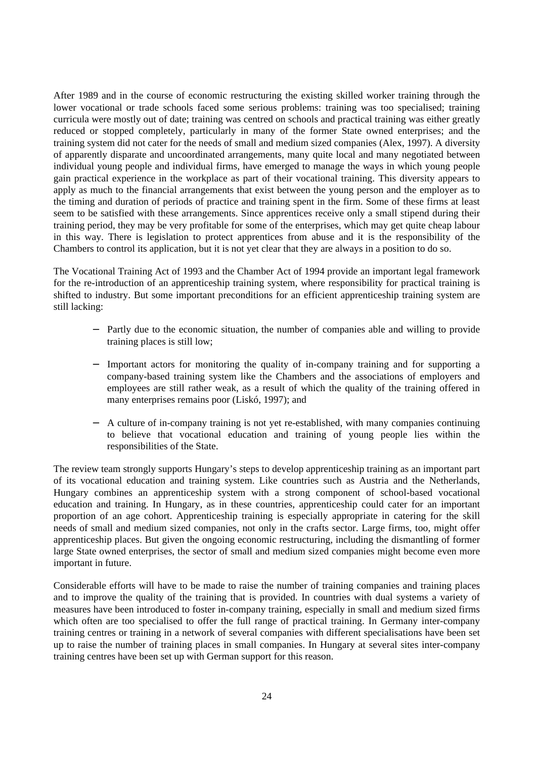After 1989 and in the course of economic restructuring the existing skilled worker training through the lower vocational or trade schools faced some serious problems: training was too specialised; training curricula were mostly out of date; training was centred on schools and practical training was either greatly reduced or stopped completely, particularly in many of the former State owned enterprises; and the training system did not cater for the needs of small and medium sized companies (Alex, 1997). A diversity of apparently disparate and uncoordinated arrangements, many quite local and many negotiated between individual young people and individual firms, have emerged to manage the ways in which young people gain practical experience in the workplace as part of their vocational training. This diversity appears to apply as much to the financial arrangements that exist between the young person and the employer as to the timing and duration of periods of practice and training spent in the firm. Some of these firms at least seem to be satisfied with these arrangements. Since apprentices receive only a small stipend during their training period, they may be very profitable for some of the enterprises, which may get quite cheap labour in this way. There is legislation to protect apprentices from abuse and it is the responsibility of the Chambers to control its application, but it is not yet clear that they are always in a position to do so.

The Vocational Training Act of 1993 and the Chamber Act of 1994 provide an important legal framework for the re-introduction of an apprenticeship training system, where responsibility for practical training is shifted to industry. But some important preconditions for an efficient apprenticeship training system are still lacking:

- Partly due to the economic situation, the number of companies able and willing to provide training places is still low;
- Important actors for monitoring the quality of in-company training and for supporting a company-based training system like the Chambers and the associations of employers and employees are still rather weak, as a result of which the quality of the training offered in many enterprises remains poor (Liskó, 1997); and
- A culture of in-company training is not yet re-established, with many companies continuing to believe that vocational education and training of young people lies within the responsibilities of the State.

The review team strongly supports Hungary's steps to develop apprenticeship training as an important part of its vocational education and training system. Like countries such as Austria and the Netherlands, Hungary combines an apprenticeship system with a strong component of school-based vocational education and training. In Hungary, as in these countries, apprenticeship could cater for an important proportion of an age cohort. Apprenticeship training is especially appropriate in catering for the skill needs of small and medium sized companies, not only in the crafts sector. Large firms, too, might offer apprenticeship places. But given the ongoing economic restructuring, including the dismantling of former large State owned enterprises, the sector of small and medium sized companies might become even more important in future.

Considerable efforts will have to be made to raise the number of training companies and training places and to improve the quality of the training that is provided. In countries with dual systems a variety of measures have been introduced to foster in-company training, especially in small and medium sized firms which often are too specialised to offer the full range of practical training. In Germany inter-company training centres or training in a network of several companies with different specialisations have been set up to raise the number of training places in small companies. In Hungary at several sites inter-company training centres have been set up with German support for this reason.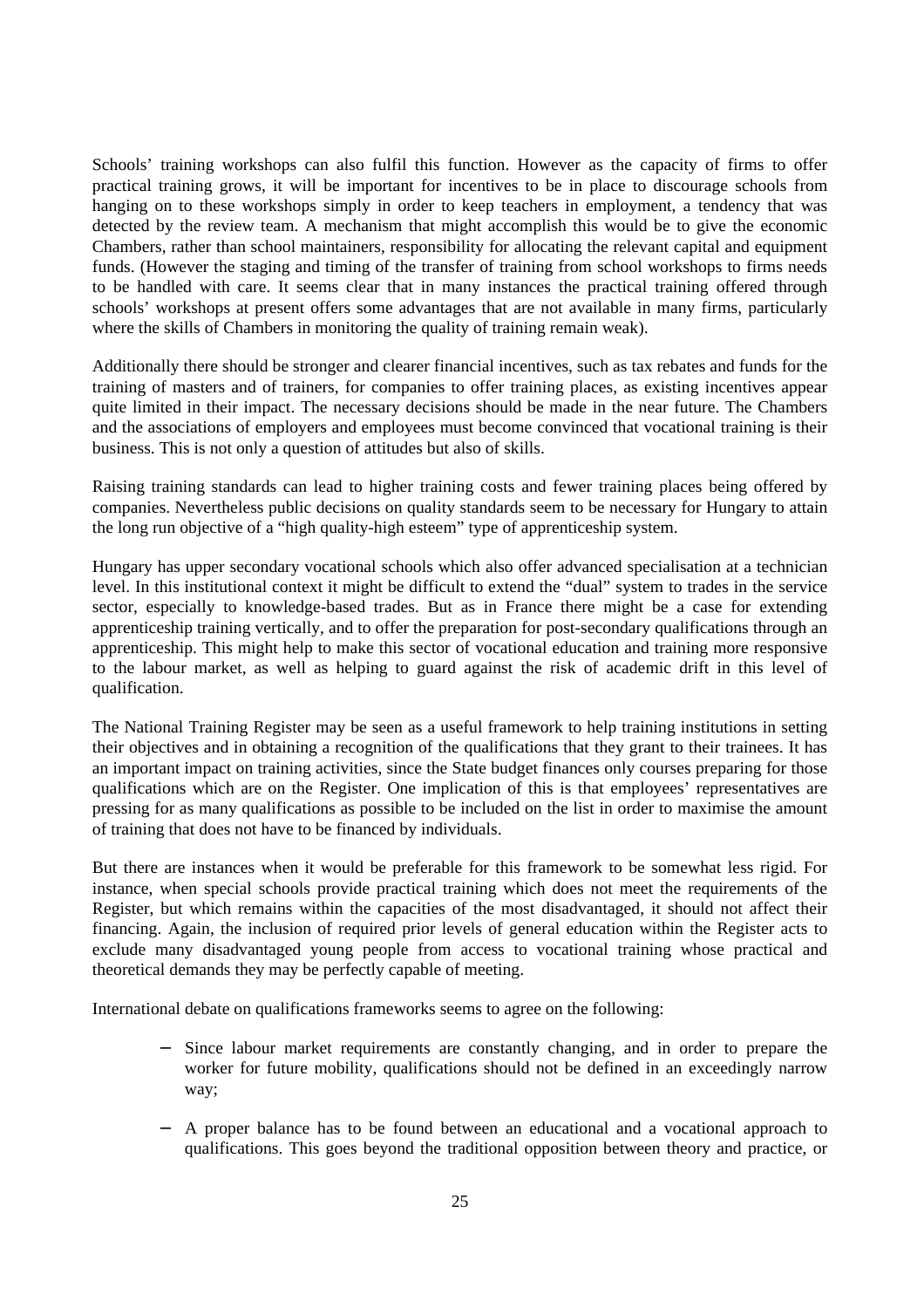Schools' training workshops can also fulfil this function. However as the capacity of firms to offer practical training grows, it will be important for incentives to be in place to discourage schools from hanging on to these workshops simply in order to keep teachers in employment, a tendency that was detected by the review team. A mechanism that might accomplish this would be to give the economic Chambers, rather than school maintainers, responsibility for allocating the relevant capital and equipment funds. (However the staging and timing of the transfer of training from school workshops to firms needs to be handled with care. It seems clear that in many instances the practical training offered through schools' workshops at present offers some advantages that are not available in many firms, particularly where the skills of Chambers in monitoring the quality of training remain weak).

Additionally there should be stronger and clearer financial incentives, such as tax rebates and funds for the training of masters and of trainers, for companies to offer training places, as existing incentives appear quite limited in their impact. The necessary decisions should be made in the near future. The Chambers and the associations of employers and employees must become convinced that vocational training is their business. This is not only a question of attitudes but also of skills.

Raising training standards can lead to higher training costs and fewer training places being offered by companies. Nevertheless public decisions on quality standards seem to be necessary for Hungary to attain the long run objective of a "high quality-high esteem" type of apprenticeship system.

Hungary has upper secondary vocational schools which also offer advanced specialisation at a technician level. In this institutional context it might be difficult to extend the "dual" system to trades in the service sector, especially to knowledge-based trades. But as in France there might be a case for extending apprenticeship training vertically, and to offer the preparation for post-secondary qualifications through an apprenticeship. This might help to make this sector of vocational education and training more responsive to the labour market, as well as helping to guard against the risk of academic drift in this level of qualification.

The National Training Register may be seen as a useful framework to help training institutions in setting their objectives and in obtaining a recognition of the qualifications that they grant to their trainees. It has an important impact on training activities, since the State budget finances only courses preparing for those qualifications which are on the Register. One implication of this is that employees' representatives are pressing for as many qualifications as possible to be included on the list in order to maximise the amount of training that does not have to be financed by individuals.

But there are instances when it would be preferable for this framework to be somewhat less rigid. For instance, when special schools provide practical training which does not meet the requirements of the Register, but which remains within the capacities of the most disadvantaged, it should not affect their financing. Again, the inclusion of required prior levels of general education within the Register acts to exclude many disadvantaged young people from access to vocational training whose practical and theoretical demands they may be perfectly capable of meeting.

International debate on qualifications frameworks seems to agree on the following:

- Since labour market requirements are constantly changing, and in order to prepare the worker for future mobility, qualifications should not be defined in an exceedingly narrow way;

- A proper balance has to be found between an educational and a vocational approach to qualifications. This goes beyond the traditional opposition between theory and practice, or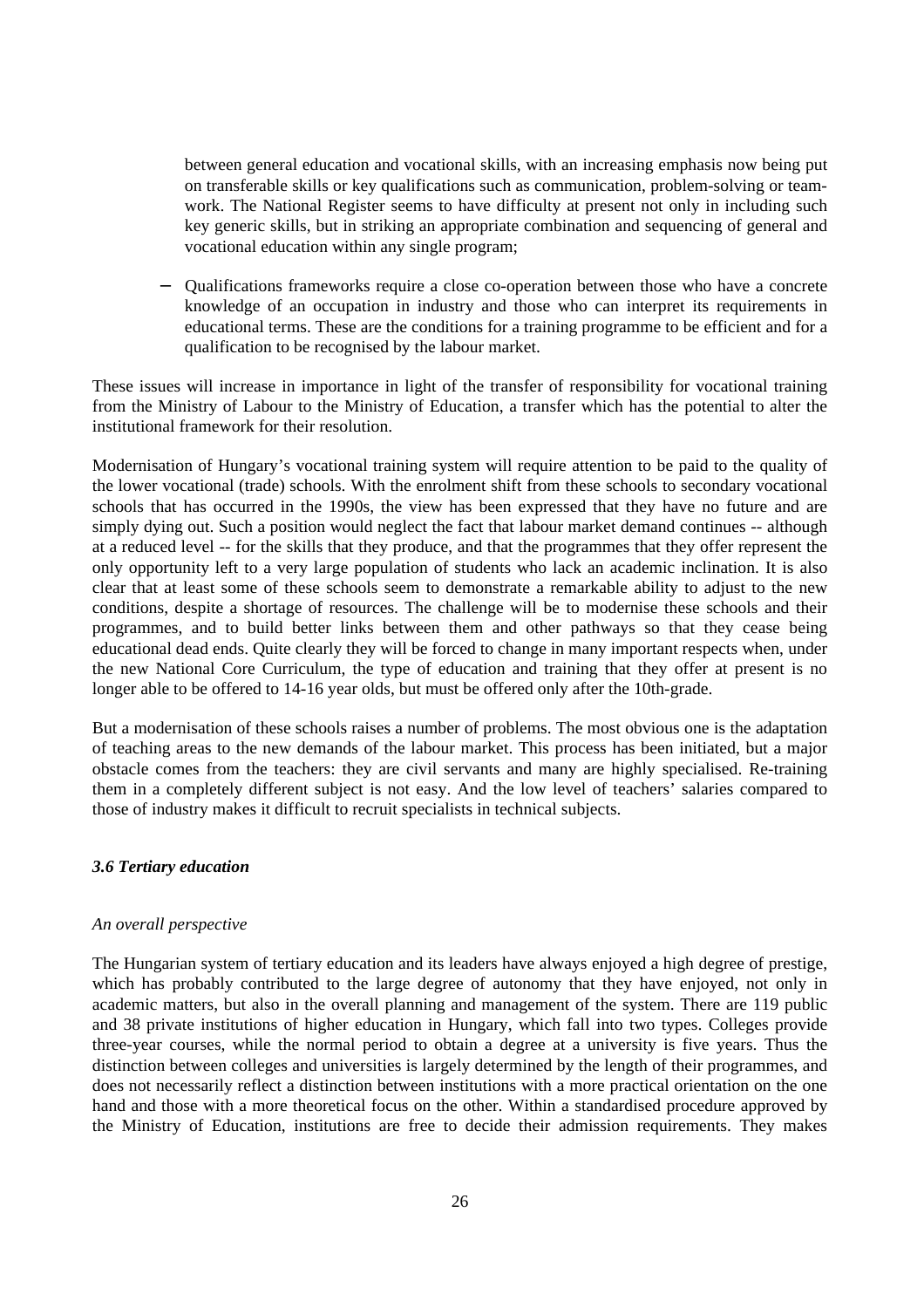between general education and vocational skills, with an increasing emphasis now being put on transferable skills or key qualifications such as communication, problem-solving or team-work. The National Register seems to have difficulty at present not only in including such key generic skills, but in striking an appropriate combination and sequencing of general and vocational education within any single program;

- Qualifications frameworks require a close co-operation between those who have a concrete knowledge of an occupation in industry and those who can interpret its requirements in educational terms. These are the conditions for a training programme to be efficient and for a qualification to be recognised by the labour market.

These issues will increase in importance in light of the transfer of responsibility for vocational training from the Ministry of Labour to the Ministry of Education, a transfer which has the potential to alter the institutional framework for their resolution.

Modernisation of Hungary's vocational training system will require attention to be paid to the quality of the lower vocational (trade) schools. With the enrolment shift from these schools to secondary vocational schools that has occurred in the 1990s, the view has been expressed that they have no future and are simply dying out. Such a position would neglect the fact that labour market demand continues -- although at a reduced level -- for the skills that they produce, and that the programmes that they offer represent the only opportunity left to a very large population of students who lack an academic inclination. It is also clear that at least some of these schools seem to demonstrate a remarkable ability to adjust to the new conditions, despite a shortage of resources. The challenge will be to modernise these schools and their programmes, and to build better links between them and other pathways so that they cease being educational dead ends. Quite clearly they will be forced to change in many important respects when, under the new National Core Curriculum, the type of education and training that they offer at present is no longer able to be offered to 14-16 year olds, but must be offered only after the 10th-grade.

But a modernisation of these schools raises a number of problems. The most obvious one is the adaptation of teaching areas to the new demands of the labour market. This process has been initiated, but a major obstacle comes from the teachers: they are civil servants and many are highly specialised. Re-training them in a completely different subject is not easy. And the low level of teachers' salaries compared to those of industry makes it difficult to recruit specialists in technical subjects.

### *3.6 Tertiary education*

*An overall perspective*

The Hungarian system of tertiary education and its leaders have always enjoyed a high degree of prestige, which has probably contributed to the large degree of autonomy that they have enjoyed, not only in academic matters, but also in the overall planning and management of the system. There are 119 public and 38 private institutions of higher education in Hungary, which fall into two types. Colleges provide three-year courses, while the normal period to obtain a degree at a university is five years. Thus the distinction between colleges and universities is largely determined by the length of their programmes, and does not necessarily reflect a distinction between institutions with a more practical orientation on the one hand and those with a more theoretical focus on the other. Within a standardised procedure approved by the Ministry of Education, institutions are free to decide their admission requirements. They makes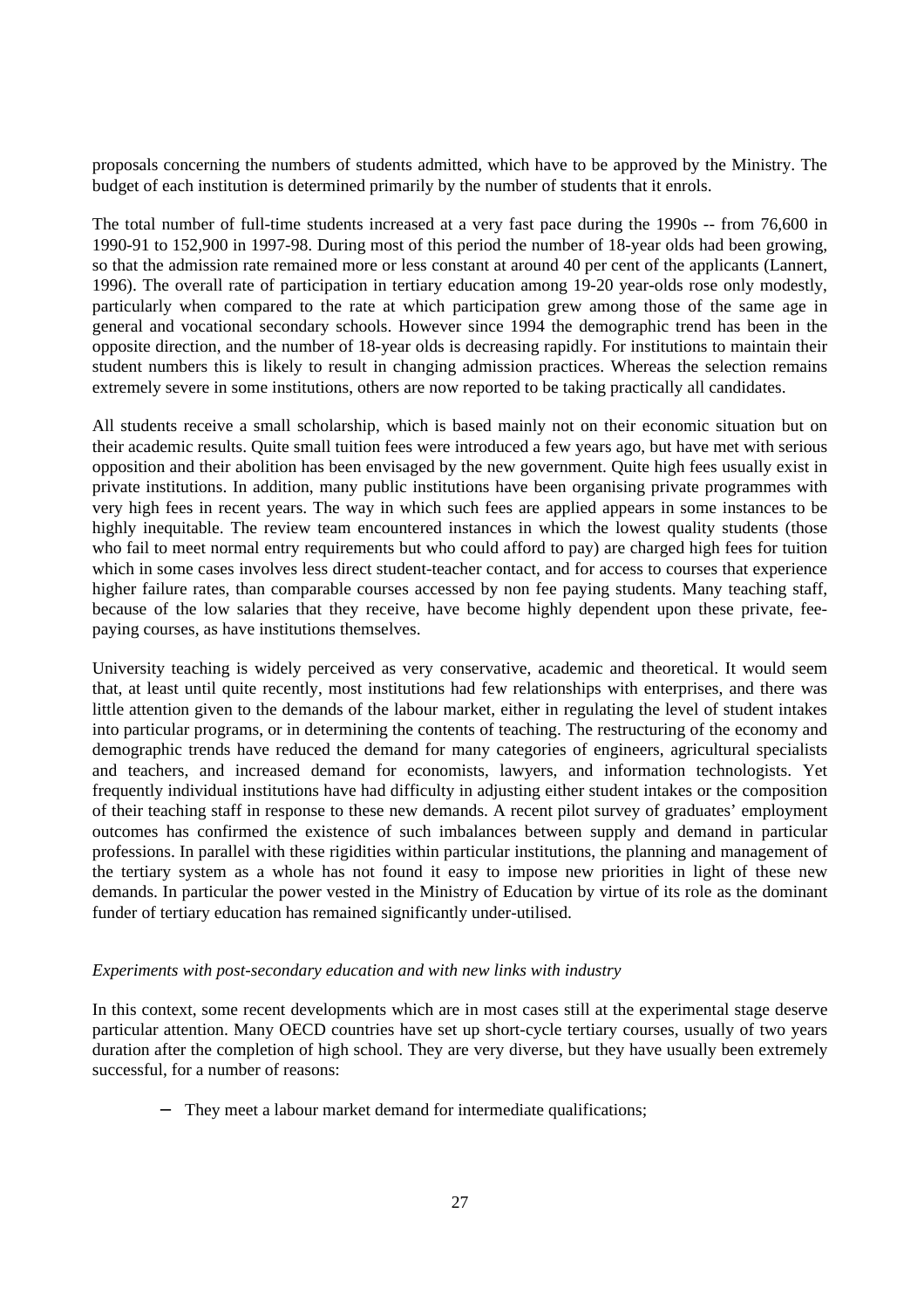proposals concerning the numbers of students admitted, which have to be approved by the Ministry. The budget of each institution is determined primarily by the number of students that it enrols.

The total number of full-time students increased at a very fast pace during the 1990s -- from 76,600 in 1990-91 to 152,900 in 1997-98. During most of this period the number of 18-year olds had been growing, so that the admission rate remained more or less constant at around 40 per cent of the applicants (Lannert, 1996). The overall rate of participation in tertiary education among 19-20 year-olds rose only modestly, particularly when compared to the rate at which participation grew among those of the same age in general and vocational secondary schools. However since 1994 the demographic trend has been in the opposite direction, and the number of 18-year olds is decreasing rapidly. For institutions to maintain their student numbers this is likely to result in changing admission practices. Whereas the selection remains extremely severe in some institutions, others are now reported to be taking practically all candidates.

All students receive a small scholarship, which is based mainly not on their economic situation but on their academic results. Quite small tuition fees were introduced a few years ago, but have met with serious opposition and their abolition has been envisaged by the new government. Quite high fees usually exist in private institutions. In addition, many public institutions have been organising private programmes with very high fees in recent years. The way in which such fees are applied appears in some instances to be highly inequitable. The review team encountered instances in which the lowest quality students (those who fail to meet normal entry requirements but who could afford to pay) are charged high fees for tuition which in some cases involves less direct student-teacher contact, and for access to courses that experience higher failure rates, than comparable courses accessed by non fee paying students. Many teaching staff, because of the low salaries that they receive, have become highly dependent upon these private, fee-paying courses, as have institutions themselves.

University teaching is widely perceived as very conservative, academic and theoretical. It would seem that, at least until quite recently, most institutions had few relationships with enterprises, and there was little attention given to the demands of the labour market, either in regulating the level of student intakes into particular programs, or in determining the contents of teaching. The restructuring of the economy and demographic trends have reduced the demand for many categories of engineers, agricultural specialists and teachers, and increased demand for economists, lawyers, and information technologists. Yet frequently individual institutions have had difficulty in adjusting either student intakes or the composition of their teaching staff in response to these new demands. A recent pilot survey of graduates' employment outcomes has confirmed the existence of such imbalances between supply and demand in particular professions. In parallel with these rigidities within particular institutions, the planning and management of the tertiary system as a whole has not found it easy to impose new priorities in light of these new demands. In particular the power vested in the Ministry of Education by virtue of its role as the dominant funder of tertiary education has remained significantly under-utilised.

*Experiments with post-secondary education and with new links with industry*

In this context, some recent developments which are in most cases still at the experimental stage deserve particular attention. Many OECD countries have set up short-cycle tertiary courses, usually of two years duration after the completion of high school. They are very diverse, but they have usually been extremely successful, for a number of reasons:

- They meet a labour market demand for intermediate qualifications;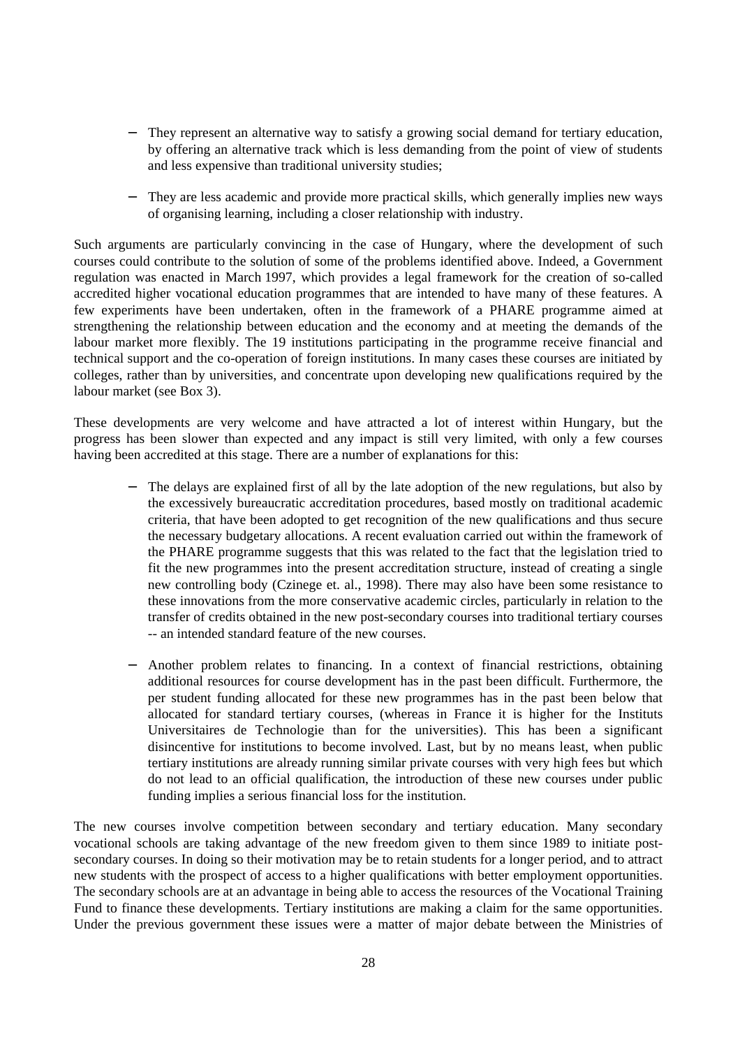- They represent an alternative way to satisfy a growing social demand for tertiary education, by offering an alternative track which is less demanding from the point of view of students and less expensive than traditional university studies;

- They are less academic and provide more practical skills, which generally implies new ways of organising learning, including a closer relationship with industry.

Such arguments are particularly convincing in the case of Hungary, where the development of such courses could contribute to the solution of some of the problems identified above. Indeed, a Government regulation was enacted in March 1997, which provides a legal framework for the creation of so-called accredited higher vocational education programmes that are intended to have many of these features. A few experiments have been undertaken, often in the framework of a PHARE programme aimed at strengthening the relationship between education and the economy and at meeting the demands of the labour market more flexibly. The 19 institutions participating in the programme receive financial and technical support and the co-operation of foreign institutions. In many cases these courses are initiated by colleges, rather than by universities, and concentrate upon developing new qualifications required by the labour market (see Box 3).

These developments are very welcome and have attracted a lot of interest within Hungary, but the progress has been slower than expected and any impact is still very limited, with only a few courses having been accredited at this stage. There are a number of explanations for this:

- The delays are explained first of all by the late adoption of the new regulations, but also by the excessively bureaucratic accreditation procedures, based mostly on traditional academic criteria, that have been adopted to get recognition of the new qualifications and thus secure the necessary budgetary allocations. A recent evaluation carried out within the framework of the PHARE programme suggests that this was related to the fact that the legislation tried to fit the new programmes into the present accreditation structure, instead of creating a single new controlling body (Czinege et. al., 1998). There may also have been some resistance to these innovations from the more conservative academic circles, particularly in relation to the transfer of credits obtained in the new post-secondary courses into traditional tertiary courses -- an intended standard feature of the new courses.

- Another problem relates to financing. In a context of financial restrictions, obtaining additional resources for course development has in the past been difficult. Furthermore, the per student funding allocated for these new programmes has in the past been below that allocated for standard tertiary courses, (whereas in France it is higher for the Instituts Universitaires de Technologie than for the universities). This has been a significant disincentive for institutions to become involved. Last, but by no means least, when public tertiary institutions are already running similar private courses with very high fees but which do not lead to an official qualification, the introduction of these new courses under public funding implies a serious financial loss for the institution.

The new courses involve competition between secondary and tertiary education. Many secondary vocational schools are taking advantage of the new freedom given to them since 1989 to initiate post-secondary courses. In doing so their motivation may be to retain students for a longer period, and to attract new students with the prospect of access to a higher qualifications with better employment opportunities. The secondary schools are at an advantage in being able to access the resources of the Vocational Training Fund to finance these developments. Tertiary institutions are making a claim for the same opportunities. Under the previous government these issues were a matter of major debate between the Ministries of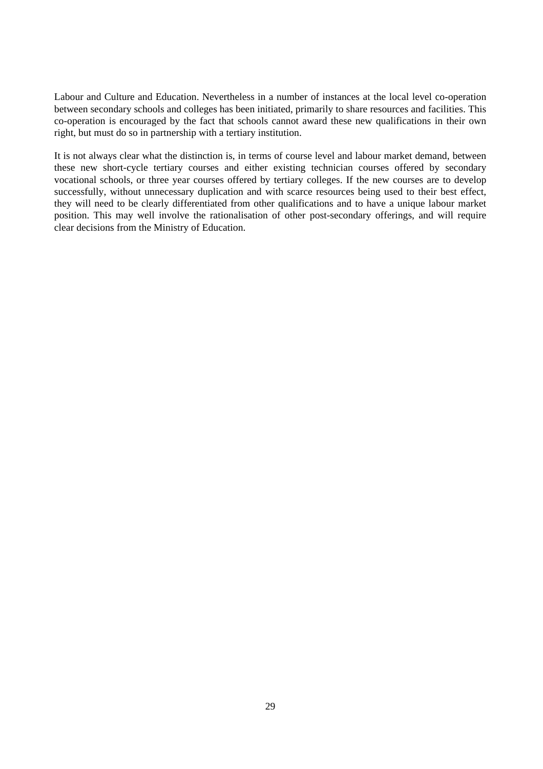Labour and Culture and Education. Nevertheless in a number of instances at the local level co-operation between secondary schools and colleges has been initiated, primarily to share resources and facilities. This co-operation is encouraged by the fact that schools cannot award these new qualifications in their own right, but must do so in partnership with a tertiary institution.

It is not always clear what the distinction is, in terms of course level and labour market demand, between these new short-cycle tertiary courses and either existing technician courses offered by secondary vocational schools, or three year courses offered by tertiary colleges. If the new courses are to develop successfully, without unnecessary duplication and with scarce resources being used to their best effect, they will need to be clearly differentiated from other qualifications and to have a unique labour market position. This may well involve the rationalisation of other post-secondary offerings, and will require clear decisions from the Ministry of Education.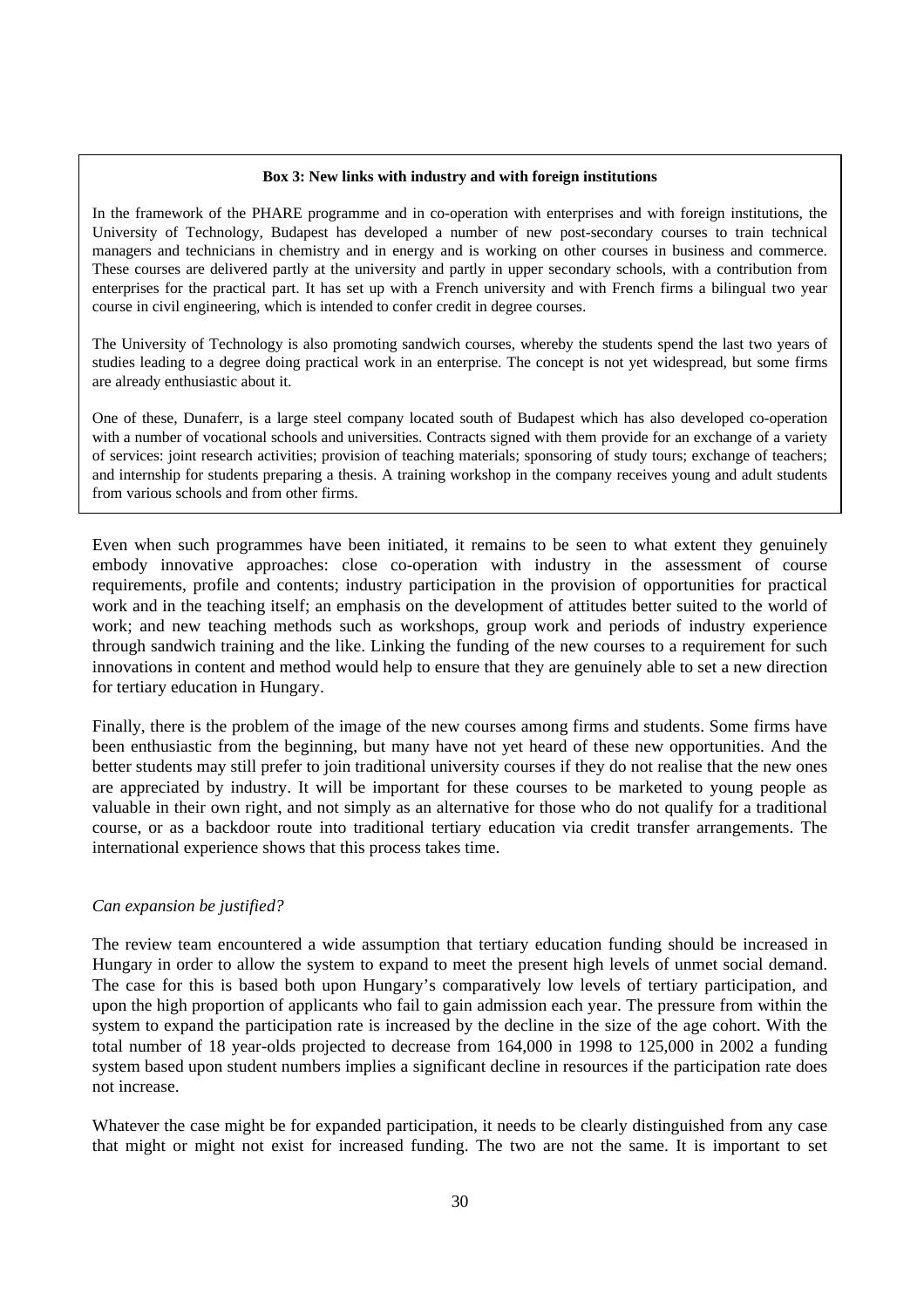**Box 3: New links with industry and with foreign institutions**

In the framework of the PHARE programme and in co-operation with enterprises and with foreign institutions, the University of Technology, Budapest has developed a number of new post-secondary courses to train technical managers and technicians in chemistry and in energy and is working on other courses in business and commerce. These courses are delivered partly at the university and partly in upper secondary schools, with a contribution from enterprises for the practical part. It has set up with a French university and with French firms a bilingual two year course in civil engineering, which is intended to confer credit in degree courses.

The University of Technology is also promoting sandwich courses, whereby the students spend the last two years of studies leading to a degree doing practical work in an enterprise. The concept is not yet widespread, but some firms are already enthusiastic about it.

One of these, Dunaferr, is a large steel company located south of Budapest which has also developed co-operation with a number of vocational schools and universities. Contracts signed with them provide for an exchange of a variety of services: joint research activities; provision of teaching materials; sponsoring of study tours; exchange of teachers; and internship for students preparing a thesis. A training workshop in the company receives young and adult students from various schools and from other firms.

Even when such programmes have been initiated, it remains to be seen to what extent they genuinely embody innovative approaches: close co-operation with industry in the assessment of course requirements, profile and contents; industry participation in the provision of opportunities for practical work and in the teaching itself; an emphasis on the development of attitudes better suited to the world of work; and new teaching methods such as workshops, group work and periods of industry experience through sandwich training and the like. Linking the funding of the new courses to a requirement for such innovations in content and method would help to ensure that they are genuinely able to set a new direction for tertiary education in Hungary.

Finally, there is the problem of the image of the new courses among firms and students. Some firms have been enthusiastic from the beginning, but many have not yet heard of these new opportunities. And the better students may still prefer to join traditional university courses if they do not realise that the new ones are appreciated by industry. It will be important for these courses to be marketed to young people as valuable in their own right, and not simply as an alternative for those who do not qualify for a traditional course, or as a backdoor route into traditional tertiary education via credit transfer arrangements. The international experience shows that this process takes time.

*Can expansion be justified?*

The review team encountered a wide assumption that tertiary education funding should be increased in Hungary in order to allow the system to expand to meet the present high levels of unmet social demand. The case for this is based both upon Hungary's comparatively low levels of tertiary participation, and upon the high proportion of applicants who fail to gain admission each year. The pressure from within the system to expand the participation rate is increased by the decline in the size of the age cohort. With the total number of 18 year-olds projected to decrease from 164,000 in 1998 to 125,000 in 2002 a funding system based upon student numbers implies a significant decline in resources if the participation rate does not increase.

Whatever the case might be for expanded participation, it needs to be clearly distinguished from any case that might or might not exist for increased funding. The two are not the same. It is important to set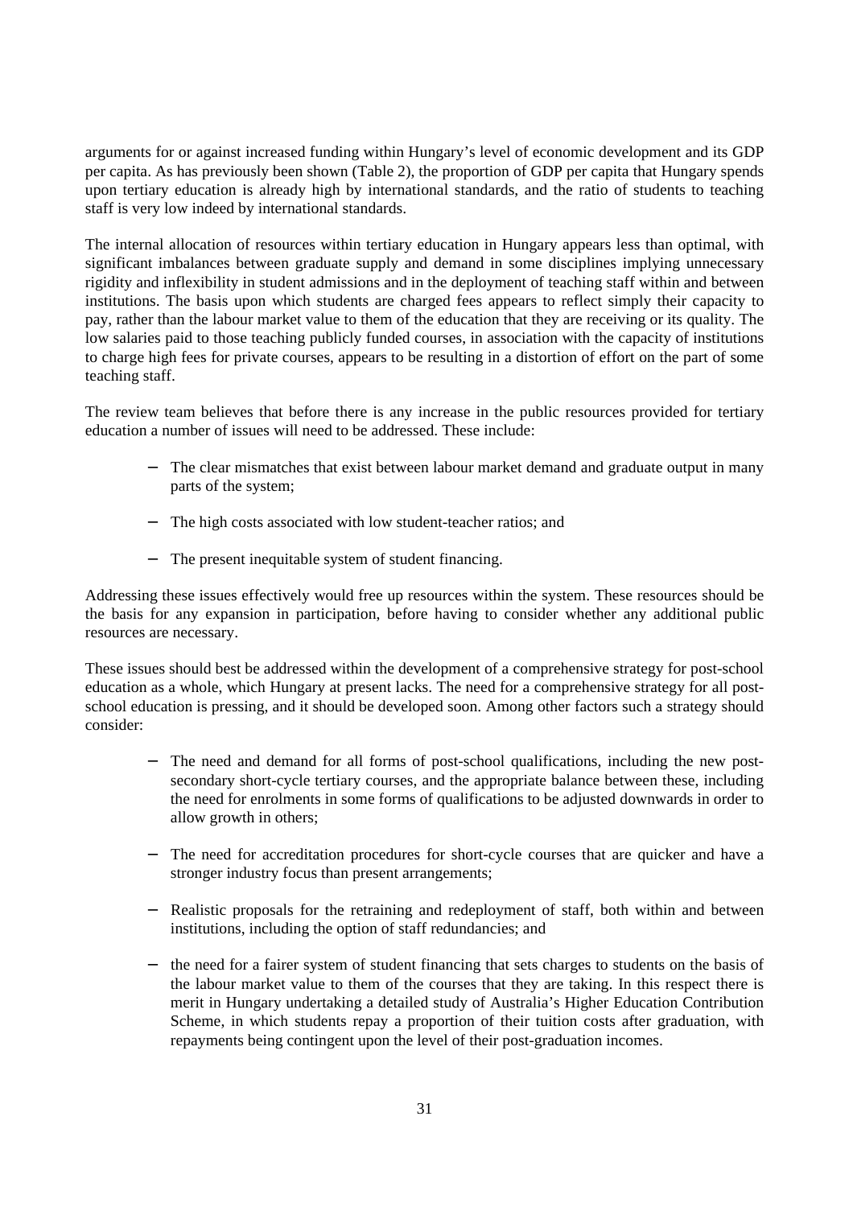arguments for or against increased funding within Hungary's level of economic development and its GDP per capita. As has previously been shown (Table 2), the proportion of GDP per capita that Hungary spends upon tertiary education is already high by international standards, and the ratio of students to teaching staff is very low indeed by international standards.

The internal allocation of resources within tertiary education in Hungary appears less than optimal, with significant imbalances between graduate supply and demand in some disciplines implying unnecessary rigidity and inflexibility in student admissions and in the deployment of teaching staff within and between institutions. The basis upon which students are charged fees appears to reflect simply their capacity to pay, rather than the labour market value to them of the education that they are receiving or its quality. The low salaries paid to those teaching publicly funded courses, in association with the capacity of institutions to charge high fees for private courses, appears to be resulting in a distortion of effort on the part of some teaching staff.

The review team believes that before there is any increase in the public resources provided for tertiary education a number of issues will need to be addressed. These include:

- The clear mismatches that exist between labour market demand and graduate output in many parts of the system;
- The high costs associated with low student-teacher ratios; and
- The present inequitable system of student financing.

Addressing these issues effectively would free up resources within the system. These resources should be the basis for any expansion in participation, before having to consider whether any additional public resources are necessary.

These issues should best be addressed within the development of a comprehensive strategy for post-school education as a whole, which Hungary at present lacks. The need for a comprehensive strategy for all post-school education is pressing, and it should be developed soon. Among other factors such a strategy should consider:

- The need and demand for all forms of post-school qualifications, including the new post-secondary short-cycle tertiary courses, and the appropriate balance between these, including the need for enrolments in some forms of qualifications to be adjusted downwards in order to allow growth in others;
- The need for accreditation procedures for short-cycle courses that are quicker and have a stronger industry focus than present arrangements;
- Realistic proposals for the retraining and redeployment of staff, both within and between institutions, including the option of staff redundancies; and
- the need for a fairer system of student financing that sets charges to students on the basis of the labour market value to them of the courses that they are taking. In this respect there is merit in Hungary undertaking a detailed study of Australia's Higher Education Contribution Scheme, in which students repay a proportion of their tuition costs after graduation, with repayments being contingent upon the level of their post-graduation incomes.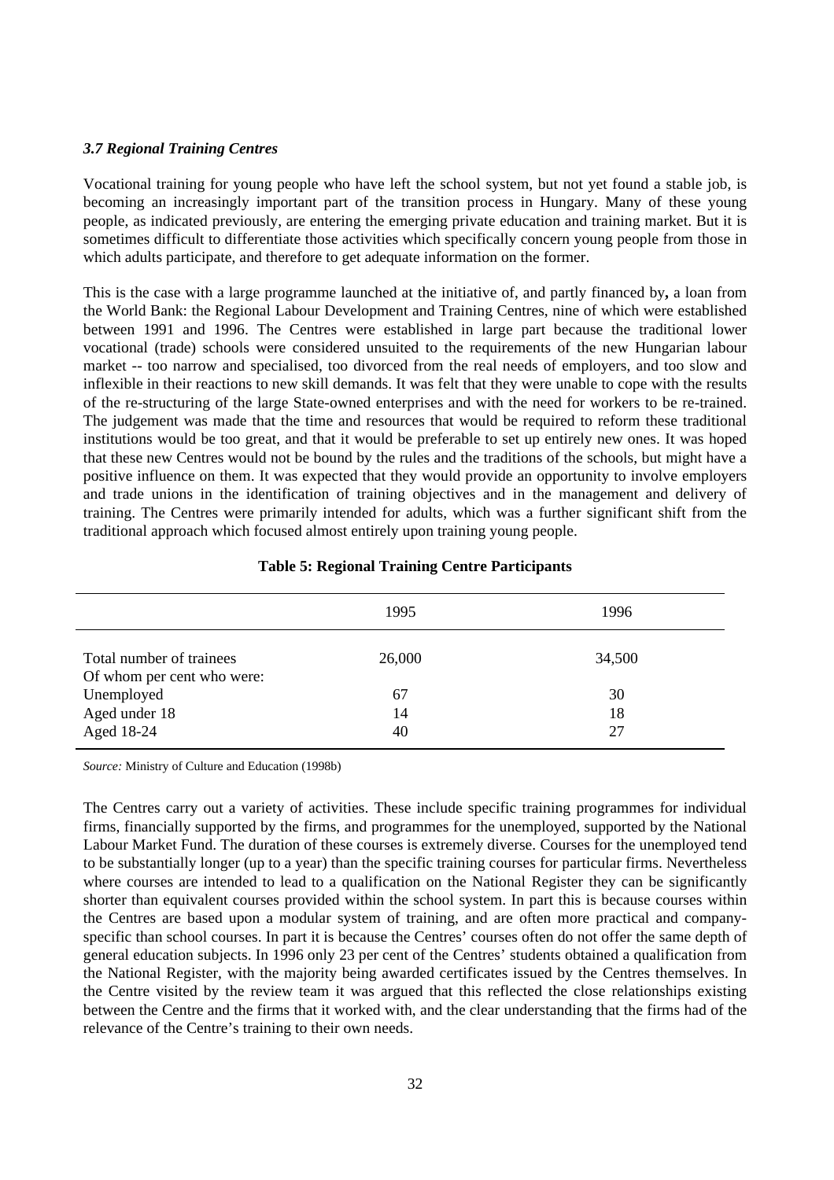### *3.7 Regional Training Centres*

Vocational training for young people who have left the school system, but not yet found a stable job, is becoming an increasingly important part of the transition process in Hungary. Many of these young people, as indicated previously, are entering the emerging private education and training market. But it is sometimes difficult to differentiate those activities which specifically concern young people from those in which adults participate, and therefore to get adequate information on the former.

This is the case with a large programme launched at the initiative of, and partly financed by**,** a loan from the World Bank: the Regional Labour Development and Training Centres, nine of which were established between 1991 and 1996. The Centres were established in large part because the traditional lower vocational (trade) schools were considered unsuited to the requirements of the new Hungarian labour market -- too narrow and specialised, too divorced from the real needs of employers, and too slow and inflexible in their reactions to new skill demands. It was felt that they were unable to cope with the results of the re-structuring of the large State-owned enterprises and with the need for workers to be re-trained. The judgement was made that the time and resources that would be required to reform these traditional institutions would be too great, and that it would be preferable to set up entirely new ones. It was hoped that these new Centres would not be bound by the rules and the traditions of the schools, but might have a positive influence on them. It was expected that they would provide an opportunity to involve employers and trade unions in the identification of training objectives and in the management and delivery of training. The Centres were primarily intended for adults, which was a further significant shift from the traditional approach which focused almost entirely upon training young people.

**Table 5: Regional Training Centre Participants**

| | 1995 | 1996 |
|---|---|---|
| Total number of trainees | 26,000 | 34,500 |
| Of whom per cent who were: | | |
| Unemployed | 67 | 30 |
| Aged under 18 | 14 | 18 |
| Aged 18-24 | 40 | 27 |

*Source:* Ministry of Culture and Education (1998b)

The Centres carry out a variety of activities. These include specific training programmes for individual firms, financially supported by the firms, and programmes for the unemployed, supported by the National Labour Market Fund. The duration of these courses is extremely diverse. Courses for the unemployed tend to be substantially longer (up to a year) than the specific training courses for particular firms. Nevertheless where courses are intended to lead to a qualification on the National Register they can be significantly shorter than equivalent courses provided within the school system. In part this is because courses within the Centres are based upon a modular system of training, and are often more practical and company-specific than school courses. In part it is because the Centres' courses often do not offer the same depth of general education subjects. In 1996 only 23 per cent of the Centres' students obtained a qualification from the National Register, with the majority being awarded certificates issued by the Centres themselves. In the Centre visited by the review team it was argued that this reflected the close relationships existing between the Centre and the firms that it worked with, and the clear understanding that the firms had of the relevance of the Centre's training to their own needs.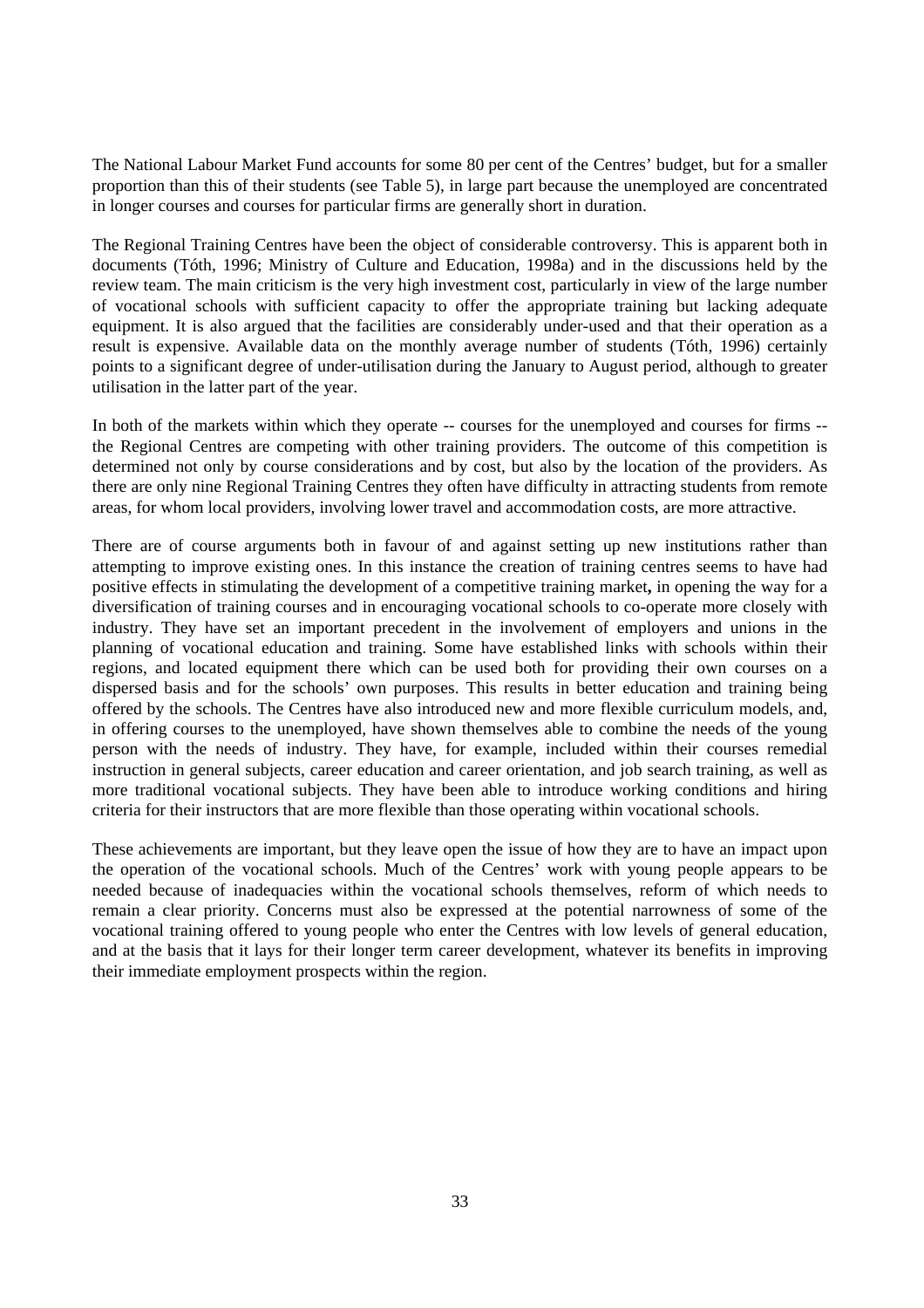The National Labour Market Fund accounts for some 80 per cent of the Centres' budget, but for a smaller proportion than this of their students (see Table 5), in large part because the unemployed are concentrated in longer courses and courses for particular firms are generally short in duration.

The Regional Training Centres have been the object of considerable controversy. This is apparent both in documents (Tóth, 1996; Ministry of Culture and Education, 1998a) and in the discussions held by the review team. The main criticism is the very high investment cost, particularly in view of the large number of vocational schools with sufficient capacity to offer the appropriate training but lacking adequate equipment. It is also argued that the facilities are considerably under-used and that their operation as a result is expensive. Available data on the monthly average number of students (Tóth, 1996) certainly points to a significant degree of under-utilisation during the January to August period, although to greater utilisation in the latter part of the year.

In both of the markets within which they operate -- courses for the unemployed and courses for firms -- the Regional Centres are competing with other training providers. The outcome of this competition is determined not only by course considerations and by cost, but also by the location of the providers. As there are only nine Regional Training Centres they often have difficulty in attracting students from remote areas, for whom local providers, involving lower travel and accommodation costs, are more attractive.

There are of course arguments both in favour of and against setting up new institutions rather than attempting to improve existing ones. In this instance the creation of training centres seems to have had positive effects in stimulating the development of a competitive training market**,** in opening the way for a diversification of training courses and in encouraging vocational schools to co-operate more closely with industry. They have set an important precedent in the involvement of employers and unions in the planning of vocational education and training. Some have established links with schools within their regions, and located equipment there which can be used both for providing their own courses on a dispersed basis and for the schools' own purposes. This results in better education and training being offered by the schools. The Centres have also introduced new and more flexible curriculum models, and, in offering courses to the unemployed, have shown themselves able to combine the needs of the young person with the needs of industry. They have, for example, included within their courses remedial instruction in general subjects, career education and career orientation, and job search training, as well as more traditional vocational subjects. They have been able to introduce working conditions and hiring criteria for their instructors that are more flexible than those operating within vocational schools.

These achievements are important, but they leave open the issue of how they are to have an impact upon the operation of the vocational schools. Much of the Centres' work with young people appears to be needed because of inadequacies within the vocational schools themselves, reform of which needs to remain a clear priority. Concerns must also be expressed at the potential narrowness of some of the vocational training offered to young people who enter the Centres with low levels of general education, and at the basis that it lays for their longer term career development, whatever its benefits in improving their immediate employment prospects within the region.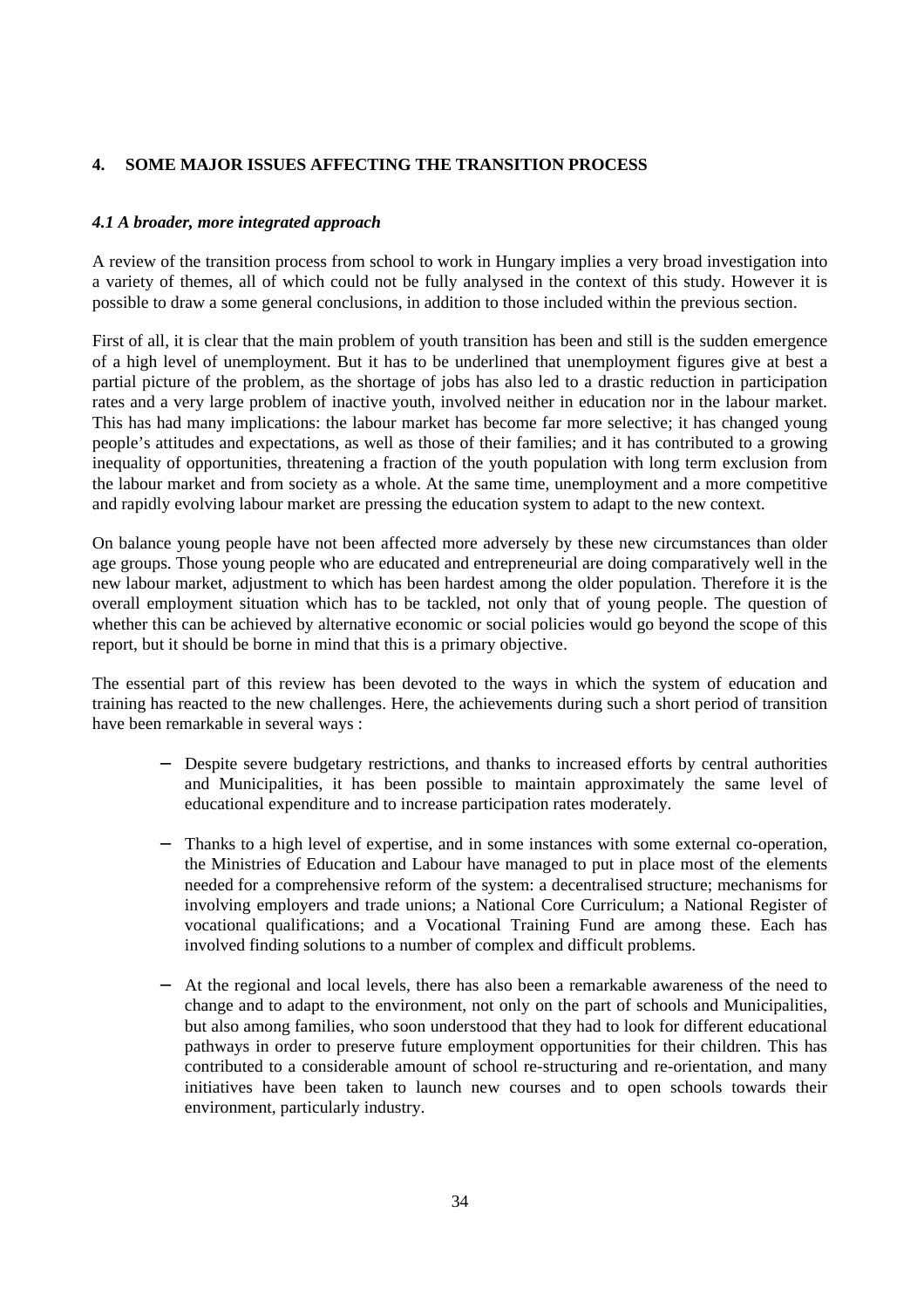## 4. SOME MAJOR ISSUES AFFECTING THE TRANSITION PROCESS

### *4.1 A broader, more integrated approach*

A review of the transition process from school to work in Hungary implies a very broad investigation into a variety of themes, all of which could not be fully analysed in the context of this study. However it is possible to draw a some general conclusions, in addition to those included within the previous section.

First of all, it is clear that the main problem of youth transition has been and still is the sudden emergence of a high level of unemployment. But it has to be underlined that unemployment figures give at best a partial picture of the problem, as the shortage of jobs has also led to a drastic reduction in participation rates and a very large problem of inactive youth, involved neither in education nor in the labour market. This has had many implications: the labour market has become far more selective; it has changed young people's attitudes and expectations, as well as those of their families; and it has contributed to a growing inequality of opportunities, threatening a fraction of the youth population with long term exclusion from the labour market and from society as a whole. At the same time, unemployment and a more competitive and rapidly evolving labour market are pressing the education system to adapt to the new context.

On balance young people have not been affected more adversely by these new circumstances than older age groups. Those young people who are educated and entrepreneurial are doing comparatively well in the new labour market, adjustment to which has been hardest among the older population. Therefore it is the overall employment situation which has to be tackled, not only that of young people. The question of whether this can be achieved by alternative economic or social policies would go beyond the scope of this report, but it should be borne in mind that this is a primary objective.

The essential part of this review has been devoted to the ways in which the system of education and training has reacted to the new challenges. Here, the achievements during such a short period of transition have been remarkable in several ways :

- Despite severe budgetary restrictions, and thanks to increased efforts by central authorities and Municipalities, it has been possible to maintain approximately the same level of educational expenditure and to increase participation rates moderately.

- Thanks to a high level of expertise, and in some instances with some external co-operation, the Ministries of Education and Labour have managed to put in place most of the elements needed for a comprehensive reform of the system: a decentralised structure; mechanisms for involving employers and trade unions; a National Core Curriculum; a National Register of vocational qualifications; and a Vocational Training Fund are among these. Each has involved finding solutions to a number of complex and difficult problems.

- At the regional and local levels, there has also been a remarkable awareness of the need to change and to adapt to the environment, not only on the part of schools and Municipalities, but also among families, who soon understood that they had to look for different educational pathways in order to preserve future employment opportunities for their children. This has contributed to a considerable amount of school re-structuring and re-orientation, and many initiatives have been taken to launch new courses and to open schools towards their environment, particularly industry.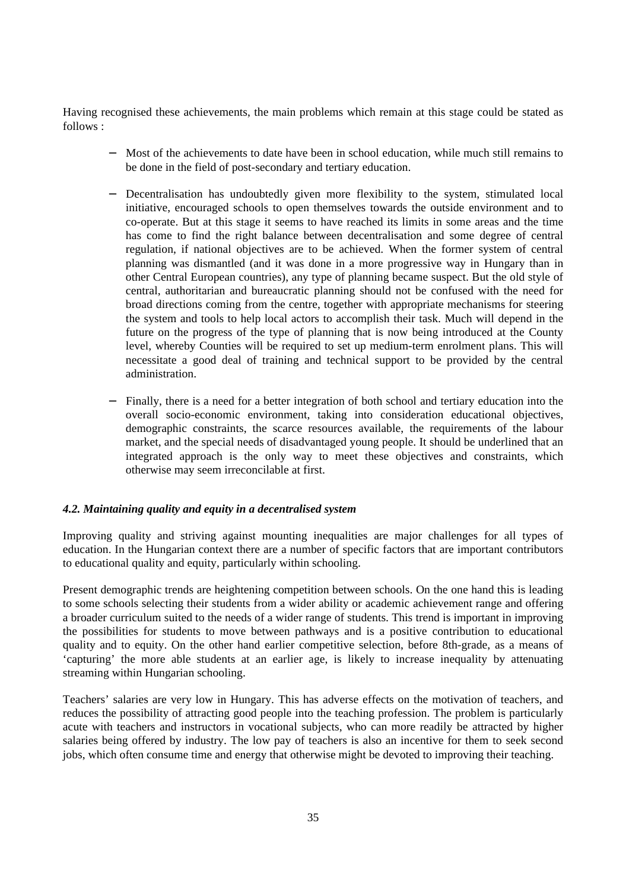Having recognised these achievements, the main problems which remain at this stage could be stated as follows :

- Most of the achievements to date have been in school education, while much still remains to be done in the field of post-secondary and tertiary education.

- Decentralisation has undoubtedly given more flexibility to the system, stimulated local initiative, encouraged schools to open themselves towards the outside environment and to co-operate. But at this stage it seems to have reached its limits in some areas and the time has come to find the right balance between decentralisation and some degree of central regulation, if national objectives are to be achieved. When the former system of central planning was dismantled (and it was done in a more progressive way in Hungary than in other Central European countries), any type of planning became suspect. But the old style of central, authoritarian and bureaucratic planning should not be confused with the need for broad directions coming from the centre, together with appropriate mechanisms for steering the system and tools to help local actors to accomplish their task. Much will depend in the future on the progress of the type of planning that is now being introduced at the County level, whereby Counties will be required to set up medium-term enrolment plans. This will necessitate a good deal of training and technical support to be provided by the central administration.

- Finally, there is a need for a better integration of both school and tertiary education into the overall socio-economic environment, taking into consideration educational objectives, demographic constraints, the scarce resources available, the requirements of the labour market, and the special needs of disadvantaged young people. It should be underlined that an integrated approach is the only way to meet these objectives and constraints, which otherwise may seem irreconcilable at first.

### *4.2. Maintaining quality and equity in a decentralised system*

Improving quality and striving against mounting inequalities are major challenges for all types of education. In the Hungarian context there are a number of specific factors that are important contributors to educational quality and equity, particularly within schooling.

Present demographic trends are heightening competition between schools. On the one hand this is leading to some schools selecting their students from a wider ability or academic achievement range and offering a broader curriculum suited to the needs of a wider range of students. This trend is important in improving the possibilities for students to move between pathways and is a positive contribution to educational quality and to equity. On the other hand earlier competitive selection, before 8th-grade, as a means of 'capturing' the more able students at an earlier age, is likely to increase inequality by attenuating streaming within Hungarian schooling.

Teachers' salaries are very low in Hungary. This has adverse effects on the motivation of teachers, and reduces the possibility of attracting good people into the teaching profession. The problem is particularly acute with teachers and instructors in vocational subjects, who can more readily be attracted by higher salaries being offered by industry. The low pay of teachers is also an incentive for them to seek second jobs, which often consume time and energy that otherwise might be devoted to improving their teaching.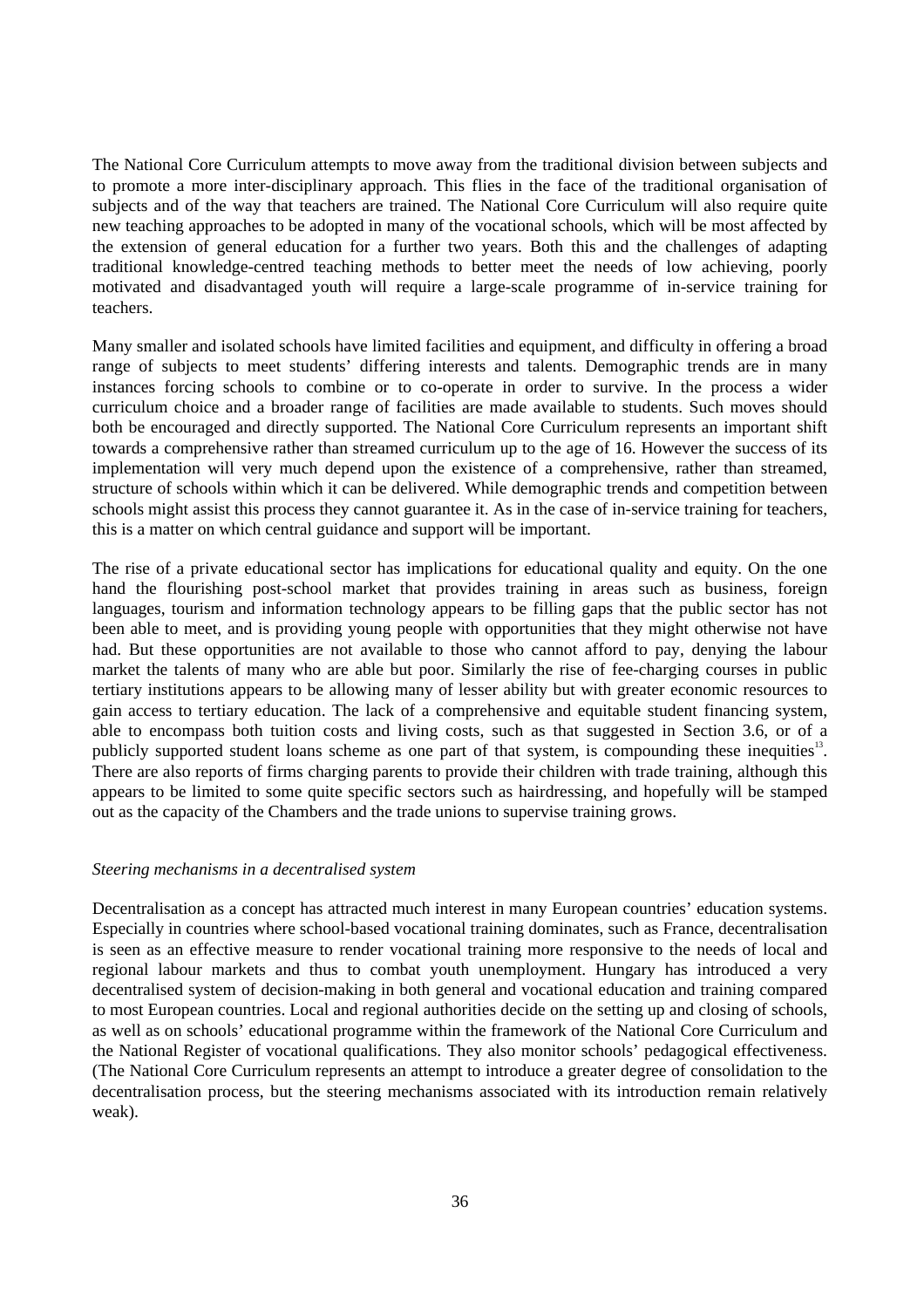The National Core Curriculum attempts to move away from the traditional division between subjects and to promote a more inter-disciplinary approach. This flies in the face of the traditional organisation of subjects and of the way that teachers are trained. The National Core Curriculum will also require quite new teaching approaches to be adopted in many of the vocational schools, which will be most affected by the extension of general education for a further two years. Both this and the challenges of adapting traditional knowledge-centred teaching methods to better meet the needs of low achieving, poorly motivated and disadvantaged youth will require a large-scale programme of in-service training for teachers.

Many smaller and isolated schools have limited facilities and equipment, and difficulty in offering a broad range of subjects to meet students' differing interests and talents. Demographic trends are in many instances forcing schools to combine or to co-operate in order to survive. In the process a wider curriculum choice and a broader range of facilities are made available to students. Such moves should both be encouraged and directly supported. The National Core Curriculum represents an important shift towards a comprehensive rather than streamed curriculum up to the age of 16. However the success of its implementation will very much depend upon the existence of a comprehensive, rather than streamed, structure of schools within which it can be delivered. While demographic trends and competition between schools might assist this process they cannot guarantee it. As in the case of in-service training for teachers, this is a matter on which central guidance and support will be important.

The rise of a private educational sector has implications for educational quality and equity. On the one hand the flourishing post-school market that provides training in areas such as business, foreign languages, tourism and information technology appears to be filling gaps that the public sector has not been able to meet, and is providing young people with opportunities that they might otherwise not have had. But these opportunities are not available to those who cannot afford to pay, denying the labour market the talents of many who are able but poor. Similarly the rise of fee-charging courses in public tertiary institutions appears to be allowing many of lesser ability but with greater economic resources to gain access to tertiary education. The lack of a comprehensive and equitable student financing system, able to encompass both tuition costs and living costs, such as that suggested in Section 3.6, or of a publicly supported student loans scheme as one part of that system, is compounding these inequities[13]. There are also reports of firms charging parents to provide their children with trade training, although this appears to be limited to some quite specific sectors such as hairdressing, and hopefully will be stamped out as the capacity of the Chambers and the trade unions to supervise training grows.

*Steering mechanisms in a decentralised system*

Decentralisation as a concept has attracted much interest in many European countries' education systems. Especially in countries where school-based vocational training dominates, such as France, decentralisation is seen as an effective measure to render vocational training more responsive to the needs of local and regional labour markets and thus to combat youth unemployment. Hungary has introduced a very decentralised system of decision-making in both general and vocational education and training compared to most European countries. Local and regional authorities decide on the setting up and closing of schools, as well as on schools' educational programme within the framework of the National Core Curriculum and the National Register of vocational qualifications. They also monitor schools' pedagogical effectiveness. (The National Core Curriculum represents an attempt to introduce a greater degree of consolidation to the decentralisation process, but the steering mechanisms associated with its introduction remain relatively weak).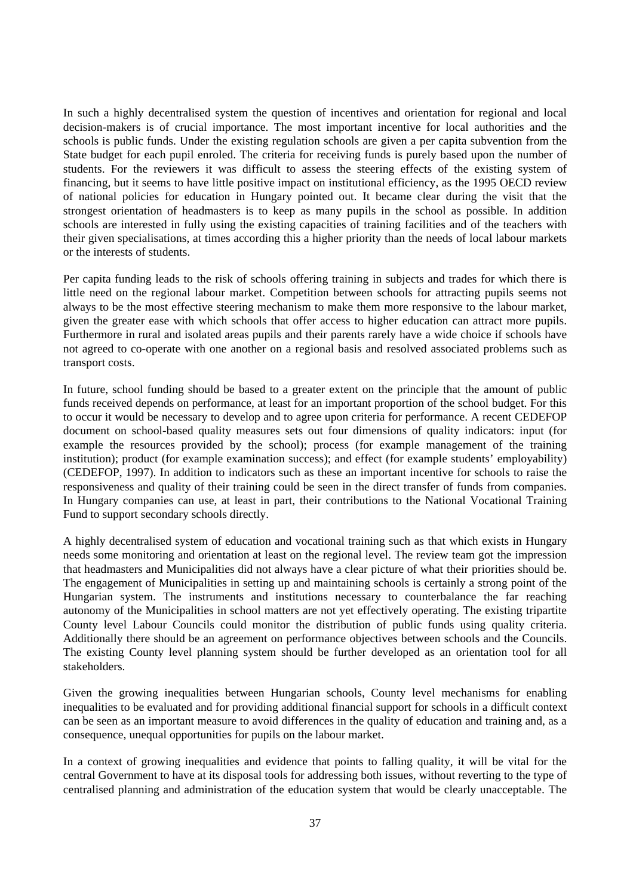In such a highly decentralised system the question of incentives and orientation for regional and local decision-makers is of crucial importance. The most important incentive for local authorities and the schools is public funds. Under the existing regulation schools are given a per capita subvention from the State budget for each pupil enroled. The criteria for receiving funds is purely based upon the number of students. For the reviewers it was difficult to assess the steering effects of the existing system of financing, but it seems to have little positive impact on institutional efficiency, as the 1995 OECD review of national policies for education in Hungary pointed out. It became clear during the visit that the strongest orientation of headmasters is to keep as many pupils in the school as possible. In addition schools are interested in fully using the existing capacities of training facilities and of the teachers with their given specialisations, at times according this a higher priority than the needs of local labour markets or the interests of students.

Per capita funding leads to the risk of schools offering training in subjects and trades for which there is little need on the regional labour market. Competition between schools for attracting pupils seems not always to be the most effective steering mechanism to make them more responsive to the labour market, given the greater ease with which schools that offer access to higher education can attract more pupils. Furthermore in rural and isolated areas pupils and their parents rarely have a wide choice if schools have not agreed to co-operate with one another on a regional basis and resolved associated problems such as transport costs.

In future, school funding should be based to a greater extent on the principle that the amount of public funds received depends on performance, at least for an important proportion of the school budget. For this to occur it would be necessary to develop and to agree upon criteria for performance. A recent CEDEFOP document on school-based quality measures sets out four dimensions of quality indicators: input (for example the resources provided by the school); process (for example management of the training institution); product (for example examination success); and effect (for example students' employability) (CEDEFOP, 1997). In addition to indicators such as these an important incentive for schools to raise the responsiveness and quality of their training could be seen in the direct transfer of funds from companies. In Hungary companies can use, at least in part, their contributions to the National Vocational Training Fund to support secondary schools directly.

A highly decentralised system of education and vocational training such as that which exists in Hungary needs some monitoring and orientation at least on the regional level. The review team got the impression that headmasters and Municipalities did not always have a clear picture of what their priorities should be. The engagement of Municipalities in setting up and maintaining schools is certainly a strong point of the Hungarian system. The instruments and institutions necessary to counterbalance the far reaching autonomy of the Municipalities in school matters are not yet effectively operating. The existing tripartite County level Labour Councils could monitor the distribution of public funds using quality criteria. Additionally there should be an agreement on performance objectives between schools and the Councils. The existing County level planning system should be further developed as an orientation tool for all stakeholders.

Given the growing inequalities between Hungarian schools, County level mechanisms for enabling inequalities to be evaluated and for providing additional financial support for schools in a difficult context can be seen as an important measure to avoid differences in the quality of education and training and, as a consequence, unequal opportunities for pupils on the labour market.

In a context of growing inequalities and evidence that points to falling quality, it will be vital for the central Government to have at its disposal tools for addressing both issues, without reverting to the type of centralised planning and administration of the education system that would be clearly unacceptable. The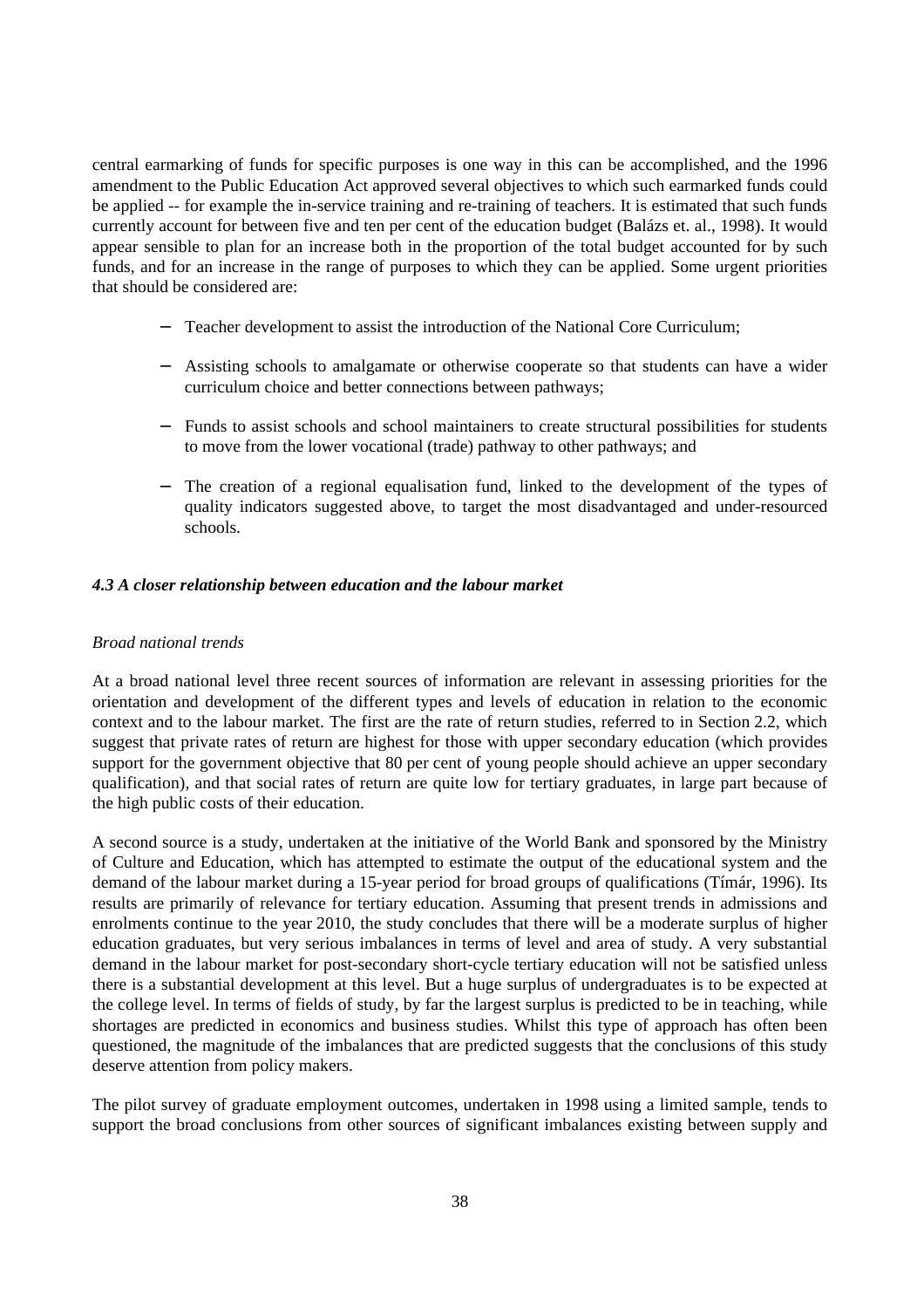central earmarking of funds for specific purposes is one way in this can be accomplished, and the 1996 amendment to the Public Education Act approved several objectives to which such earmarked funds could be applied -- for example the in-service training and re-training of teachers. It is estimated that such funds currently account for between five and ten per cent of the education budget (Balázs et. al., 1998). It would appear sensible to plan for an increase both in the proportion of the total budget accounted for by such funds, and for an increase in the range of purposes to which they can be applied. Some urgent priorities that should be considered are:

- Teacher development to assist the introduction of the National Core Curriculum;
- Assisting schools to amalgamate or otherwise cooperate so that students can have a wider curriculum choice and better connections between pathways;
- Funds to assist schools and school maintainers to create structural possibilities for students to move from the lower vocational (trade) pathway to other pathways; and
- The creation of a regional equalisation fund, linked to the development of the types of quality indicators suggested above, to target the most disadvantaged and under-resourced schools.

### *4.3 A closer relationship between education and the labour market*

*Broad national trends*

At a broad national level three recent sources of information are relevant in assessing priorities for the orientation and development of the different types and levels of education in relation to the economic context and to the labour market. The first are the rate of return studies, referred to in Section 2.2, which suggest that private rates of return are highest for those with upper secondary education (which provides support for the government objective that 80 per cent of young people should achieve an upper secondary qualification), and that social rates of return are quite low for tertiary graduates, in large part because of the high public costs of their education.

A second source is a study, undertaken at the initiative of the World Bank and sponsored by the Ministry of Culture and Education, which has attempted to estimate the output of the educational system and the demand of the labour market during a 15-year period for broad groups of qualifications (Tímár, 1996). Its results are primarily of relevance for tertiary education. Assuming that present trends in admissions and enrolments continue to the year 2010, the study concludes that there will be a moderate surplus of higher education graduates, but very serious imbalances in terms of level and area of study. A very substantial demand in the labour market for post-secondary short-cycle tertiary education will not be satisfied unless there is a substantial development at this level. But a huge surplus of undergraduates is to be expected at the college level. In terms of fields of study, by far the largest surplus is predicted to be in teaching, while shortages are predicted in economics and business studies. Whilst this type of approach has often been questioned, the magnitude of the imbalances that are predicted suggests that the conclusions of this study deserve attention from policy makers.

The pilot survey of graduate employment outcomes, undertaken in 1998 using a limited sample, tends to support the broad conclusions from other sources of significant imbalances existing between supply and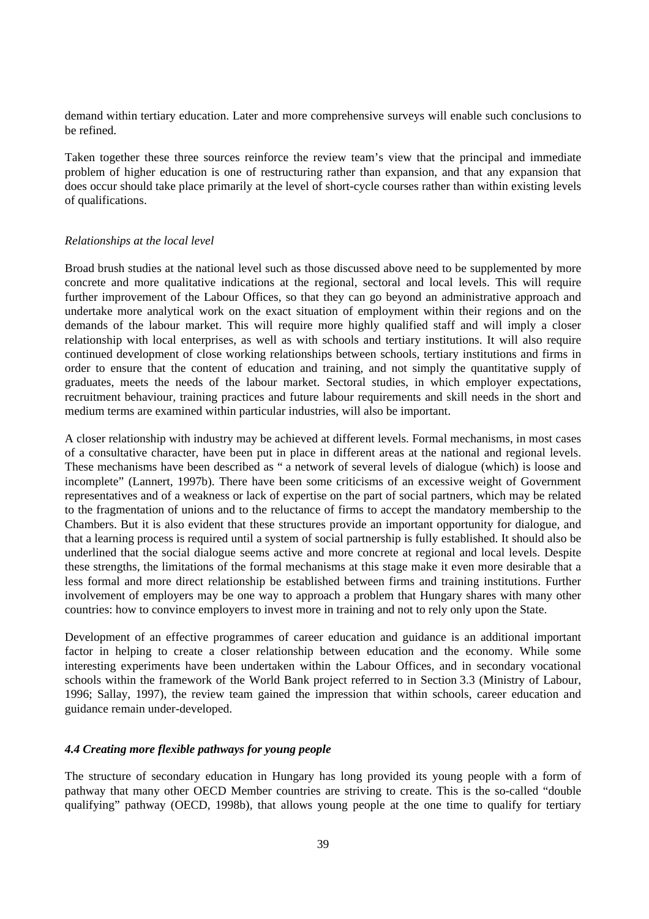demand within tertiary education. Later and more comprehensive surveys will enable such conclusions to be refined.

Taken together these three sources reinforce the review team's view that the principal and immediate problem of higher education is one of restructuring rather than expansion, and that any expansion that does occur should take place primarily at the level of short-cycle courses rather than within existing levels of qualifications.

*Relationships at the local level*

Broad brush studies at the national level such as those discussed above need to be supplemented by more concrete and more qualitative indications at the regional, sectoral and local levels. This will require further improvement of the Labour Offices, so that they can go beyond an administrative approach and undertake more analytical work on the exact situation of employment within their regions and on the demands of the labour market. This will require more highly qualified staff and will imply a closer relationship with local enterprises, as well as with schools and tertiary institutions. It will also require continued development of close working relationships between schools, tertiary institutions and firms in order to ensure that the content of education and training, and not simply the quantitative supply of graduates, meets the needs of the labour market. Sectoral studies, in which employer expectations, recruitment behaviour, training practices and future labour requirements and skill needs in the short and medium terms are examined within particular industries, will also be important.

A closer relationship with industry may be achieved at different levels. Formal mechanisms, in most cases of a consultative character, have been put in place in different areas at the national and regional levels. These mechanisms have been described as " a network of several levels of dialogue (which) is loose and incomplete" (Lannert, 1997b). There have been some criticisms of an excessive weight of Government representatives and of a weakness or lack of expertise on the part of social partners, which may be related to the fragmentation of unions and to the reluctance of firms to accept the mandatory membership to the Chambers. But it is also evident that these structures provide an important opportunity for dialogue, and that a learning process is required until a system of social partnership is fully established. It should also be underlined that the social dialogue seems active and more concrete at regional and local levels. Despite these strengths, the limitations of the formal mechanisms at this stage make it even more desirable that a less formal and more direct relationship be established between firms and training institutions. Further involvement of employers may be one way to approach a problem that Hungary shares with many other countries: how to convince employers to invest more in training and not to rely only upon the State.

Development of an effective programmes of career education and guidance is an additional important factor in helping to create a closer relationship between education and the economy. While some interesting experiments have been undertaken within the Labour Offices, and in secondary vocational schools within the framework of the World Bank project referred to in Section 3.3 (Ministry of Labour, 1996; Sallay, 1997), the review team gained the impression that within schools, career education and guidance remain under-developed.

### *4.4 Creating more flexible pathways for young people*

The structure of secondary education in Hungary has long provided its young people with a form of pathway that many other OECD Member countries are striving to create. This is the so-called "double qualifying" pathway (OECD, 1998b), that allows young people at the one time to qualify for tertiary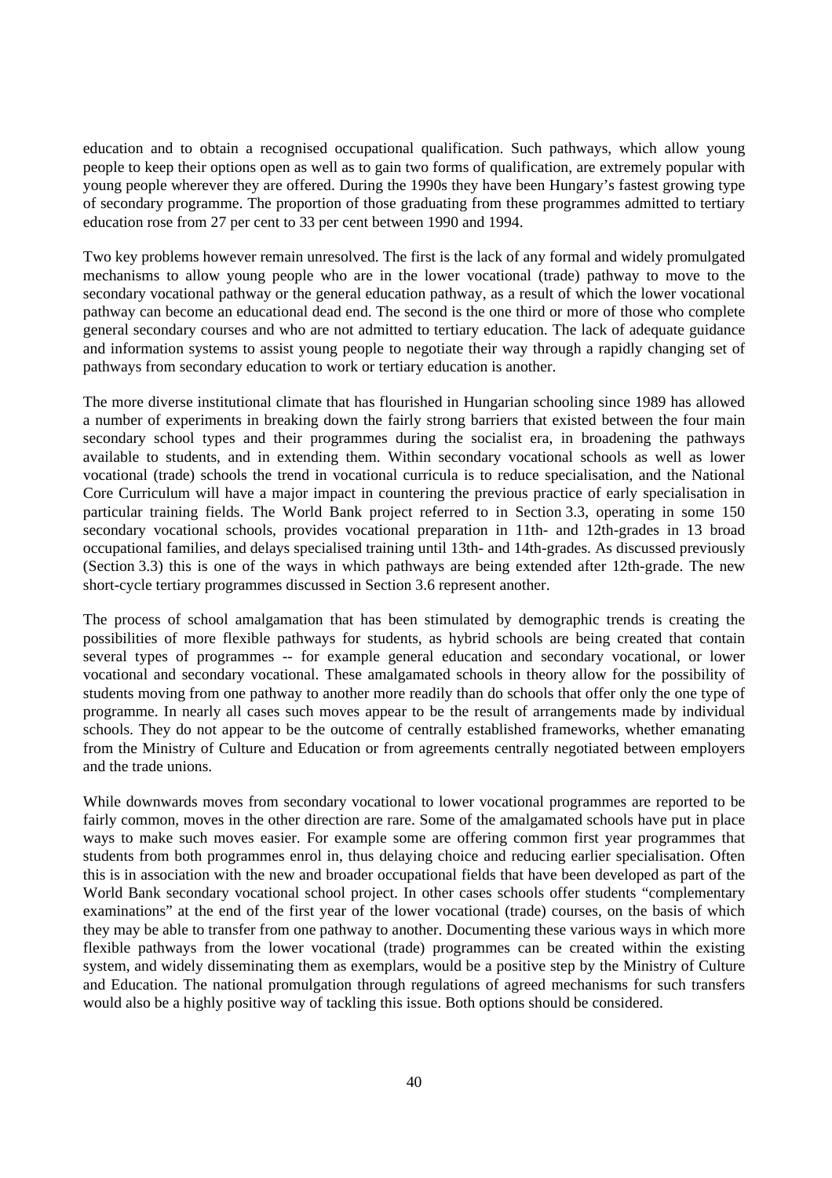education and to obtain a recognised occupational qualification. Such pathways, which allow young people to keep their options open as well as to gain two forms of qualification, are extremely popular with young people wherever they are offered. During the 1990s they have been Hungary's fastest growing type of secondary programme. The proportion of those graduating from these programmes admitted to tertiary education rose from 27 per cent to 33 per cent between 1990 and 1994.

Two key problems however remain unresolved. The first is the lack of any formal and widely promulgated mechanisms to allow young people who are in the lower vocational (trade) pathway to move to the secondary vocational pathway or the general education pathway, as a result of which the lower vocational pathway can become an educational dead end. The second is the one third or more of those who complete general secondary courses and who are not admitted to tertiary education. The lack of adequate guidance and information systems to assist young people to negotiate their way through a rapidly changing set of pathways from secondary education to work or tertiary education is another.

The more diverse institutional climate that has flourished in Hungarian schooling since 1989 has allowed a number of experiments in breaking down the fairly strong barriers that existed between the four main secondary school types and their programmes during the socialist era, in broadening the pathways available to students, and in extending them. Within secondary vocational schools as well as lower vocational (trade) schools the trend in vocational curricula is to reduce specialisation, and the National Core Curriculum will have a major impact in countering the previous practice of early specialisation in particular training fields. The World Bank project referred to in Section 3.3, operating in some 150 secondary vocational schools, provides vocational preparation in 11th- and 12th-grades in 13 broad occupational families, and delays specialised training until 13th- and 14th-grades. As discussed previously (Section 3.3) this is one of the ways in which pathways are being extended after 12th-grade. The new short-cycle tertiary programmes discussed in Section 3.6 represent another.

The process of school amalgamation that has been stimulated by demographic trends is creating the possibilities of more flexible pathways for students, as hybrid schools are being created that contain several types of programmes -- for example general education and secondary vocational, or lower vocational and secondary vocational. These amalgamated schools in theory allow for the possibility of students moving from one pathway to another more readily than do schools that offer only the one type of programme. In nearly all cases such moves appear to be the result of arrangements made by individual schools. They do not appear to be the outcome of centrally established frameworks, whether emanating from the Ministry of Culture and Education or from agreements centrally negotiated between employers and the trade unions.

While downwards moves from secondary vocational to lower vocational programmes are reported to be fairly common, moves in the other direction are rare. Some of the amalgamated schools have put in place ways to make such moves easier. For example some are offering common first year programmes that students from both programmes enrol in, thus delaying choice and reducing earlier specialisation. Often this is in association with the new and broader occupational fields that have been developed as part of the World Bank secondary vocational school project. In other cases schools offer students "complementary examinations" at the end of the first year of the lower vocational (trade) courses, on the basis of which they may be able to transfer from one pathway to another. Documenting these various ways in which more flexible pathways from the lower vocational (trade) programmes can be created within the existing system, and widely disseminating them as exemplars, would be a positive step by the Ministry of Culture and Education. The national promulgation through regulations of agreed mechanisms for such transfers would also be a highly positive way of tackling this issue. Both options should be considered.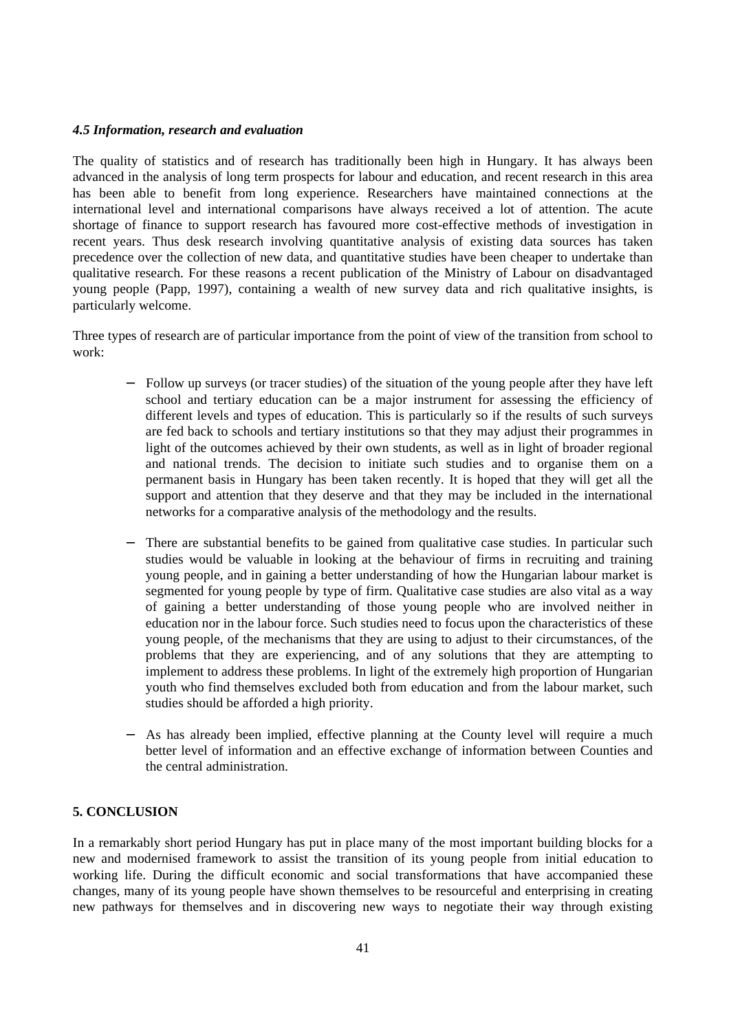### *4.5 Information, research and evaluation*

The quality of statistics and of research has traditionally been high in Hungary. It has always been advanced in the analysis of long term prospects for labour and education, and recent research in this area has been able to benefit from long experience. Researchers have maintained connections at the international level and international comparisons have always received a lot of attention. The acute shortage of finance to support research has favoured more cost-effective methods of investigation in recent years. Thus desk research involving quantitative analysis of existing data sources has taken precedence over the collection of new data, and quantitative studies have been cheaper to undertake than qualitative research. For these reasons a recent publication of the Ministry of Labour on disadvantaged young people (Papp, 1997), containing a wealth of new survey data and rich qualitative insights, is particularly welcome.

Three types of research are of particular importance from the point of view of the transition from school to work:

- Follow up surveys (or tracer studies) of the situation of the young people after they have left school and tertiary education can be a major instrument for assessing the efficiency of different levels and types of education. This is particularly so if the results of such surveys are fed back to schools and tertiary institutions so that they may adjust their programmes in light of the outcomes achieved by their own students, as well as in light of broader regional and national trends. The decision to initiate such studies and to organise them on a permanent basis in Hungary has been taken recently. It is hoped that they will get all the support and attention that they deserve and that they may be included in the international networks for a comparative analysis of the methodology and the results.

- There are substantial benefits to be gained from qualitative case studies. In particular such studies would be valuable in looking at the behaviour of firms in recruiting and training young people, and in gaining a better understanding of how the Hungarian labour market is segmented for young people by type of firm. Qualitative case studies are also vital as a way of gaining a better understanding of those young people who are involved neither in education nor in the labour force. Such studies need to focus upon the characteristics of these young people, of the mechanisms that they are using to adjust to their circumstances, of the problems that they are experiencing, and of any solutions that they are attempting to implement to address these problems. In light of the extremely high proportion of Hungarian youth who find themselves excluded both from education and from the labour market, such studies should be afforded a high priority.

- As has already been implied, effective planning at the County level will require a much better level of information and an effective exchange of information between Counties and the central administration.

## 5. CONCLUSION

In a remarkably short period Hungary has put in place many of the most important building blocks for a new and modernised framework to assist the transition of its young people from initial education to working life. During the difficult economic and social transformations that have accompanied these changes, many of its young people have shown themselves to be resourceful and enterprising in creating new pathways for themselves and in discovering new ways to negotiate their way through existing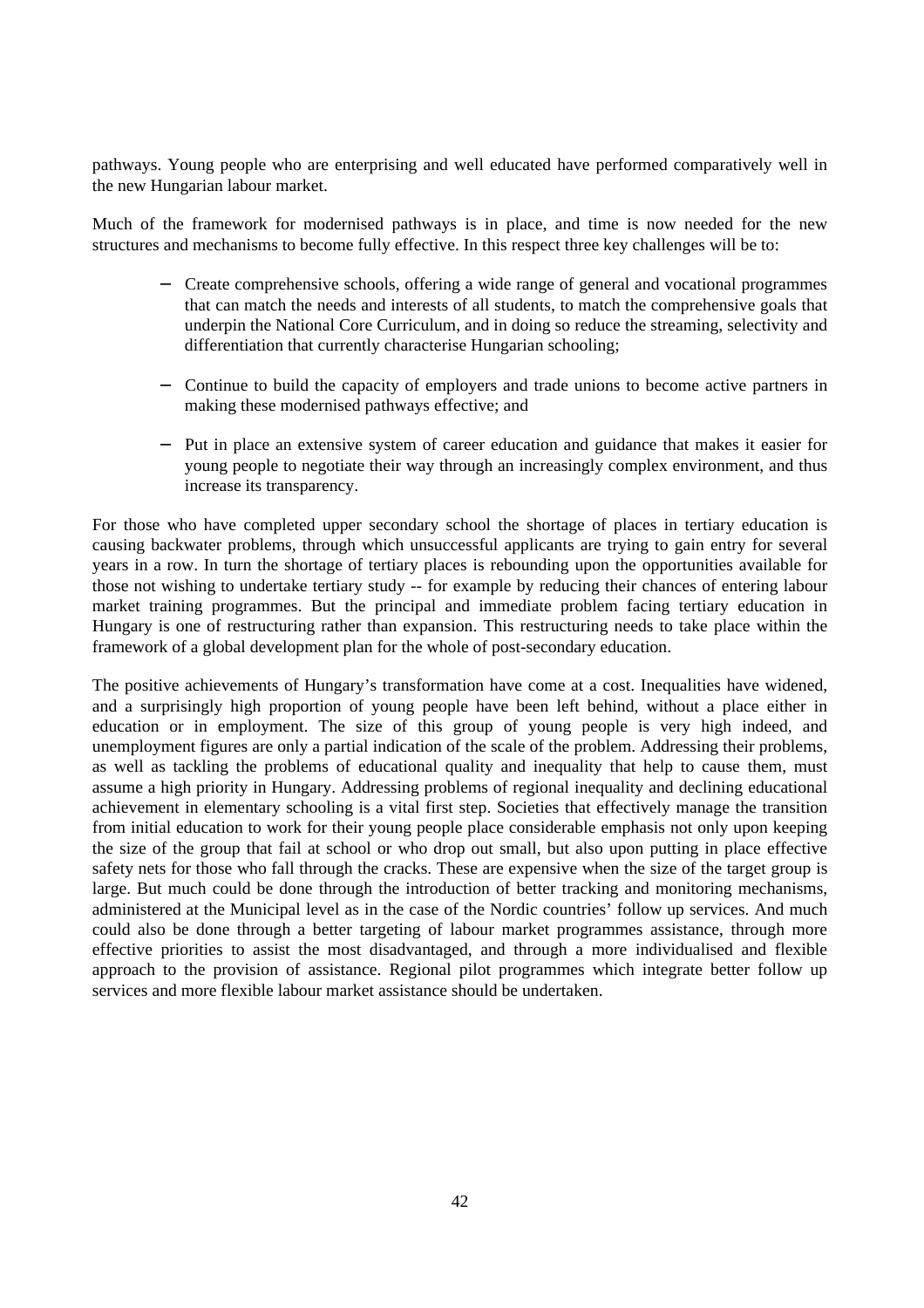pathways. Young people who are enterprising and well educated have performed comparatively well in the new Hungarian labour market.

Much of the framework for modernised pathways is in place, and time is now needed for the new structures and mechanisms to become fully effective. In this respect three key challenges will be to:

- Create comprehensive schools, offering a wide range of general and vocational programmes that can match the needs and interests of all students, to match the comprehensive goals that underpin the National Core Curriculum, and in doing so reduce the streaming, selectivity and differentiation that currently characterise Hungarian schooling;
- Continue to build the capacity of employers and trade unions to become active partners in making these modernised pathways effective; and
- Put in place an extensive system of career education and guidance that makes it easier for young people to negotiate their way through an increasingly complex environment, and thus increase its transparency.

For those who have completed upper secondary school the shortage of places in tertiary education is causing backwater problems, through which unsuccessful applicants are trying to gain entry for several years in a row. In turn the shortage of tertiary places is rebounding upon the opportunities available for those not wishing to undertake tertiary study -- for example by reducing their chances of entering labour market training programmes. But the principal and immediate problem facing tertiary education in Hungary is one of restructuring rather than expansion. This restructuring needs to take place within the framework of a global development plan for the whole of post-secondary education.

The positive achievements of Hungary's transformation have come at a cost. Inequalities have widened, and a surprisingly high proportion of young people have been left behind, without a place either in education or in employment. The size of this group of young people is very high indeed, and unemployment figures are only a partial indication of the scale of the problem. Addressing their problems, as well as tackling the problems of educational quality and inequality that help to cause them, must assume a high priority in Hungary. Addressing problems of regional inequality and declining educational achievement in elementary schooling is a vital first step. Societies that effectively manage the transition from initial education to work for their young people place considerable emphasis not only upon keeping the size of the group that fail at school or who drop out small, but also upon putting in place effective safety nets for those who fall through the cracks. These are expensive when the size of the target group is large. But much could be done through the introduction of better tracking and monitoring mechanisms, administered at the Municipal level as in the case of the Nordic countries' follow up services. And much could also be done through a better targeting of labour market programmes assistance, through more effective priorities to assist the most disadvantaged, and through a more individualised and flexible approach to the provision of assistance. Regional pilot programmes which integrate better follow up services and more flexible labour market assistance should be undertaken.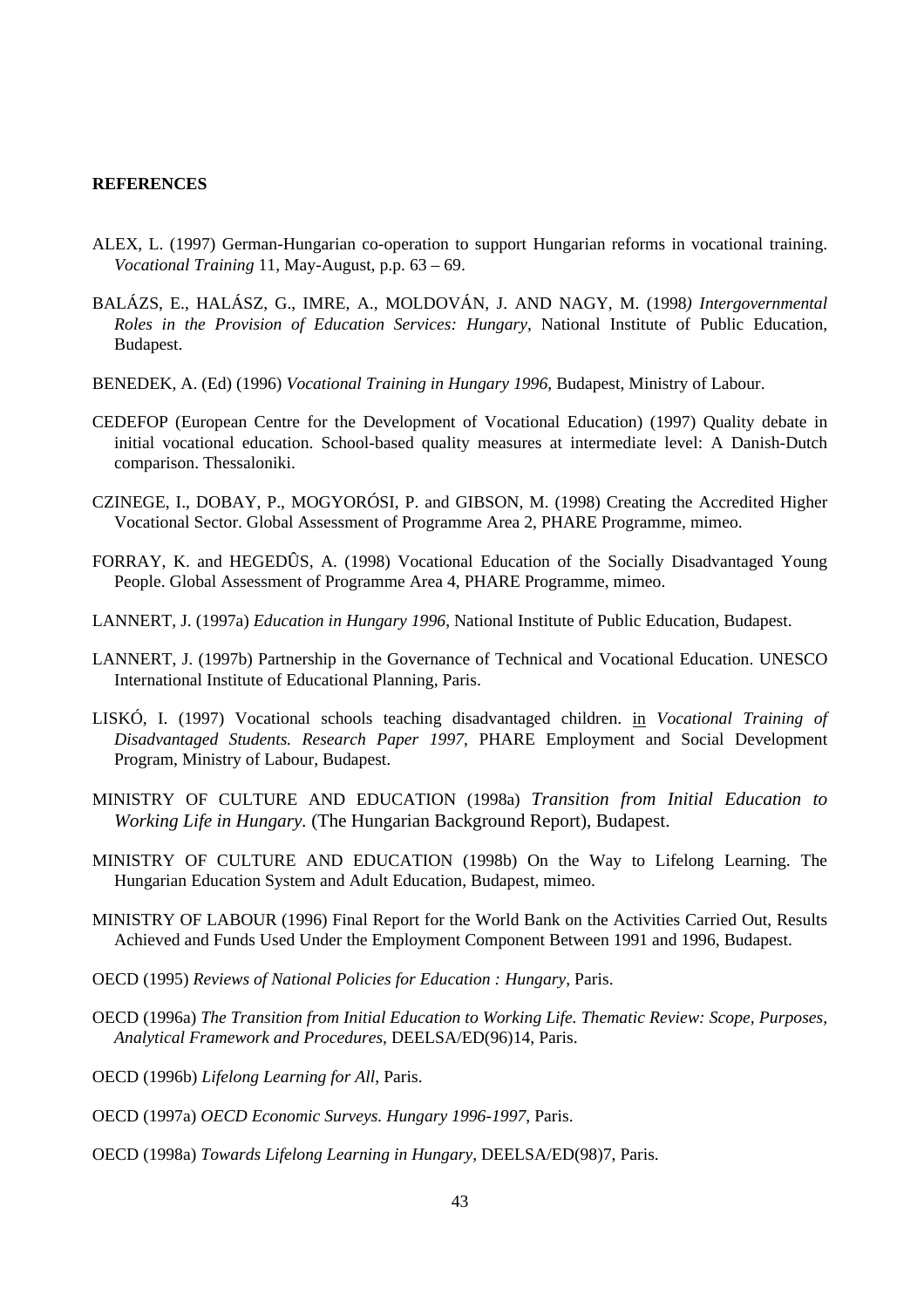**REFERENCES**

ALEX, L. (1997) German-Hungarian co-operation to support Hungarian reforms in vocational training. *Vocational Training* 11, May-August, p.p. 63 – 69.

BALÁZS, E., HALÁSZ, G., IMRE, A., MOLDOVÁN, J. AND NAGY, M. (1998*) Intergovernmental Roles in the Provision of Education Services: Hungary*, National Institute of Public Education, Budapest.

BENEDEK, A. (Ed) (1996) *Vocational Training in Hungary 1996*, Budapest, Ministry of Labour.

CEDEFOP (European Centre for the Development of Vocational Education) (1997) Quality debate in initial vocational education. School-based quality measures at intermediate level: A Danish-Dutch comparison. Thessaloniki.

CZINEGE, I., DOBAY, P., MOGYORÓSI, P. and GIBSON, M. (1998) Creating the Accredited Higher Vocational Sector. Global Assessment of Programme Area 2, PHARE Programme, mimeo.

FORRAY, K. and HEGEDÛS, A. (1998) Vocational Education of the Socially Disadvantaged Young People. Global Assessment of Programme Area 4, PHARE Programme, mimeo.

LANNERT, J. (1997a) *Education in Hungary 1996*, National Institute of Public Education, Budapest.

LANNERT, J. (1997b) Partnership in the Governance of Technical and Vocational Education. UNESCO International Institute of Educational Planning, Paris.

LISKÓ, I. (1997) Vocational schools teaching disadvantaged children. in *Vocational Training of Disadvantaged Students. Research Paper 1997*, PHARE Employment and Social Development Program, Ministry of Labour, Budapest.

MINISTRY OF CULTURE AND EDUCATION (1998a) *Transition from Initial Education to Working Life in Hungary.* (The Hungarian Background Report), Budapest.

MINISTRY OF CULTURE AND EDUCATION (1998b) On the Way to Lifelong Learning. The Hungarian Education System and Adult Education, Budapest, mimeo.

MINISTRY OF LABOUR (1996) Final Report for the World Bank on the Activities Carried Out, Results Achieved and Funds Used Under the Employment Component Between 1991 and 1996, Budapest.

OECD (1995) *Reviews of National Policies for Education : Hungary*, Paris.

OECD (1996a) *The Transition from Initial Education to Working Life. Thematic Review: Scope, Purposes, Analytical Framework and Procedures*, DEELSA/ED(96)14, Paris.

OECD (1996b) *Lifelong Learning for All*, Paris.

OECD (1997a) *OECD Economic Surveys. Hungary 1996-1997*, Paris.

OECD (1998a) *Towards Lifelong Learning in Hungary*, DEELSA/ED(98)7, Paris.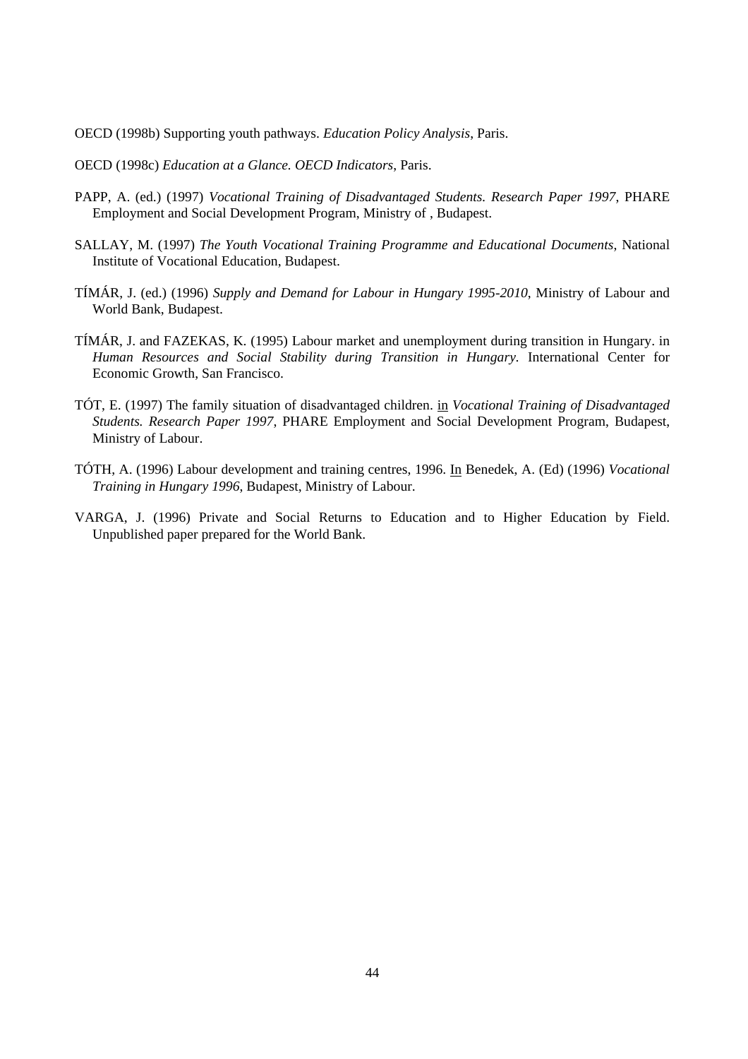OECD (1998b) Supporting youth pathways. *Education Policy Analysis*, Paris.

OECD (1998c) *Education at a Glance. OECD Indicators*, Paris.

PAPP, A. (ed.) (1997) *Vocational Training of Disadvantaged Students. Research Paper 1997*, PHARE Employment and Social Development Program, Ministry of , Budapest.

SALLAY, M. (1997) *The Youth Vocational Training Programme and Educational Documents*, National Institute of Vocational Education, Budapest.

TÍMÁR, J. (ed.) (1996) *Supply and Demand for Labour in Hungary 1995-2010*, Ministry of Labour and World Bank, Budapest.

TÍMÁR, J. and FAZEKAS, K. (1995) Labour market and unemployment during transition in Hungary. in *Human Resources and Social Stability during Transition in Hungary*. International Center for Economic Growth, San Francisco.

TÓT, E. (1997) The family situation of disadvantaged children. in *Vocational Training of Disadvantaged Students. Research Paper 1997*, PHARE Employment and Social Development Program, Budapest, Ministry of Labour.

TÓTH, A. (1996) Labour development and training centres, 1996. In Benedek, A. (Ed) (1996) *Vocational Training in Hungary 1996*, Budapest, Ministry of Labour.

VARGA, J. (1996) Private and Social Returns to Education and to Higher Education by Field. Unpublished paper prepared for the World Bank.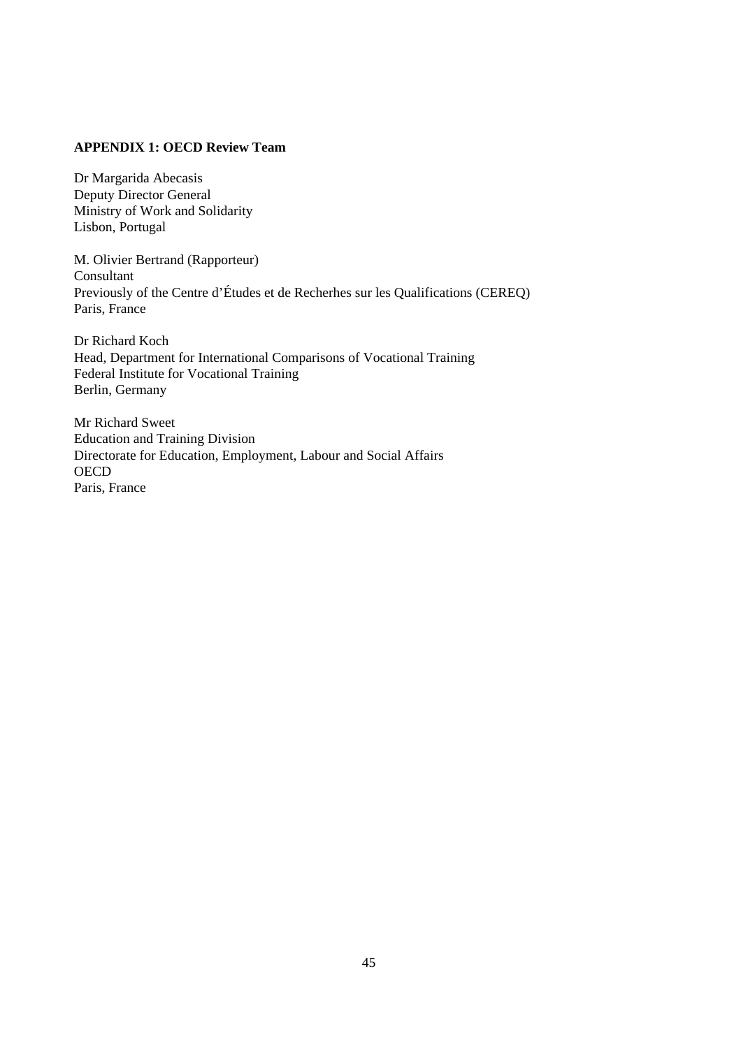**APPENDIX 1: OECD Review Team**

Dr Margarida Abecasis
Deputy Director General
Ministry of Work and Solidarity
Lisbon, Portugal

M. Olivier Bertrand (Rapporteur)
Consultant
Previously of the Centre d'Études et de Recherhes sur les Qualifications (CEREQ)
Paris, France

Dr Richard Koch
Head, Department for International Comparisons of Vocational Training
Federal Institute for Vocational Training
Berlin, Germany

Mr Richard Sweet
Education and Training Division
Directorate for Education, Employment, Labour and Social Affairs
OECD
Paris, France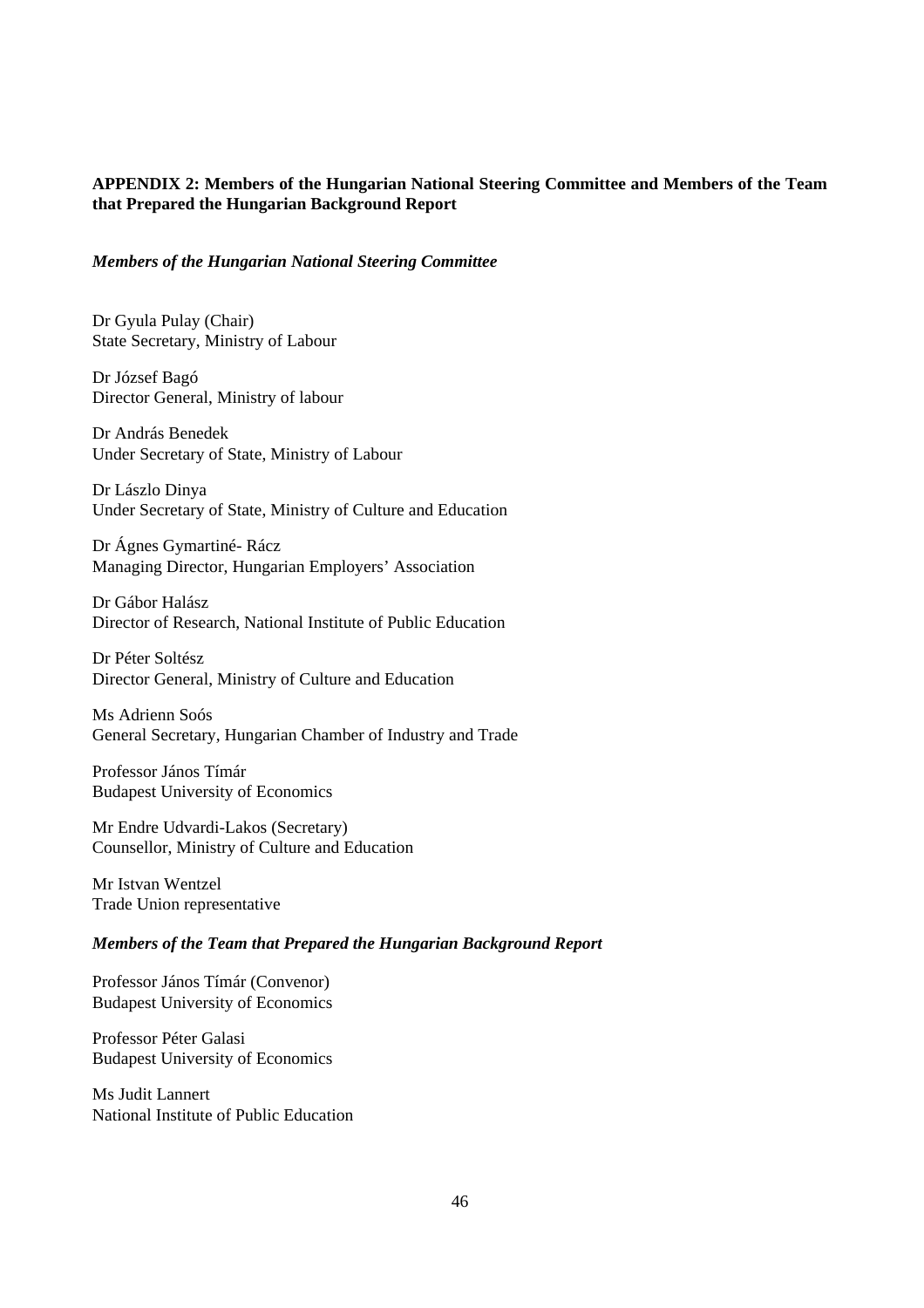**APPENDIX 2: Members of the Hungarian National Steering Committee and Members of the Team that Prepared the Hungarian Background Report**

***Members of the Hungarian National Steering Committee***

Dr Gyula Pulay (Chair)
State Secretary, Ministry of Labour

Dr József Bagó
Director General, Ministry of labour

Dr András Benedek
Under Secretary of State, Ministry of Labour

Dr Lászlo Dinya
Under Secretary of State, Ministry of Culture and Education

Dr Ágnes Gymartiné- Rácz
Managing Director, Hungarian Employers' Association

Dr Gábor Halász
Director of Research, National Institute of Public Education

Dr Péter Soltész
Director General, Ministry of Culture and Education

Ms Adrienn Soós
General Secretary, Hungarian Chamber of Industry and Trade

Professor János Tímár
Budapest University of Economics

Mr Endre Udvardi-Lakos (Secretary)
Counsellor, Ministry of Culture and Education

Mr Istvan Wentzel
Trade Union representative

***Members of the Team that Prepared the Hungarian Background Report***

Professor János Tímár (Convenor)
Budapest University of Economics

Professor Péter Galasi
Budapest University of Economics

Ms Judit Lannert
National Institute of Public Education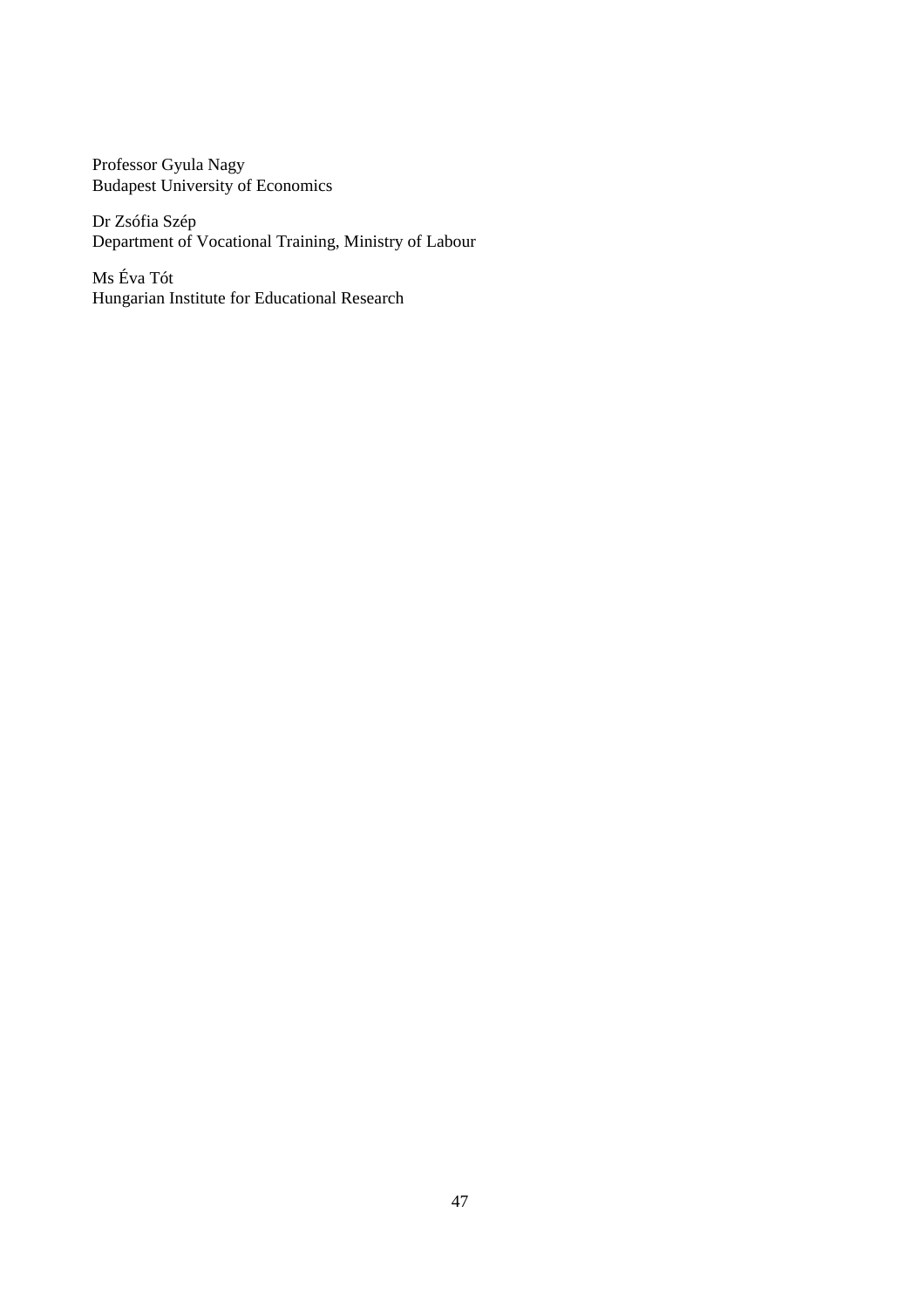Professor Gyula Nagy
Budapest University of Economics

Dr Zsófia Szép
Department of Vocational Training, Ministry of Labour

Ms Éva Tót
Hungarian Institute for Educational Research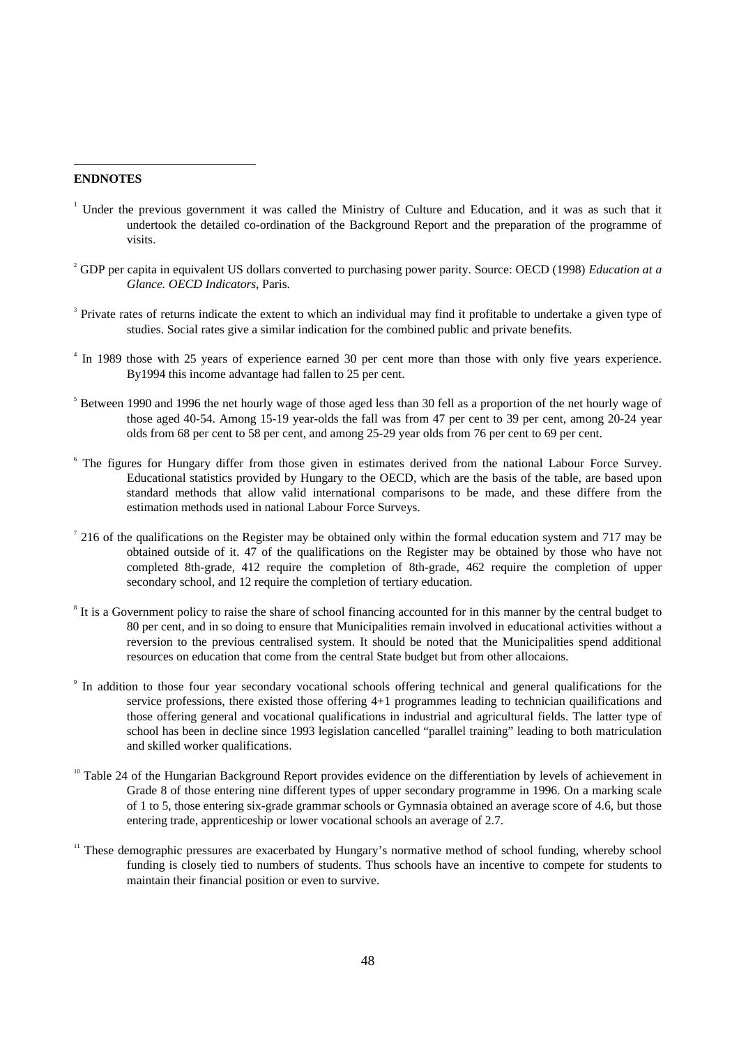**ENDNOTES**

[1] Under the previous government it was called the Ministry of Culture and Education, and it was as such that it undertook the detailed co-ordination of the Background Report and the preparation of the programme of visits.

[2] GDP per capita in equivalent US dollars converted to purchasing power parity. Source: OECD (1998) *Education at a Glance. OECD Indicators*, Paris.

[3] Private rates of returns indicate the extent to which an individual may find it profitable to undertake a given type of studies. Social rates give a similar indication for the combined public and private benefits.

[4] In 1989 those with 25 years of experience earned 30 per cent more than those with only five years experience. By1994 this income advantage had fallen to 25 per cent.

[5] Between 1990 and 1996 the net hourly wage of those aged less than 30 fell as a proportion of the net hourly wage of those aged 40-54. Among 15-19 year-olds the fall was from 47 per cent to 39 per cent, among 20-24 year olds from 68 per cent to 58 per cent, and among 25-29 year olds from 76 per cent to 69 per cent.

[6] The figures for Hungary differ from those given in estimates derived from the national Labour Force Survey. Educational statistics provided by Hungary to the OECD, which are the basis of the table, are based upon standard methods that allow valid international comparisons to be made, and these differe from the estimation methods used in national Labour Force Surveys.

[7] 216 of the qualifications on the Register may be obtained only within the formal education system and 717 may be obtained outside of it. 47 of the qualifications on the Register may be obtained by those who have not completed 8th-grade, 412 require the completion of 8th-grade, 462 require the completion of upper secondary school, and 12 require the completion of tertiary education.

[8] It is a Government policy to raise the share of school financing accounted for in this manner by the central budget to 80 per cent, and in so doing to ensure that Municipalities remain involved in educational activities without a reversion to the previous centralised system. It should be noted that the Municipalities spend additional resources on education that come from the central State budget but from other allocaions.

[9] In addition to those four year secondary vocational schools offering technical and general qualifications for the service professions, there existed those offering 4+1 programmes leading to technician quailifications and those offering general and vocational qualifications in industrial and agricultural fields. The latter type of school has been in decline since 1993 legislation cancelled "parallel training" leading to both matriculation and skilled worker qualifications.

[10] Table 24 of the Hungarian Background Report provides evidence on the differentiation by levels of achievement in Grade 8 of those entering nine different types of upper secondary programme in 1996. On a marking scale of 1 to 5, those entering six-grade grammar schools or Gymnasia obtained an average score of 4.6, but those entering trade, apprenticeship or lower vocational schools an average of 2.7.

[11] These demographic pressures are exacerbated by Hungary's normative method of school funding, whereby school funding is closely tied to numbers of students. Thus schools have an incentive to compete for students to maintain their financial position or even to survive.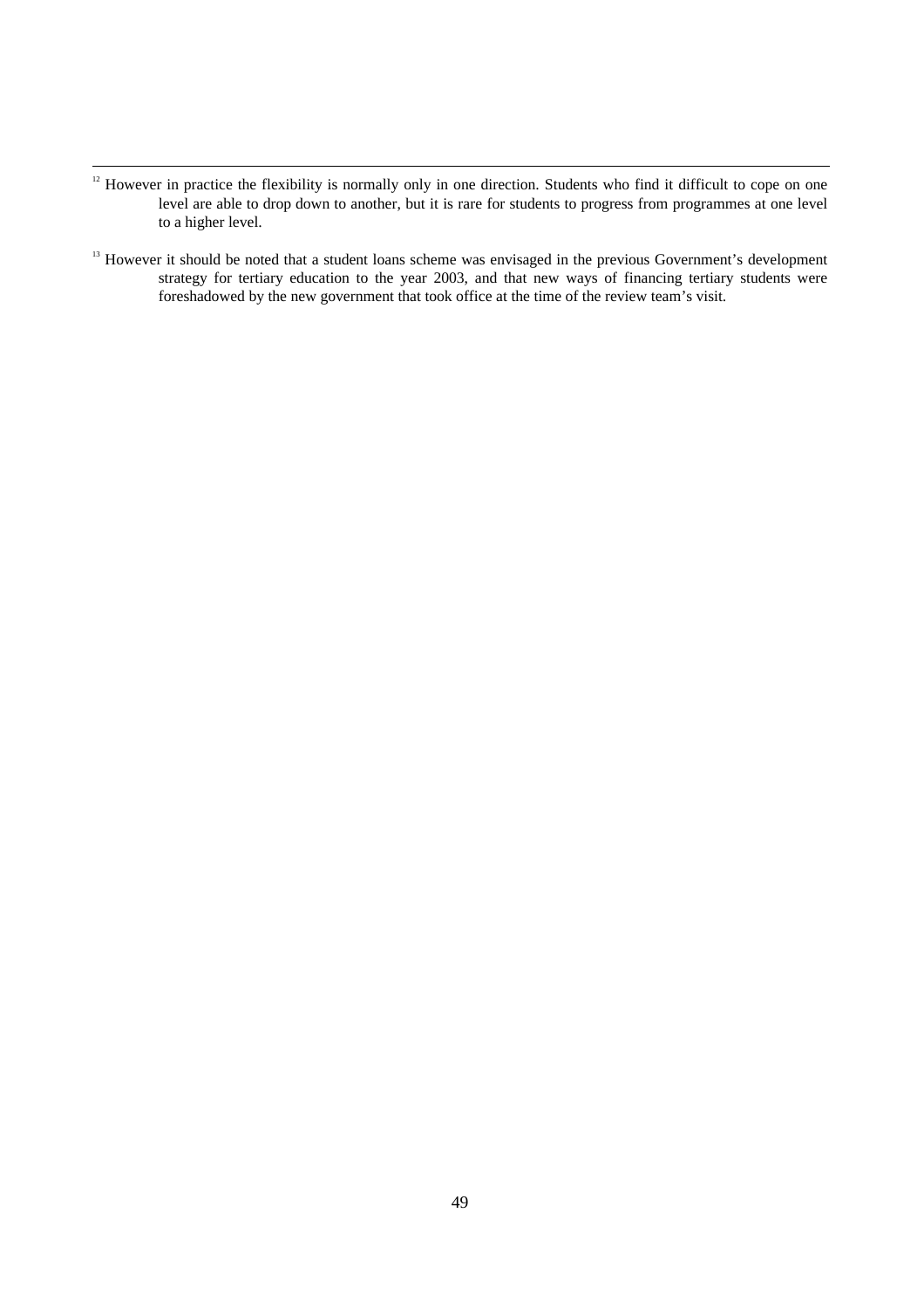[12] However in practice the flexibility is normally only in one direction. Students who find it difficult to cope on one level are able to drop down to another, but it is rare for students to progress from programmes at one level to a higher level.

[13] However it should be noted that a student loans scheme was envisaged in the previous Government's development strategy for tertiary education to the year 2003, and that new ways of financing tertiary students were foreshadowed by the new government that took office at the time of the review team's visit.